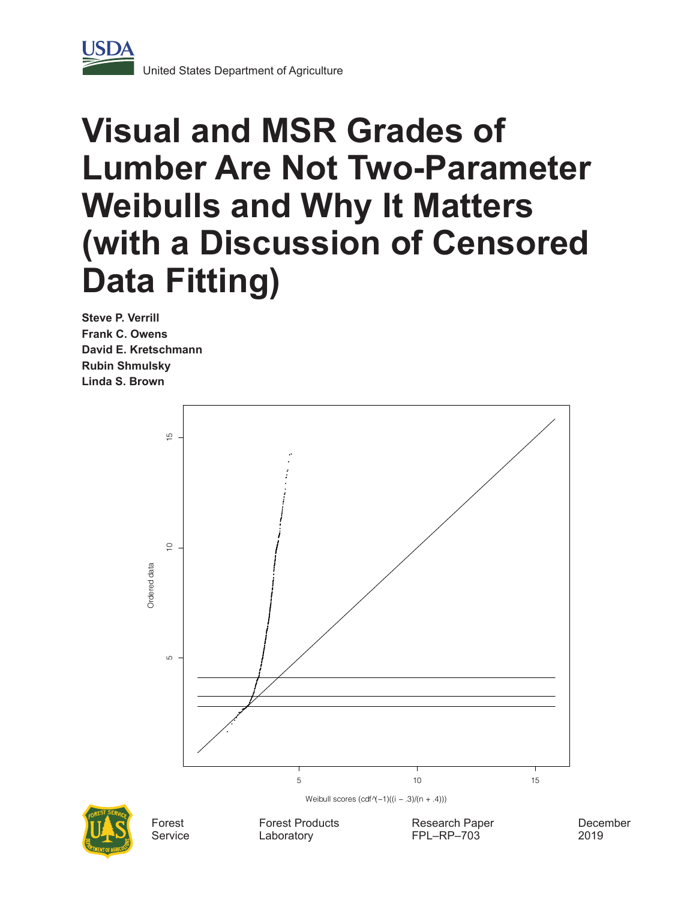United States Department of Agriculture

# Visual and MSR Grades of Lumber Are Not Two-Parameter Weibulls and Why It Matters (with a Discussion of Censored Data Fitting)

**Steve P. Verrill**
**Frank C. Owens**
**David E. Kretschmann**
**Rubin Shmulsky**
**Linda S. Brown**

Forest Service | Forest Products Laboratory | Research Paper FPL–RP–703 | December 2019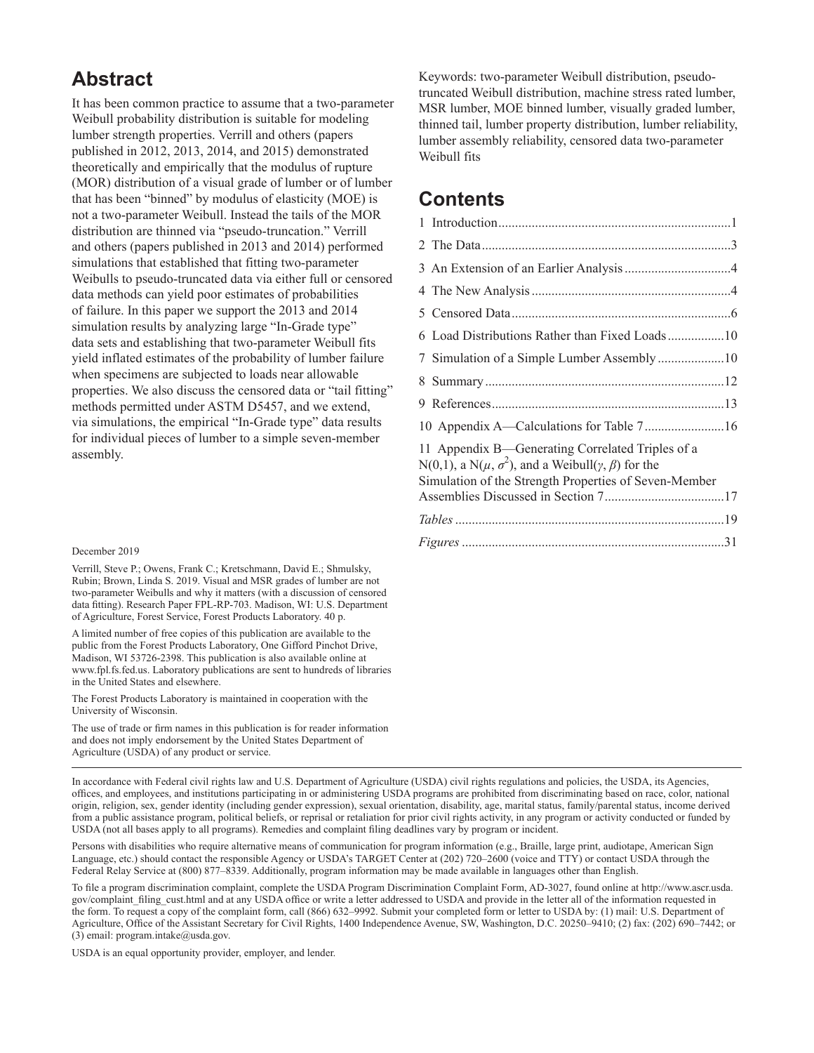## Abstract

It has been common practice to assume that a two-parameter Weibull probability distribution is suitable for modeling lumber strength properties. Verrill and others (papers published in 2012, 2013, 2014, and 2015) demonstrated theoretically and empirically that the modulus of rupture (MOR) distribution of a visual grade of lumber or of lumber that has been "binned" by modulus of elasticity (MOE) is not a two-parameter Weibull. Instead the tails of the MOR distribution are thinned via "pseudo-truncation." Verrill and others (papers published in 2013 and 2014) performed simulations that established that fitting two-parameter Weibulls to pseudo-truncated data via either full or censored data methods can yield poor estimates of probabilities of failure. In this paper we support the 2013 and 2014 simulation results by analyzing large "In-Grade type" data sets and establishing that two-parameter Weibull fits yield inflated estimates of the probability of lumber failure when specimens are subjected to loads near allowable properties. We also discuss the censored data or "tail fitting" methods permitted under ASTM D5457, and we extend, via simulations, the empirical "In-Grade type" data results for individual pieces of lumber to a simple seven-member assembly.

December 2019

Verrill, Steve P.; Owens, Frank C.; Kretschmann, David E.; Shmulsky, Rubin; Brown, Linda S. 2019. Visual and MSR grades of lumber are not two-parameter Weibulls and why it matters (with a discussion of censored data fitting). Research Paper FPL-RP-703. Madison, WI: U.S. Department of Agriculture, Forest Service, Forest Products Laboratory. 40 p.

A limited number of free copies of this publication are available to the public from the Forest Products Laboratory, One Gifford Pinchot Drive, Madison, WI 53726-2398. This publication is also available online at www.fpl.fs.fed.us. Laboratory publications are sent to hundreds of libraries in the United States and elsewhere.

The Forest Products Laboratory is maintained in cooperation with the University of Wisconsin.

The use of trade or firm names in this publication is for reader information and does not imply endorsement by the United States Department of Agriculture (USDA) of any product or service.

Keywords: two-parameter Weibull distribution, pseudo-truncated Weibull distribution, machine stress rated lumber, MSR lumber, MOE binned lumber, visually graded lumber, thinned tail, lumber property distribution, lumber reliability, lumber assembly reliability, censored data two-parameter Weibull fits

## Contents

1 Introduction.....1

2 The Data.....3

3 An Extension of an Earlier Analysis.....4

4 The New Analysis.....4

5 Censored Data.....6

6 Load Distributions Rather than Fixed Loads.....10

7 Simulation of a Simple Lumber Assembly.....10

8 Summary.....12

9 References.....13

10 Appendix A—Calculations for Table 7.....16

11 Appendix B—Generating Correlated Triples of a N(0,1), a N($\mu$, $\sigma^2$), and a Weibull($\gamma$, $\beta$) for the Simulation of the Strength Properties of Seven-Member Assemblies Discussed in Section 7.....17

*Tables*.....19

*Figures*.....31

In accordance with Federal civil rights law and U.S. Department of Agriculture (USDA) civil rights regulations and policies, the USDA, its Agencies, offices, and employees, and institutions participating in or administering USDA programs are prohibited from discriminating based on race, color, national origin, religion, sex, gender identity (including gender expression), sexual orientation, disability, age, marital status, family/parental status, income derived from a public assistance program, political beliefs, or reprisal or retaliation for prior civil rights activity, in any program or activity conducted or funded by USDA (not all bases apply to all programs). Remedies and complaint filing deadlines vary by program or incident.

Persons with disabilities who require alternative means of communication for program information (e.g., Braille, large print, audiotape, American Sign Language, etc.) should contact the responsible Agency or USDA's TARGET Center at (202) 720–2600 (voice and TTY) or contact USDA through the Federal Relay Service at (800) 877–8339. Additionally, program information may be made available in languages other than English.

To file a program discrimination complaint, complete the USDA Program Discrimination Complaint Form, AD-3027, found online at http://www.ascr.usda.gov/complaint_filing_cust.html and at any USDA office or write a letter addressed to USDA and provide in the letter all of the information requested in the form. To request a copy of the complaint form, call (866) 632–9992. Submit your completed form or letter to USDA by: (1) mail: U.S. Department of Agriculture, Office of the Assistant Secretary for Civil Rights, 1400 Independence Avenue, SW, Washington, D.C. 20250–9410; (2) fax: (202) 690–7442; or (3) email: program.intake@usda.gov.

USDA is an equal opportunity provider, employer, and lender.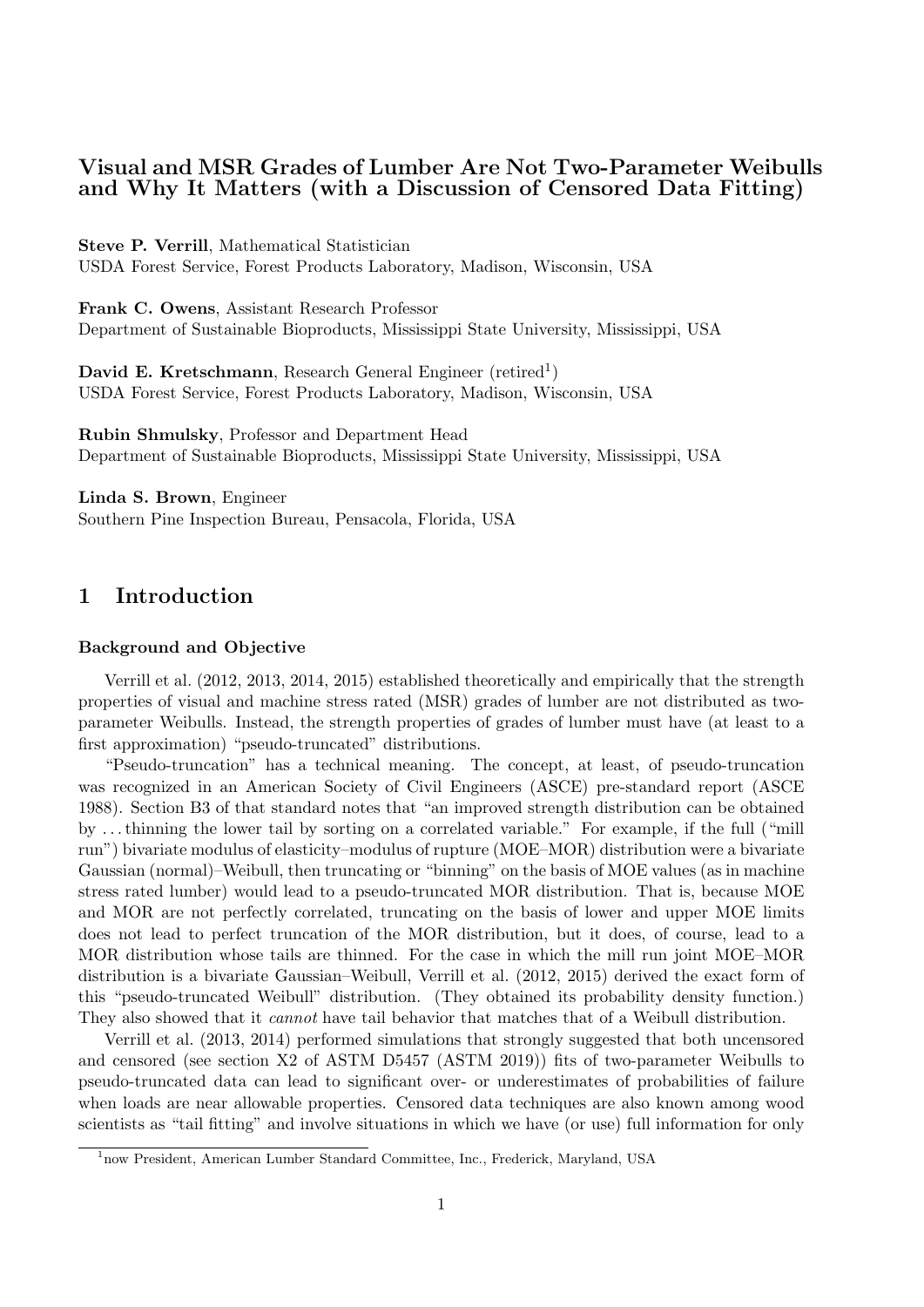# Visual and MSR Grades of Lumber Are Not Two-Parameter Weibulls and Why It Matters (with a Discussion of Censored Data Fitting)

**Steve P. Verrill**, Mathematical Statistician
USDA Forest Service, Forest Products Laboratory, Madison, Wisconsin, USA

**Frank C. Owens**, Assistant Research Professor
Department of Sustainable Bioproducts, Mississippi State University, Mississippi, USA

**David E. Kretschmann**, Research General Engineer (retired[1])
USDA Forest Service, Forest Products Laboratory, Madison, Wisconsin, USA

**Rubin Shmulsky**, Professor and Department Head
Department of Sustainable Bioproducts, Mississippi State University, Mississippi, USA

**Linda S. Brown**, Engineer
Southern Pine Inspection Bureau, Pensacola, Florida, USA

## 1 Introduction

### Background and Objective

Verrill et al. (2012, 2013, 2014, 2015) established theoretically and empirically that the strength properties of visual and machine stress rated (MSR) grades of lumber are not distributed as two-parameter Weibulls. Instead, the strength properties of grades of lumber must have (at least to a first approximation) "pseudo-truncated" distributions.

"Pseudo-truncation" has a technical meaning. The concept, at least, of pseudo-truncation was recognized in an American Society of Civil Engineers (ASCE) pre-standard report (ASCE 1988). Section B3 of that standard notes that "an improved strength distribution can be obtained by . . . thinning the lower tail by sorting on a correlated variable." For example, if the full ("mill run") bivariate modulus of elasticity–modulus of rupture (MOE–MOR) distribution were a bivariate Gaussian (normal)–Weibull, then truncating or "binning" on the basis of MOE values (as in machine stress rated lumber) would lead to a pseudo-truncated MOR distribution. That is, because MOE and MOR are not perfectly correlated, truncating on the basis of lower and upper MOE limits does not lead to perfect truncation of the MOR distribution, but it does, of course, lead to a MOR distribution whose tails are thinned. For the case in which the mill run joint MOE–MOR distribution is a bivariate Gaussian–Weibull, Verrill et al. (2012, 2015) derived the exact form of this "pseudo-truncated Weibull" distribution. (They obtained its probability density function.) They also showed that it *cannot* have tail behavior that matches that of a Weibull distribution.

Verrill et al. (2013, 2014) performed simulations that strongly suggested that both uncensored and censored (see section X2 of ASTM D5457 (ASTM 2019)) fits of two-parameter Weibulls to pseudo-truncated data can lead to significant over- or underestimates of probabilities of failure when loads are near allowable properties. Censored data techniques are also known among wood scientists as "tail fitting" and involve situations in which we have (or use) full information for only

[1]now President, American Lumber Standard Committee, Inc., Frederick, Maryland, USA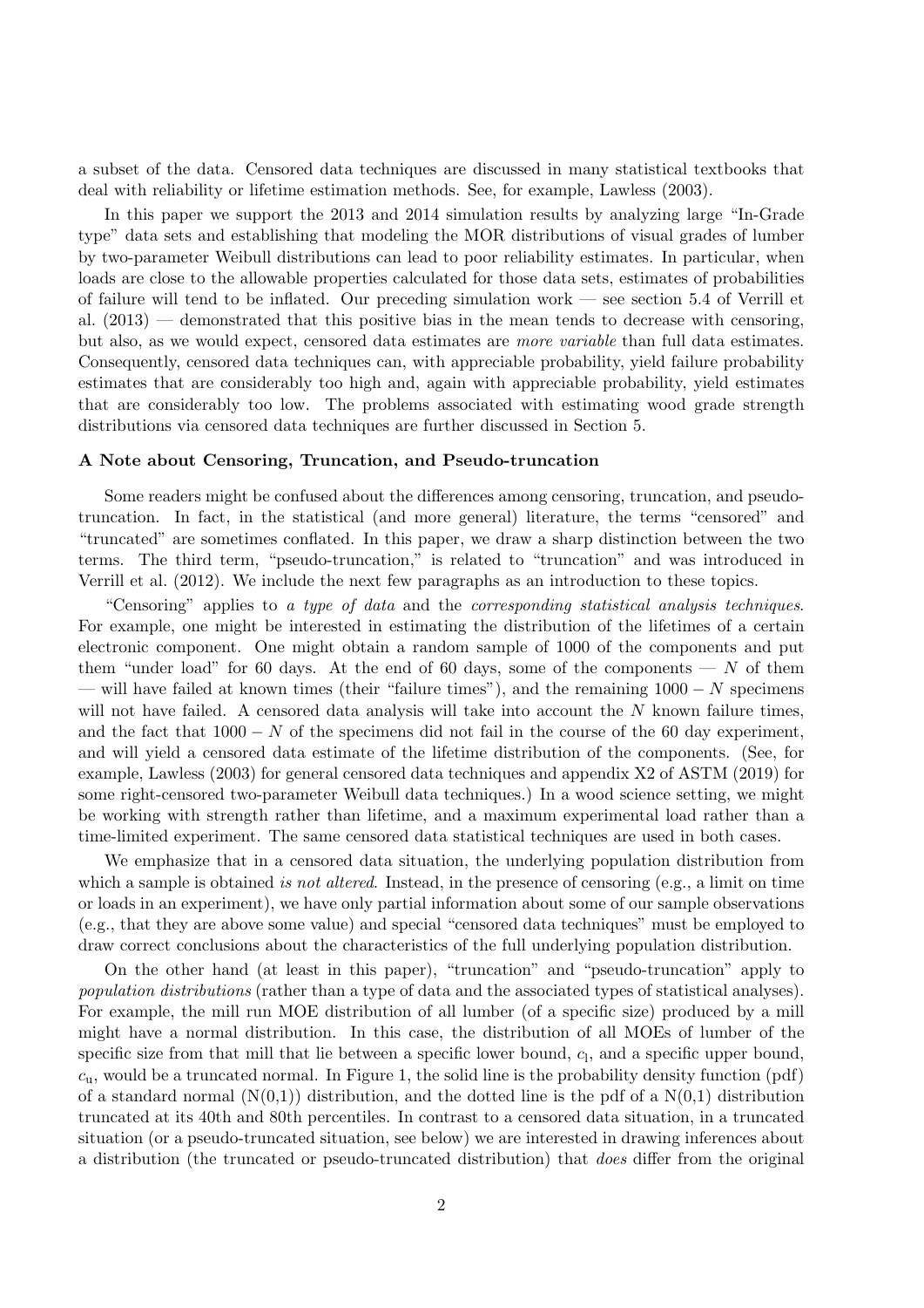a subset of the data. Censored data techniques are discussed in many statistical textbooks that deal with reliability or lifetime estimation methods. See, for example, Lawless (2003).

In this paper we support the 2013 and 2014 simulation results by analyzing large "In-Grade type" data sets and establishing that modeling the MOR distributions of visual grades of lumber by two-parameter Weibull distributions can lead to poor reliability estimates. In particular, when loads are close to the allowable properties calculated for those data sets, estimates of probabilities of failure will tend to be inflated. Our preceding simulation work — see section 5.4 of Verrill et al. (2013) — demonstrated that this positive bias in the mean tends to decrease with censoring, but also, as we would expect, censored data estimates are *more variable* than full data estimates. Consequently, censored data techniques can, with appreciable probability, yield failure probability estimates that are considerably too high and, again with appreciable probability, yield estimates that are considerably too low. The problems associated with estimating wood grade strength distributions via censored data techniques are further discussed in Section 5.

### A Note about Censoring, Truncation, and Pseudo-truncation

Some readers might be confused about the differences among censoring, truncation, and pseudo-truncation. In fact, in the statistical (and more general) literature, the terms "censored" and "truncated" are sometimes conflated. In this paper, we draw a sharp distinction between the two terms. The third term, "pseudo-truncation," is related to "truncation" and was introduced in Verrill et al. (2012). We include the next few paragraphs as an introduction to these topics.

"Censoring" applies to *a type of data* and the *corresponding statistical analysis techniques*. For example, one might be interested in estimating the distribution of the lifetimes of a certain electronic component. One might obtain a random sample of 1000 of the components and put them "under load" for 60 days. At the end of 60 days, some of the components — $N$ of them — will have failed at known times (their "failure times"), and the remaining $1000 - N$ specimens will not have failed. A censored data analysis will take into account the $N$ known failure times, and the fact that $1000 - N$ of the specimens did not fail in the course of the 60 day experiment, and will yield a censored data estimate of the lifetime distribution of the components. (See, for example, Lawless (2003) for general censored data techniques and appendix X2 of ASTM (2019) for some right-censored two-parameter Weibull data techniques.) In a wood science setting, we might be working with strength rather than lifetime, and a maximum experimental load rather than a time-limited experiment. The same censored data statistical techniques are used in both cases.

We emphasize that in a censored data situation, the underlying population distribution from which a sample is obtained *is not altered*. Instead, in the presence of censoring (e.g., a limit on time or loads in an experiment), we have only partial information about some of our sample observations (e.g., that they are above some value) and special "censored data techniques" must be employed to draw correct conclusions about the characteristics of the full underlying population distribution.

On the other hand (at least in this paper), "truncation" and "pseudo-truncation" apply to *population distributions* (rather than a type of data and the associated types of statistical analyses). For example, the mill run MOE distribution of all lumber (of a specific size) produced by a mill might have a normal distribution. In this case, the distribution of all MOEs of lumber of the specific size from that mill that lie between a specific lower bound, $c_l$, and a specific upper bound, $c_u$, would be a truncated normal. In Figure 1, the solid line is the probability density function (pdf) of a standard normal (N(0,1)) distribution, and the dotted line is the pdf of a N(0,1) distribution truncated at its 40th and 80th percentiles. In contrast to a censored data situation, in a truncated situation (or a pseudo-truncated situation, see below) we are interested in drawing inferences about a distribution (the truncated or pseudo-truncated distribution) that *does* differ from the original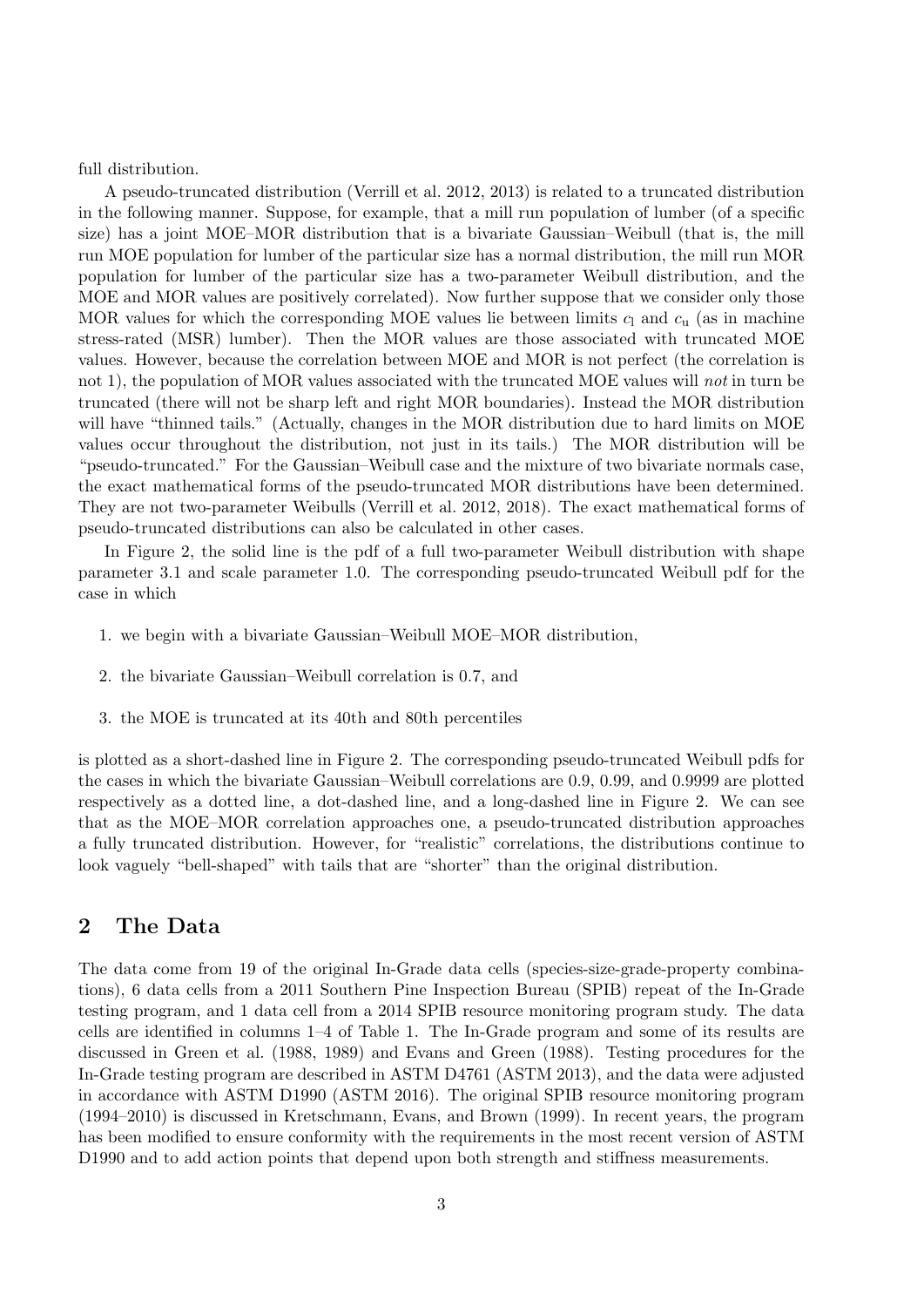full distribution.

A pseudo-truncated distribution (Verrill et al. 2012, 2013) is related to a truncated distribution in the following manner. Suppose, for example, that a mill run population of lumber (of a specific size) has a joint MOE–MOR distribution that is a bivariate Gaussian–Weibull (that is, the mill run MOE population for lumber of the particular size has a normal distribution, the mill run MOR population for lumber of the particular size has a two-parameter Weibull distribution, and the MOE and MOR values are positively correlated). Now further suppose that we consider only those MOR values for which the corresponding MOE values lie between limits $c_l$ and $c_u$ (as in machine stress-rated (MSR) lumber). Then the MOR values are those associated with truncated MOE values. However, because the correlation between MOE and MOR is not perfect (the correlation is not 1), the population of MOR values associated with the truncated MOE values will *not* in turn be truncated (there will not be sharp left and right MOR boundaries). Instead the MOR distribution will have "thinned tails." (Actually, changes in the MOR distribution due to hard limits on MOE values occur throughout the distribution, not just in its tails.) The MOR distribution will be "pseudo-truncated." For the Gaussian–Weibull case and the mixture of two bivariate normals case, the exact mathematical forms of the pseudo-truncated MOR distributions have been determined. They are not two-parameter Weibulls (Verrill et al. 2012, 2018). The exact mathematical forms of pseudo-truncated distributions can also be calculated in other cases.

In Figure 2, the solid line is the pdf of a full two-parameter Weibull distribution with shape parameter 3.1 and scale parameter 1.0. The corresponding pseudo-truncated Weibull pdf for the case in which

1. we begin with a bivariate Gaussian–Weibull MOE–MOR distribution,
2. the bivariate Gaussian–Weibull correlation is 0.7, and
3. the MOE is truncated at its 40th and 80th percentiles

is plotted as a short-dashed line in Figure 2. The corresponding pseudo-truncated Weibull pdfs for the cases in which the bivariate Gaussian–Weibull correlations are 0.9, 0.99, and 0.9999 are plotted respectively as a dotted line, a dot-dashed line, and a long-dashed line in Figure 2. We can see that as the MOE–MOR correlation approaches one, a pseudo-truncated distribution approaches a fully truncated distribution. However, for "realistic" correlations, the distributions continue to look vaguely "bell-shaped" with tails that are "shorter" than the original distribution.

## 2 The Data

The data come from 19 of the original In-Grade data cells (species-size-grade-property combinations), 6 data cells from a 2011 Southern Pine Inspection Bureau (SPIB) repeat of the In-Grade testing program, and 1 data cell from a 2014 SPIB resource monitoring program study. The data cells are identified in columns 1–4 of Table 1. The In-Grade program and some of its results are discussed in Green et al. (1988, 1989) and Evans and Green (1988). Testing procedures for the In-Grade testing program are described in ASTM D4761 (ASTM 2013), and the data were adjusted in accordance with ASTM D1990 (ASTM 2016). The original SPIB resource monitoring program (1994–2010) is discussed in Kretschmann, Evans, and Brown (1999). In recent years, the program has been modified to ensure conformity with the requirements in the most recent version of ASTM D1990 and to add action points that depend upon both strength and stiffness measurements.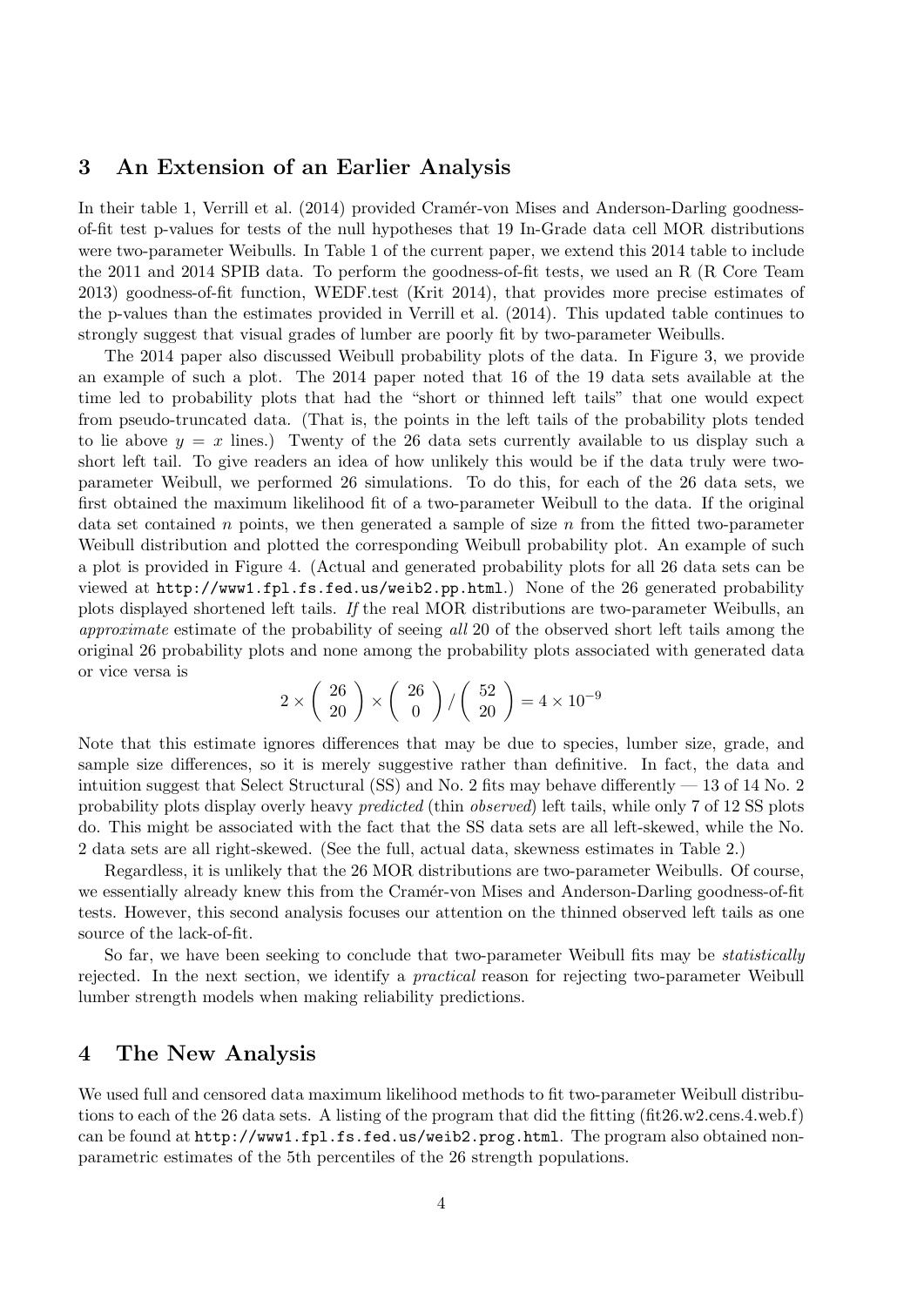## 3 An Extension of an Earlier Analysis

In their table 1, Verrill et al. (2014) provided Cramér-von Mises and Anderson-Darling goodness-of-fit test p-values for tests of the null hypotheses that 19 In-Grade data cell MOR distributions were two-parameter Weibulls. In Table 1 of the current paper, we extend this 2014 table to include the 2011 and 2014 SPIB data. To perform the goodness-of-fit tests, we used an R (R Core Team 2013) goodness-of-fit function, WEDF.test (Krit 2014), that provides more precise estimates of the p-values than the estimates provided in Verrill et al. (2014). This updated table continues to strongly suggest that visual grades of lumber are poorly fit by two-parameter Weibulls.

The 2014 paper also discussed Weibull probability plots of the data. In Figure 3, we provide an example of such a plot. The 2014 paper noted that 16 of the 19 data sets available at the time led to probability plots that had the "short or thinned left tails" that one would expect from pseudo-truncated data. (That is, the points in the left tails of the probability plots tended to lie above $y = x$ lines.) Twenty of the 26 data sets currently available to us display such a short left tail. To give readers an idea of how unlikely this would be if the data truly were two-parameter Weibull, we performed 26 simulations. To do this, for each of the 26 data sets, we first obtained the maximum likelihood fit of a two-parameter Weibull to the data. If the original data set contained $n$ points, we then generated a sample of size $n$ from the fitted two-parameter Weibull distribution and plotted the corresponding Weibull probability plot. An example of such a plot is provided in Figure 4. (Actual and generated probability plots for all 26 data sets can be viewed at `http://www1.fpl.fs.fed.us/weib2.pp.html`.) None of the 26 generated probability plots displayed shortened left tails. *If* the real MOR distributions are two-parameter Weibulls, an *approximate* estimate of the probability of seeing *all* 20 of the observed short left tails among the original 26 probability plots and none among the probability plots associated with generated data or vice versa is

$$2 \times \binom{26}{20} \times \binom{26}{0} / \binom{52}{20} = 4 \times 10^{-9}$$

Note that this estimate ignores differences that may be due to species, lumber size, grade, and sample size differences, so it is merely suggestive rather than definitive. In fact, the data and intuition suggest that Select Structural (SS) and No. 2 fits may behave differently — 13 of 14 No. 2 probability plots display overly heavy *predicted* (thin *observed*) left tails, while only 7 of 12 SS plots do. This might be associated with the fact that the SS data sets are all left-skewed, while the No. 2 data sets are all right-skewed. (See the full, actual data, skewness estimates in Table 2.)

Regardless, it is unlikely that the 26 MOR distributions are two-parameter Weibulls. Of course, we essentially already knew this from the Cramér-von Mises and Anderson-Darling goodness-of-fit tests. However, this second analysis focuses our attention on the thinned observed left tails as one source of the lack-of-fit.

So far, we have been seeking to conclude that two-parameter Weibull fits may be *statistically* rejected. In the next section, we identify a *practical* reason for rejecting two-parameter Weibull lumber strength models when making reliability predictions.

## 4 The New Analysis

We used full and censored data maximum likelihood methods to fit two-parameter Weibull distributions to each of the 26 data sets. A listing of the program that did the fitting (fit26.w2.cens.4.web.f) can be found at `http://www1.fpl.fs.fed.us/weib2.prog.html`. The program also obtained non-parametric estimates of the 5th percentiles of the 26 strength populations.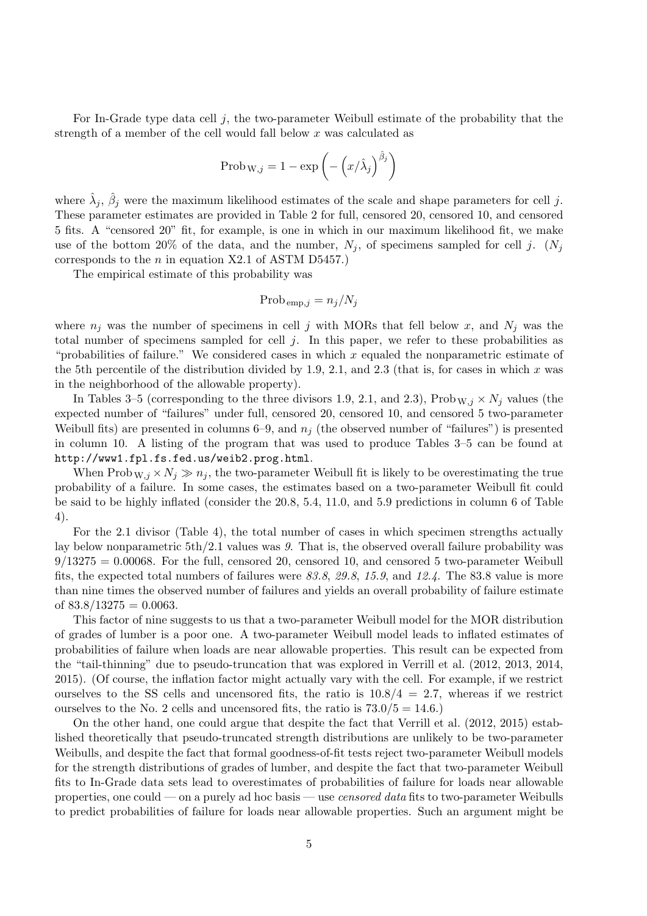For In-Grade type data cell $j$, the two-parameter Weibull estimate of the probability that the strength of a member of the cell would fall below $x$ was calculated as

$$\text{Prob}_{\text{W},j} = 1 - \exp\left(-\left(x/\hat{\lambda}_j\right)^{\hat{\beta}_j}\right)$$

where $\hat{\lambda}_j$, $\hat{\beta}_j$ were the maximum likelihood estimates of the scale and shape parameters for cell $j$. These parameter estimates are provided in Table 2 for full, censored 20, censored 10, and censored 5 fits. A "censored 20" fit, for example, is one in which in our maximum likelihood fit, we make use of the bottom 20% of the data, and the number, $N_j$, of specimens sampled for cell $j$. ($N_j$ corresponds to the $n$ in equation X2.1 of ASTM D5457.)

The empirical estimate of this probability was

$$\text{Prob}_{\text{emp},j} = n_j/N_j$$

where $n_j$ was the number of specimens in cell $j$ with MORs that fell below $x$, and $N_j$ was the total number of specimens sampled for cell $j$. In this paper, we refer to these probabilities as "probabilities of failure." We considered cases in which $x$ equaled the nonparametric estimate of the 5th percentile of the distribution divided by 1.9, 2.1, and 2.3 (that is, for cases in which $x$ was in the neighborhood of the allowable property).

In Tables 3–5 (corresponding to the three divisors 1.9, 2.1, and 2.3), $\text{Prob}_{\text{W},j} \times N_j$ values (the expected number of "failures" under full, censored 20, censored 10, and censored 5 two-parameter Weibull fits) are presented in columns 6–9, and $n_j$ (the observed number of "failures") is presented in column 10. A listing of the program that was used to produce Tables 3–5 can be found at `http://www1.fpl.fs.fed.us/weib2.prog.html`.

When $\text{Prob}_{\text{W},j} \times N_j \gg n_j$, the two-parameter Weibull fit is likely to be overestimating the true probability of a failure. In some cases, the estimates based on a two-parameter Weibull fit could be said to be highly inflated (consider the 20.8, 5.4, 11.0, and 5.9 predictions in column 6 of Table 4).

For the 2.1 divisor (Table 4), the total number of cases in which specimen strengths actually lay below nonparametric 5th/2.1 values was *9*. That is, the observed overall failure probability was $9/13275 = 0.00068$. For the full, censored 20, censored 10, and censored 5 two-parameter Weibull fits, the expected total numbers of failures were *83.8*, *29.8*, *15.9*, and *12.4*. The 83.8 value is more than nine times the observed number of failures and yields an overall probability of failure estimate of $83.8/13275 = 0.0063$.

This factor of nine suggests to us that a two-parameter Weibull model for the MOR distribution of grades of lumber is a poor one. A two-parameter Weibull model leads to inflated estimates of probabilities of failure when loads are near allowable properties. This result can be expected from the "tail-thinning" due to pseudo-truncation that was explored in Verrill et al. (2012, 2013, 2014, 2015). (Of course, the inflation factor might actually vary with the cell. For example, if we restrict ourselves to the SS cells and uncensored fits, the ratio is $10.8/4 = 2.7$, whereas if we restrict ourselves to the No. 2 cells and uncensored fits, the ratio is $73.0/5 = 14.6$.)

On the other hand, one could argue that despite the fact that Verrill et al. (2012, 2015) established theoretically that pseudo-truncated strength distributions are unlikely to be two-parameter Weibulls, and despite the fact that formal goodness-of-fit tests reject two-parameter Weibull models for the strength distributions of grades of lumber, and despite the fact that two-parameter Weibull fits to In-Grade data sets lead to overestimates of probabilities of failure for loads near allowable properties, one could — on a purely ad hoc basis — use *censored data* fits to two-parameter Weibulls to predict probabilities of failure for loads near allowable properties. Such an argument might be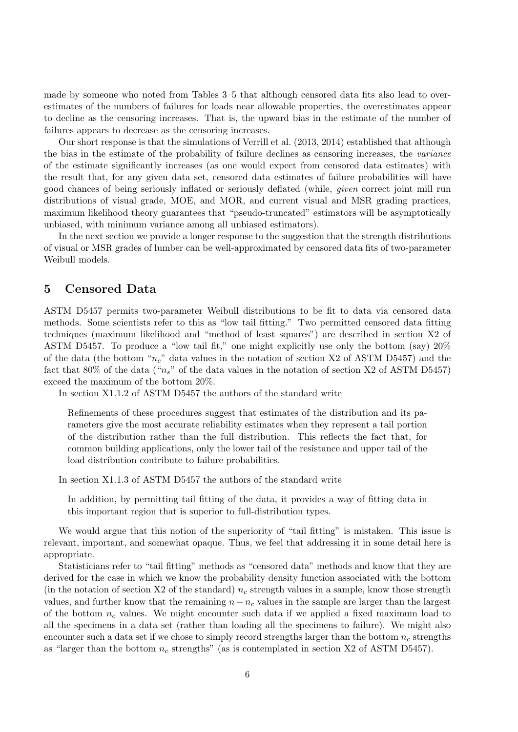made by someone who noted from Tables 3–5 that although censored data fits also lead to overestimates of the numbers of failures for loads near allowable properties, the overestimates appear to decline as the censoring increases. That is, the upward bias in the estimate of the number of failures appears to decrease as the censoring increases.

Our short response is that the simulations of Verrill et al. (2013, 2014) established that although the bias in the estimate of the probability of failure declines as censoring increases, the *variance* of the estimate significantly increases (as one would expect from censored data estimates) with the result that, for any given data set, censored data estimates of failure probabilities will have good chances of being seriously inflated or seriously deflated (while, *given* correct joint mill run distributions of visual grade, MOE, and MOR, and current visual and MSR grading practices, maximum likelihood theory guarantees that "pseudo-truncated" estimators will be asymptotically unbiased, with minimum variance among all unbiased estimators).

In the next section we provide a longer response to the suggestion that the strength distributions of visual or MSR grades of lumber can be well-approximated by censored data fits of two-parameter Weibull models.

## 5 Censored Data

ASTM D5457 permits two-parameter Weibull distributions to be fit to data via censored data methods. Some scientists refer to this as "low tail fitting." Two permitted censored data fitting techniques (maximum likelihood and "method of least squares") are described in section X2 of ASTM D5457. To produce a "low tail fit," one might explicitly use only the bottom (say) 20% of the data (the bottom "$n_c$" data values in the notation of section X2 of ASTM D5457) and the fact that 80% of the data ("$n_s$" of the data values in the notation of section X2 of ASTM D5457) exceed the maximum of the bottom 20%.

In section X1.1.2 of ASTM D5457 the authors of the standard write

> Refinements of these procedures suggest that estimates of the distribution and its parameters give the most accurate reliability estimates when they represent a tail portion of the distribution rather than the full distribution. This reflects the fact that, for common building applications, only the lower tail of the resistance and upper tail of the load distribution contribute to failure probabilities.

In section X1.1.3 of ASTM D5457 the authors of the standard write

> In addition, by permitting tail fitting of the data, it provides a way of fitting data in this important region that is superior to full-distribution types.

We would argue that this notion of the superiority of "tail fitting" is mistaken. This issue is relevant, important, and somewhat opaque. Thus, we feel that addressing it in some detail here is appropriate.

Statisticians refer to "tail fitting" methods as "censored data" methods and know that they are derived for the case in which we know the probability density function associated with the bottom (in the notation of section X2 of the standard) $n_c$ strength values in a sample, know those strength values, and further know that the remaining $n - n_c$ values in the sample are larger than the largest of the bottom $n_c$ values. We might encounter such data if we applied a fixed maximum load to all the specimens in a data set (rather than loading all the specimens to failure). We might also encounter such a data set if we chose to simply record strengths larger than the bottom $n_c$ strengths as "larger than the bottom $n_c$ strengths" (as is contemplated in section X2 of ASTM D5457).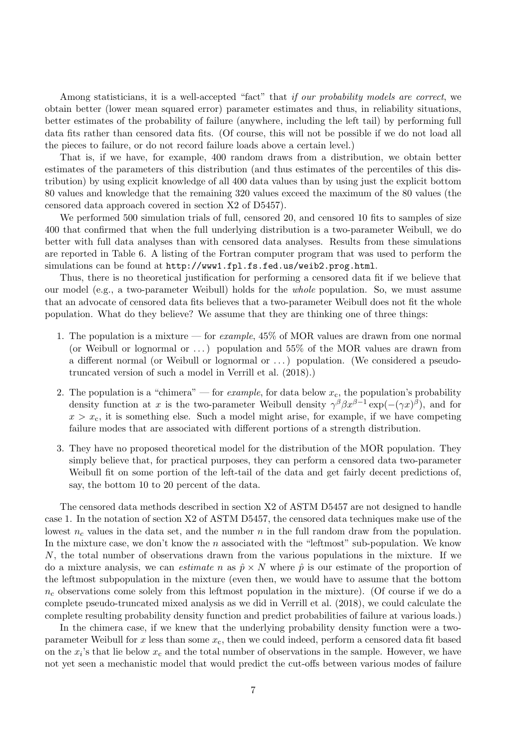Among statisticians, it is a well-accepted "fact" that *if our probability models are correct*, we obtain better (lower mean squared error) parameter estimates and thus, in reliability situations, better estimates of the probability of failure (anywhere, including the left tail) by performing full data fits rather than censored data fits. (Of course, this will not be possible if we do not load all the pieces to failure, or do not record failure loads above a certain level.)

That is, if we have, for example, 400 random draws from a distribution, we obtain better estimates of the parameters of this distribution (and thus estimates of the percentiles of this distribution) by using explicit knowledge of all 400 data values than by using just the explicit bottom 80 values and knowledge that the remaining 320 values exceed the maximum of the 80 values (the censored data approach covered in section X2 of D5457).

We performed 500 simulation trials of full, censored 20, and censored 10 fits to samples of size 400 that confirmed that when the full underlying distribution is a two-parameter Weibull, we do better with full data analyses than with censored data analyses. Results from these simulations are reported in Table 6. A listing of the Fortran computer program that was used to perform the simulations can be found at `http://www1.fpl.fs.fed.us/weib2.prog.html`.

Thus, there is no theoretical justification for performing a censored data fit if we believe that our model (e.g., a two-parameter Weibull) holds for the *whole* population. So, we must assume that an advocate of censored data fits believes that a two-parameter Weibull does not fit the whole population. What do they believe? We assume that they are thinking one of three things:

1. The population is a mixture — for *example*, 45% of MOR values are drawn from one normal (or Weibull or lognormal or ...) population and 55% of the MOR values are drawn from a different normal (or Weibull or lognormal or ...) population. (We considered a pseudo-truncated version of such a model in Verrill et al. (2018).)

2. The population is a "chimera" — for *example*, for data below $x_c$, the population's probability density function at $x$ is the two-parameter Weibull density $\gamma^\beta \beta x^{\beta-1} \exp(-(\gamma x)^\beta)$, and for $x > x_c$, it is something else. Such a model might arise, for example, if we have competing failure modes that are associated with different portions of a strength distribution.

3. They have no proposed theoretical model for the distribution of the MOR population. They simply believe that, for practical purposes, they can perform a censored data two-parameter Weibull fit on some portion of the left-tail of the data and get fairly decent predictions of, say, the bottom 10 to 20 percent of the data.

The censored data methods described in section X2 of ASTM D5457 are not designed to handle case 1. In the notation of section X2 of ASTM D5457, the censored data techniques make use of the lowest $n_c$ values in the data set, and the number $n$ in the full random draw from the population. In the mixture case, we don't know the $n$ associated with the "leftmost" sub-population. We know $N$, the total number of observations drawn from the various populations in the mixture. If we do a mixture analysis, we can *estimate* $n$ as $\hat{p} \times N$ where $\hat{p}$ is our estimate of the proportion of the leftmost subpopulation in the mixture (even then, we would have to assume that the bottom $n_c$ observations come solely from this leftmost population in the mixture). (Of course if we do a complete pseudo-truncated mixed analysis as we did in Verrill et al. (2018), we could calculate the complete resulting probability density function and predict probabilities of failure at various loads.)

In the chimera case, if we knew that the underlying probability density function were a two-parameter Weibull for $x$ less than some $x_c$, then we could indeed, perform a censored data fit based on the $x_i$'s that lie below $x_c$ and the total number of observations in the sample. However, we have not yet seen a mechanistic model that would predict the cut-offs between various modes of failure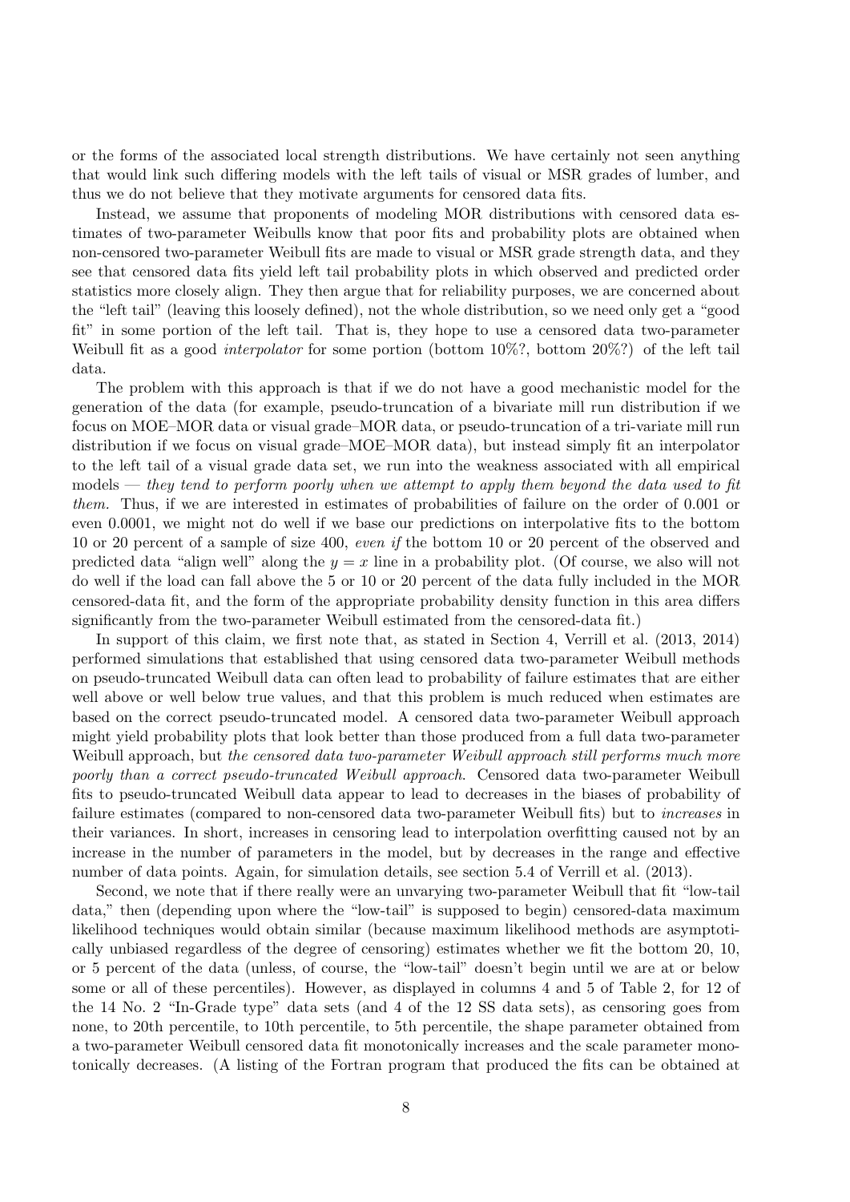or the forms of the associated local strength distributions. We have certainly not seen anything that would link such differing models with the left tails of visual or MSR grades of lumber, and thus we do not believe that they motivate arguments for censored data fits.

Instead, we assume that proponents of modeling MOR distributions with censored data estimates of two-parameter Weibulls know that poor fits and probability plots are obtained when non-censored two-parameter Weibull fits are made to visual or MSR grade strength data, and they see that censored data fits yield left tail probability plots in which observed and predicted order statistics more closely align. They then argue that for reliability purposes, we are concerned about the "left tail" (leaving this loosely defined), not the whole distribution, so we need only get a "good fit" in some portion of the left tail. That is, they hope to use a censored data two-parameter Weibull fit as a good *interpolator* for some portion (bottom 10%?, bottom 20%?) of the left tail data.

The problem with this approach is that if we do not have a good mechanistic model for the generation of the data (for example, pseudo-truncation of a bivariate mill run distribution if we focus on MOE–MOR data or visual grade–MOR data, or pseudo-truncation of a tri-variate mill run distribution if we focus on visual grade–MOE–MOR data), but instead simply fit an interpolator to the left tail of a visual grade data set, we run into the weakness associated with all empirical models — *they tend to perform poorly when we attempt to apply them beyond the data used to fit them.* Thus, if we are interested in estimates of probabilities of failure on the order of 0.001 or even 0.0001, we might not do well if we base our predictions on interpolative fits to the bottom 10 or 20 percent of a sample of size 400, *even if* the bottom 10 or 20 percent of the observed and predicted data "align well" along the $y = x$ line in a probability plot. (Of course, we also will not do well if the load can fall above the 5 or 10 or 20 percent of the data fully included in the MOR censored-data fit, and the form of the appropriate probability density function in this area differs significantly from the two-parameter Weibull estimated from the censored-data fit.)

In support of this claim, we first note that, as stated in Section 4, Verrill et al. (2013, 2014) performed simulations that established that using censored data two-parameter Weibull methods on pseudo-truncated Weibull data can often lead to probability of failure estimates that are either well above or well below true values, and that this problem is much reduced when estimates are based on the correct pseudo-truncated model. A censored data two-parameter Weibull approach might yield probability plots that look better than those produced from a full data two-parameter Weibull approach, but *the censored data two-parameter Weibull approach still performs much more poorly than a correct pseudo-truncated Weibull approach*. Censored data two-parameter Weibull fits to pseudo-truncated Weibull data appear to lead to decreases in the biases of probability of failure estimates (compared to non-censored data two-parameter Weibull fits) but to *increases* in their variances. In short, increases in censoring lead to interpolation overfitting caused not by an increase in the number of parameters in the model, but by decreases in the range and effective number of data points. Again, for simulation details, see section 5.4 of Verrill et al. (2013).

Second, we note that if there really were an unvarying two-parameter Weibull that fit "low-tail data," then (depending upon where the "low-tail" is supposed to begin) censored-data maximum likelihood techniques would obtain similar (because maximum likelihood methods are asymptotically unbiased regardless of the degree of censoring) estimates whether we fit the bottom 20, 10, or 5 percent of the data (unless, of course, the "low-tail" doesn't begin until we are at or below some or all of these percentiles). However, as displayed in columns 4 and 5 of Table 2, for 12 of the 14 No. 2 "In-Grade type" data sets (and 4 of the 12 SS data sets), as censoring goes from none, to 20th percentile, to 10th percentile, to 5th percentile, the shape parameter obtained from a two-parameter Weibull censored data fit monotonically increases and the scale parameter monotonically decreases. (A listing of the Fortran program that produced the fits can be obtained at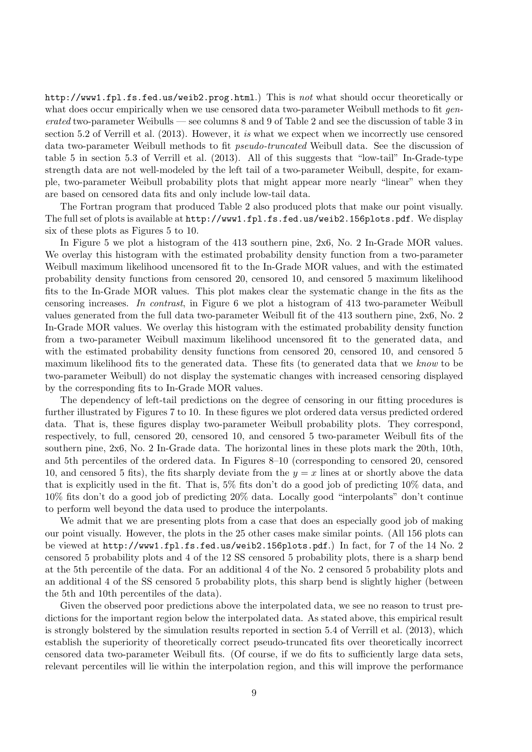http://www1.fpl.fs.fed.us/weib2.prog.html.) This is *not* what should occur theoretically or what does occur empirically when we use censored data two-parameter Weibull methods to fit *generated* two-parameter Weibulls — see columns 8 and 9 of Table 2 and see the discussion of table 3 in section 5.2 of Verrill et al. (2013). However, it *is* what we expect when we incorrectly use censored data two-parameter Weibull methods to fit *pseudo-truncated* Weibull data. See the discussion of table 5 in section 5.3 of Verrill et al. (2013). All of this suggests that "low-tail" In-Grade-type strength data are not well-modeled by the left tail of a two-parameter Weibull, despite, for example, two-parameter Weibull probability plots that might appear more nearly "linear" when they are based on censored data fits and only include low-tail data.

The Fortran program that produced Table 2 also produced plots that make our point visually. The full set of plots is available at http://www1.fpl.fs.fed.us/weib2.156plots.pdf. We display six of these plots as Figures 5 to 10.

In Figure 5 we plot a histogram of the 413 southern pine, 2x6, No. 2 In-Grade MOR values. We overlay this histogram with the estimated probability density function from a two-parameter Weibull maximum likelihood uncensored fit to the In-Grade MOR values, and with the estimated probability density functions from censored 20, censored 10, and censored 5 maximum likelihood fits to the In-Grade MOR values. This plot makes clear the systematic change in the fits as the censoring increases. *In contrast*, in Figure 6 we plot a histogram of 413 two-parameter Weibull values generated from the full data two-parameter Weibull fit of the 413 southern pine, 2x6, No. 2 In-Grade MOR values. We overlay this histogram with the estimated probability density function from a two-parameter Weibull maximum likelihood uncensored fit to the generated data, and with the estimated probability density functions from censored 20, censored 10, and censored 5 maximum likelihood fits to the generated data. These fits (to generated data that we *know* to be two-parameter Weibull) do not display the systematic changes with increased censoring displayed by the corresponding fits to In-Grade MOR values.

The dependency of left-tail predictions on the degree of censoring in our fitting procedures is further illustrated by Figures 7 to 10. In these figures we plot ordered data versus predicted ordered data. That is, these figures display two-parameter Weibull probability plots. They correspond, respectively, to full, censored 20, censored 10, and censored 5 two-parameter Weibull fits of the southern pine, 2x6, No. 2 In-Grade data. The horizontal lines in these plots mark the 20th, 10th, and 5th percentiles of the ordered data. In Figures 8–10 (corresponding to censored 20, censored 10, and censored 5 fits), the fits sharply deviate from the $y = x$ lines at or shortly above the data that is explicitly used in the fit. That is, 5% fits don't do a good job of predicting 10% data, and 10% fits don't do a good job of predicting 20% data. Locally good "interpolants" don't continue to perform well beyond the data used to produce the interpolants.

We admit that we are presenting plots from a case that does an especially good job of making our point visually. However, the plots in the 25 other cases make similar points. (All 156 plots can be viewed at http://www1.fpl.fs.fed.us/weib2.156plots.pdf.) In fact, for 7 of the 14 No. 2 censored 5 probability plots and 4 of the 12 SS censored 5 probability plots, there is a sharp bend at the 5th percentile of the data. For an additional 4 of the No. 2 censored 5 probability plots and an additional 4 of the SS censored 5 probability plots, this sharp bend is slightly higher (between the 5th and 10th percentiles of the data).

Given the observed poor predictions above the interpolated data, we see no reason to trust predictions for the important region below the interpolated data. As stated above, this empirical result is strongly bolstered by the simulation results reported in section 5.4 of Verrill et al. (2013), which establish the superiority of theoretically correct pseudo-truncated fits over theoretically incorrect censored data two-parameter Weibull fits. (Of course, if we do fits to sufficiently large data sets, relevant percentiles will lie within the interpolation region, and this will improve the performance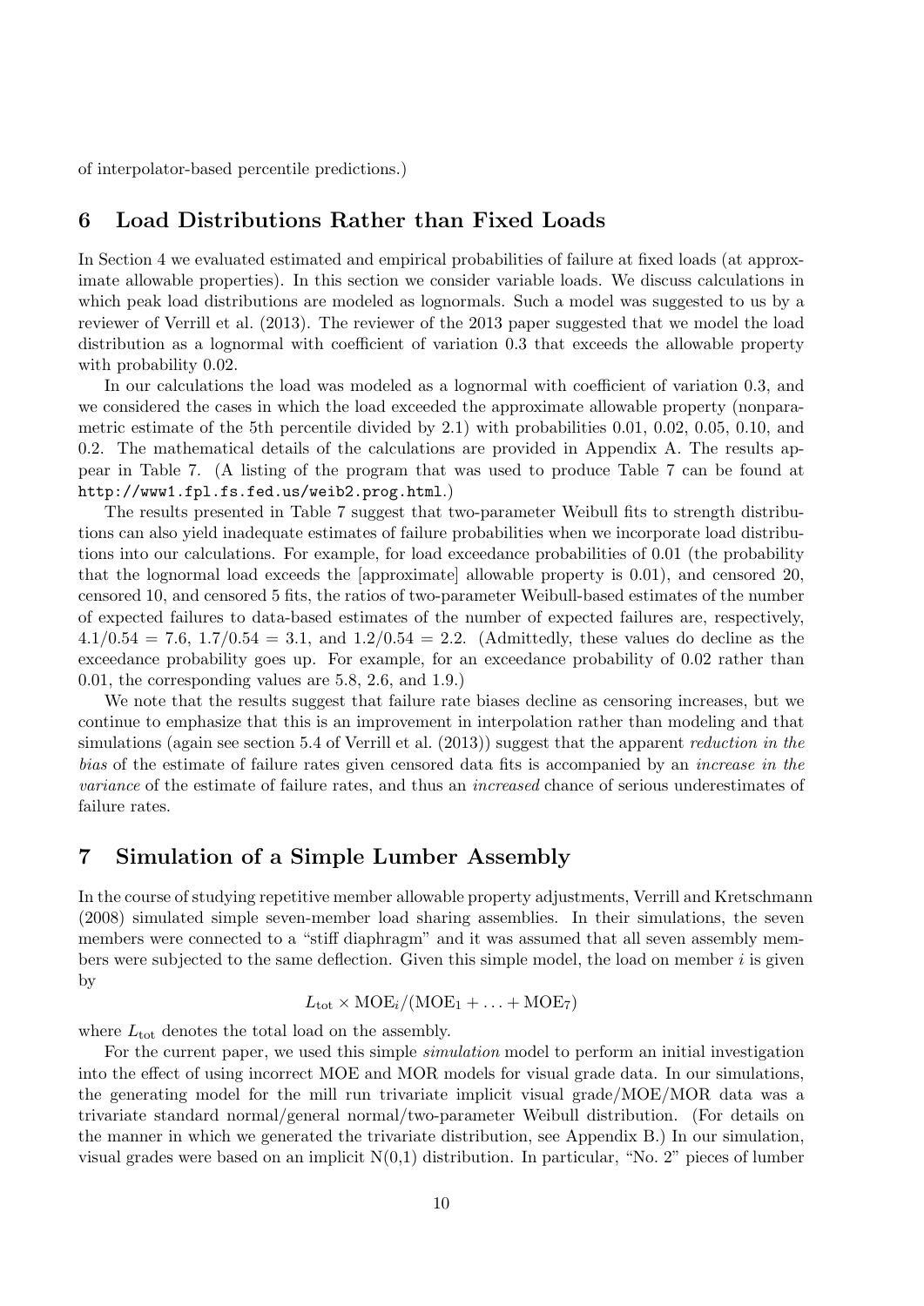of interpolator-based percentile predictions.)

## 6 Load Distributions Rather than Fixed Loads

In Section 4 we evaluated estimated and empirical probabilities of failure at fixed loads (at approximate allowable properties). In this section we consider variable loads. We discuss calculations in which peak load distributions are modeled as lognormals. Such a model was suggested to us by a reviewer of Verrill et al. (2013). The reviewer of the 2013 paper suggested that we model the load distribution as a lognormal with coefficient of variation 0.3 that exceeds the allowable property with probability 0.02.

In our calculations the load was modeled as a lognormal with coefficient of variation 0.3, and we considered the cases in which the load exceeded the approximate allowable property (nonparametric estimate of the 5th percentile divided by 2.1) with probabilities 0.01, 0.02, 0.05, 0.10, and 0.2. The mathematical details of the calculations are provided in Appendix A. The results appear in Table 7. (A listing of the program that was used to produce Table 7 can be found at `http://www1.fpl.fs.fed.us/weib2.prog.html`.)

The results presented in Table 7 suggest that two-parameter Weibull fits to strength distributions can also yield inadequate estimates of failure probabilities when we incorporate load distributions into our calculations. For example, for load exceedance probabilities of 0.01 (the probability that the lognormal load exceeds the [approximate] allowable property is 0.01), and censored 20, censored 10, and censored 5 fits, the ratios of two-parameter Weibull-based estimates of the number of expected failures to data-based estimates of the number of expected failures are, respectively, $4.1/0.54 = 7.6$, $1.7/0.54 = 3.1$, and $1.2/0.54 = 2.2$. (Admittedly, these values do decline as the exceedance probability goes up. For example, for an exceedance probability of 0.02 rather than 0.01, the corresponding values are 5.8, 2.6, and 1.9.)

We note that the results suggest that failure rate biases decline as censoring increases, but we continue to emphasize that this is an improvement in interpolation rather than modeling and that simulations (again see section 5.4 of Verrill et al. (2013)) suggest that the apparent *reduction in the bias* of the estimate of failure rates given censored data fits is accompanied by an *increase in the variance* of the estimate of failure rates, and thus an *increased* chance of serious underestimates of failure rates.

## 7 Simulation of a Simple Lumber Assembly

In the course of studying repetitive member allowable property adjustments, Verrill and Kretschmann (2008) simulated simple seven-member load sharing assemblies. In their simulations, the seven members were connected to a "stiff diaphragm" and it was assumed that all seven assembly members were subjected to the same deflection. Given this simple model, the load on member $i$ is given by

$$L_{\text{tot}} \times \text{MOE}_i/(\text{MOE}_1 + \ldots + \text{MOE}_7)$$

where $L_{\text{tot}}$ denotes the total load on the assembly.

For the current paper, we used this simple *simulation* model to perform an initial investigation into the effect of using incorrect MOE and MOR models for visual grade data. In our simulations, the generating model for the mill run trivariate implicit visual grade/MOE/MOR data was a trivariate standard normal/general normal/two-parameter Weibull distribution. (For details on the manner in which we generated the trivariate distribution, see Appendix B.) In our simulation, visual grades were based on an implicit N(0,1) distribution. In particular, "No. 2" pieces of lumber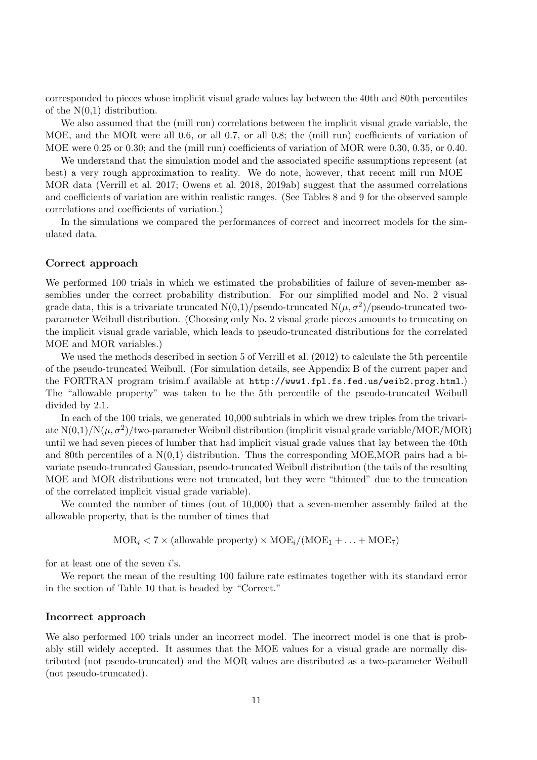corresponded to pieces whose implicit visual grade values lay between the 40th and 80th percentiles of the N(0,1) distribution.

We also assumed that the (mill run) correlations between the implicit visual grade variable, the MOE, and the MOR were all 0.6, or all 0.7, or all 0.8; the (mill run) coefficients of variation of MOE were 0.25 or 0.30; and the (mill run) coefficients of variation of MOR were 0.30, 0.35, or 0.40.

We understand that the simulation model and the associated specific assumptions represent (at best) a very rough approximation to reality. We do note, however, that recent mill run MOE–MOR data (Verrill et al. 2017; Owens et al. 2018, 2019ab) suggest that the assumed correlations and coefficients of variation are within realistic ranges. (See Tables 8 and 9 for the observed sample correlations and coefficients of variation.)

In the simulations we compared the performances of correct and incorrect models for the simulated data.

## Correct approach

We performed 100 trials in which we estimated the probabilities of failure of seven-member assemblies under the correct probability distribution. For our simplified model and No. 2 visual grade data, this is a trivariate truncated N(0,1)/pseudo-truncated $N(\mu, \sigma^2)$/pseudo-truncated two-parameter Weibull distribution. (Choosing only No. 2 visual grade pieces amounts to truncating on the implicit visual grade variable, which leads to pseudo-truncated distributions for the correlated MOE and MOR variables.)

We used the methods described in section 5 of Verrill et al. (2012) to calculate the 5th percentile of the pseudo-truncated Weibull. (For simulation details, see Appendix B of the current paper and the FORTRAN program trisim.f available at `http://www1.fpl.fs.fed.us/weib2.prog.html`.) The "allowable property" was taken to be the 5th percentile of the pseudo-truncated Weibull divided by 2.1.

In each of the 100 trials, we generated 10,000 subtrials in which we drew triples from the trivariate N(0,1)/$N(\mu, \sigma^2)$/two-parameter Weibull distribution (implicit visual grade variable/MOE/MOR) until we had seven pieces of lumber that had implicit visual grade values that lay between the 40th and 80th percentiles of a N(0,1) distribution. Thus the corresponding MOE,MOR pairs had a bivariate pseudo-truncated Gaussian, pseudo-truncated Weibull distribution (the tails of the resulting MOE and MOR distributions were not truncated, but they were "thinned" due to the truncation of the correlated implicit visual grade variable).

We counted the number of times (out of 10,000) that a seven-member assembly failed at the allowable property, that is the number of times that

$$\text{MOR}_i < 7 \times (\text{allowable property}) \times \text{MOE}_i / (\text{MOE}_1 + \ldots + \text{MOE}_7)$$

for at least one of the seven $i$'s.

We report the mean of the resulting 100 failure rate estimates together with its standard error in the section of Table 10 that is headed by "Correct."

## Incorrect approach

We also performed 100 trials under an incorrect model. The incorrect model is one that is probably still widely accepted. It assumes that the MOE values for a visual grade are normally distributed (not pseudo-truncated) and the MOR values are distributed as a two-parameter Weibull (not pseudo-truncated).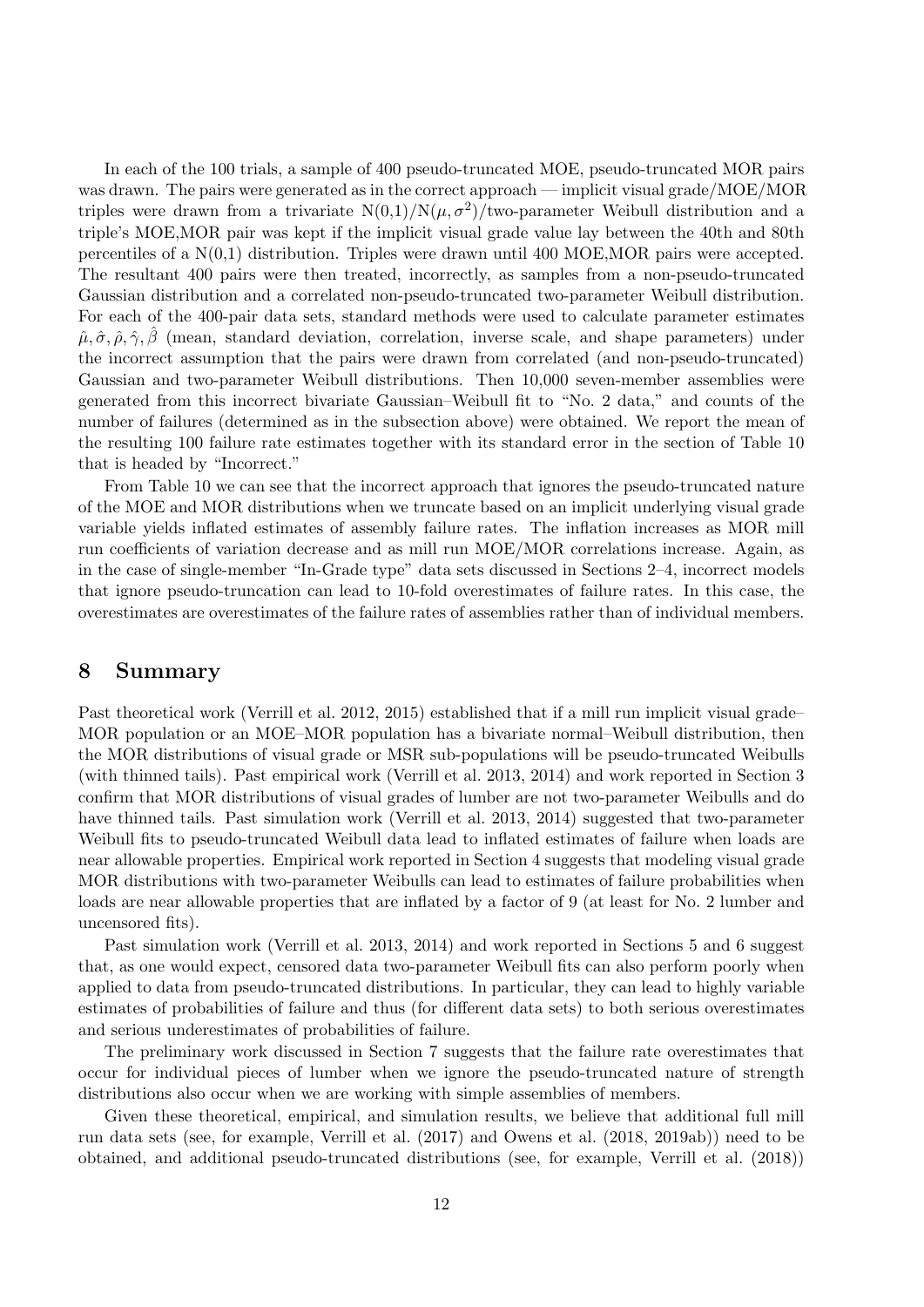In each of the 100 trials, a sample of 400 pseudo-truncated MOE, pseudo-truncated MOR pairs was drawn. The pairs were generated as in the correct approach — implicit visual grade/MOE/MOR triples were drawn from a trivariate $N(0,1)/N(\mu, \sigma^2)$/two-parameter Weibull distribution and a triple's MOE,MOR pair was kept if the implicit visual grade value lay between the 40th and 80th percentiles of a N(0,1) distribution. Triples were drawn until 400 MOE,MOR pairs were accepted. The resultant 400 pairs were then treated, incorrectly, as samples from a non-pseudo-truncated Gaussian distribution and a correlated non-pseudo-truncated two-parameter Weibull distribution. For each of the 400-pair data sets, standard methods were used to calculate parameter estimates $\hat{\mu}, \hat{\sigma}, \hat{\rho}, \hat{\gamma}, \hat{\beta}$ (mean, standard deviation, correlation, inverse scale, and shape parameters) under the incorrect assumption that the pairs were drawn from correlated (and non-pseudo-truncated) Gaussian and two-parameter Weibull distributions. Then 10,000 seven-member assemblies were generated from this incorrect bivariate Gaussian–Weibull fit to "No. 2 data," and counts of the number of failures (determined as in the subsection above) were obtained. We report the mean of the resulting 100 failure rate estimates together with its standard error in the section of Table 10 that is headed by "Incorrect."

From Table 10 we can see that the incorrect approach that ignores the pseudo-truncated nature of the MOE and MOR distributions when we truncate based on an implicit underlying visual grade variable yields inflated estimates of assembly failure rates. The inflation increases as MOR mill run coefficients of variation decrease and as mill run MOE/MOR correlations increase. Again, as in the case of single-member "In-Grade type" data sets discussed in Sections 2–4, incorrect models that ignore pseudo-truncation can lead to 10-fold overestimates of failure rates. In this case, the overestimates are overestimates of the failure rates of assemblies rather than of individual members.

## 8 Summary

Past theoretical work (Verrill et al. 2012, 2015) established that if a mill run implicit visual grade–MOR population or an MOE–MOR population has a bivariate normal–Weibull distribution, then the MOR distributions of visual grade or MSR sub-populations will be pseudo-truncated Weibulls (with thinned tails). Past empirical work (Verrill et al. 2013, 2014) and work reported in Section 3 confirm that MOR distributions of visual grades of lumber are not two-parameter Weibulls and do have thinned tails. Past simulation work (Verrill et al. 2013, 2014) suggested that two-parameter Weibull fits to pseudo-truncated Weibull data lead to inflated estimates of failure when loads are near allowable properties. Empirical work reported in Section 4 suggests that modeling visual grade MOR distributions with two-parameter Weibulls can lead to estimates of failure probabilities when loads are near allowable properties that are inflated by a factor of 9 (at least for No. 2 lumber and uncensored fits).

Past simulation work (Verrill et al. 2013, 2014) and work reported in Sections 5 and 6 suggest that, as one would expect, censored data two-parameter Weibull fits can also perform poorly when applied to data from pseudo-truncated distributions. In particular, they can lead to highly variable estimates of probabilities of failure and thus (for different data sets) to both serious overestimates and serious underestimates of probabilities of failure.

The preliminary work discussed in Section 7 suggests that the failure rate overestimates that occur for individual pieces of lumber when we ignore the pseudo-truncated nature of strength distributions also occur when we are working with simple assemblies of members.

Given these theoretical, empirical, and simulation results, we believe that additional full mill run data sets (see, for example, Verrill et al. (2017) and Owens et al. (2018, 2019ab)) need to be obtained, and additional pseudo-truncated distributions (see, for example, Verrill et al. (2018))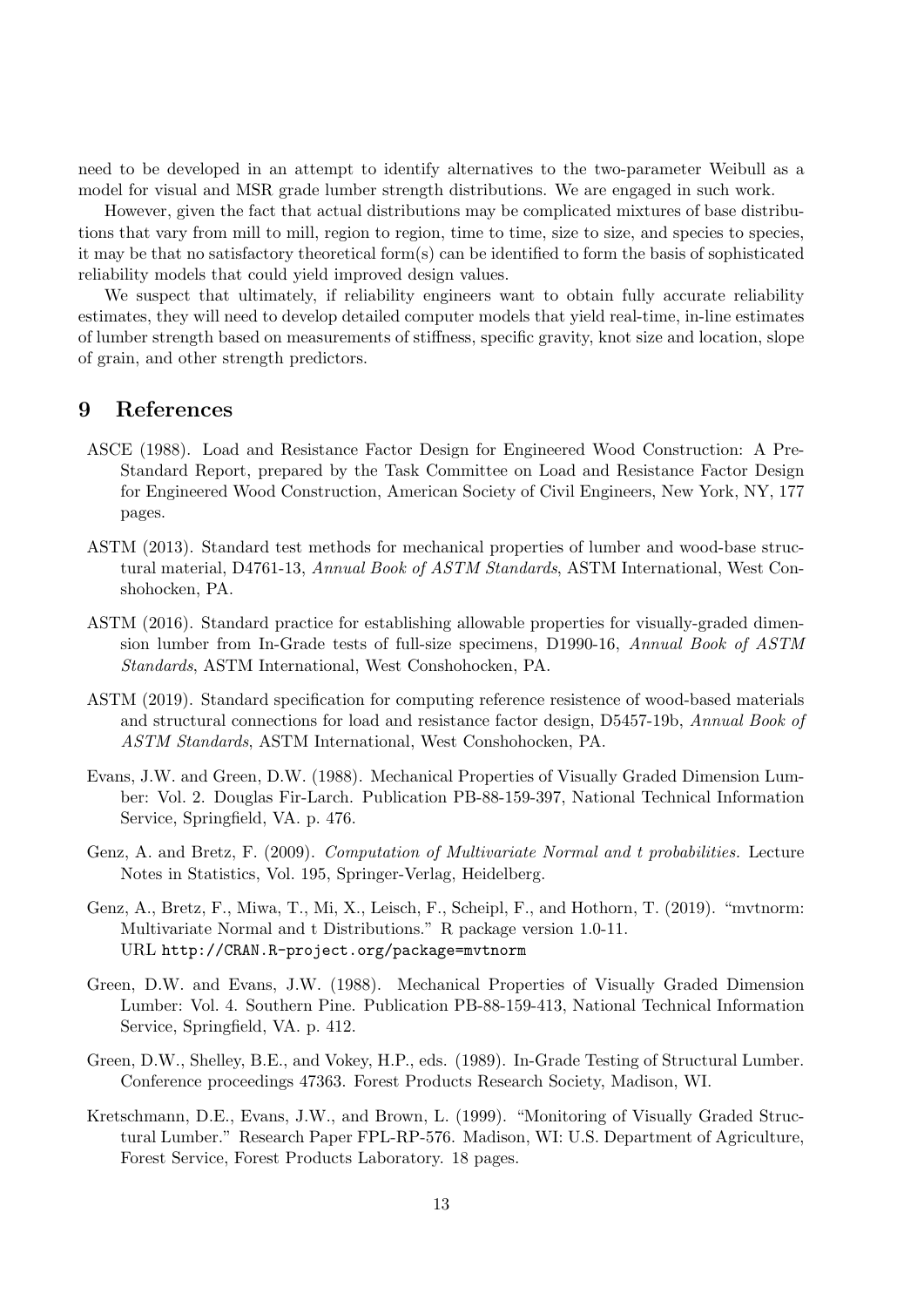need to be developed in an attempt to identify alternatives to the two-parameter Weibull as a model for visual and MSR grade lumber strength distributions. We are engaged in such work.

However, given the fact that actual distributions may be complicated mixtures of base distributions that vary from mill to mill, region to region, time to time, size to size, and species to species, it may be that no satisfactory theoretical form(s) can be identified to form the basis of sophisticated reliability models that could yield improved design values.

We suspect that ultimately, if reliability engineers want to obtain fully accurate reliability estimates, they will need to develop detailed computer models that yield real-time, in-line estimates of lumber strength based on measurements of stiffness, specific gravity, knot size and location, slope of grain, and other strength predictors.

## 9 References

- ASCE (1988). Load and Resistance Factor Design for Engineered Wood Construction: A Pre-Standard Report, prepared by the Task Committee on Load and Resistance Factor Design for Engineered Wood Construction, American Society of Civil Engineers, New York, NY, 177 pages.
- ASTM (2013). Standard test methods for mechanical properties of lumber and wood-base structural material, D4761-13, *Annual Book of ASTM Standards*, ASTM International, West Conshohocken, PA.
- ASTM (2016). Standard practice for establishing allowable properties for visually-graded dimension lumber from In-Grade tests of full-size specimens, D1990-16, *Annual Book of ASTM Standards*, ASTM International, West Conshohocken, PA.
- ASTM (2019). Standard specification for computing reference resistence of wood-based materials and structural connections for load and resistance factor design, D5457-19b, *Annual Book of ASTM Standards*, ASTM International, West Conshohocken, PA.
- Evans, J.W. and Green, D.W. (1988). Mechanical Properties of Visually Graded Dimension Lumber: Vol. 2. Douglas Fir-Larch. Publication PB-88-159-397, National Technical Information Service, Springfield, VA. p. 476.
- Genz, A. and Bretz, F. (2009). *Computation of Multivariate Normal and t probabilities.* Lecture Notes in Statistics, Vol. 195, Springer-Verlag, Heidelberg.
- Genz, A., Bretz, F., Miwa, T., Mi, X., Leisch, F., Scheipl, F., and Hothorn, T. (2019). "mvtnorm: Multivariate Normal and t Distributions." R package version 1.0-11. URL `http://CRAN.R-project.org/package=mvtnorm`
- Green, D.W. and Evans, J.W. (1988). Mechanical Properties of Visually Graded Dimension Lumber: Vol. 4. Southern Pine. Publication PB-88-159-413, National Technical Information Service, Springfield, VA. p. 412.
- Green, D.W., Shelley, B.E., and Vokey, H.P., eds. (1989). In-Grade Testing of Structural Lumber. Conference proceedings 47363. Forest Products Research Society, Madison, WI.
- Kretschmann, D.E., Evans, J.W., and Brown, L. (1999). "Monitoring of Visually Graded Structural Lumber." Research Paper FPL-RP-576. Madison, WI: U.S. Department of Agriculture, Forest Service, Forest Products Laboratory. 18 pages.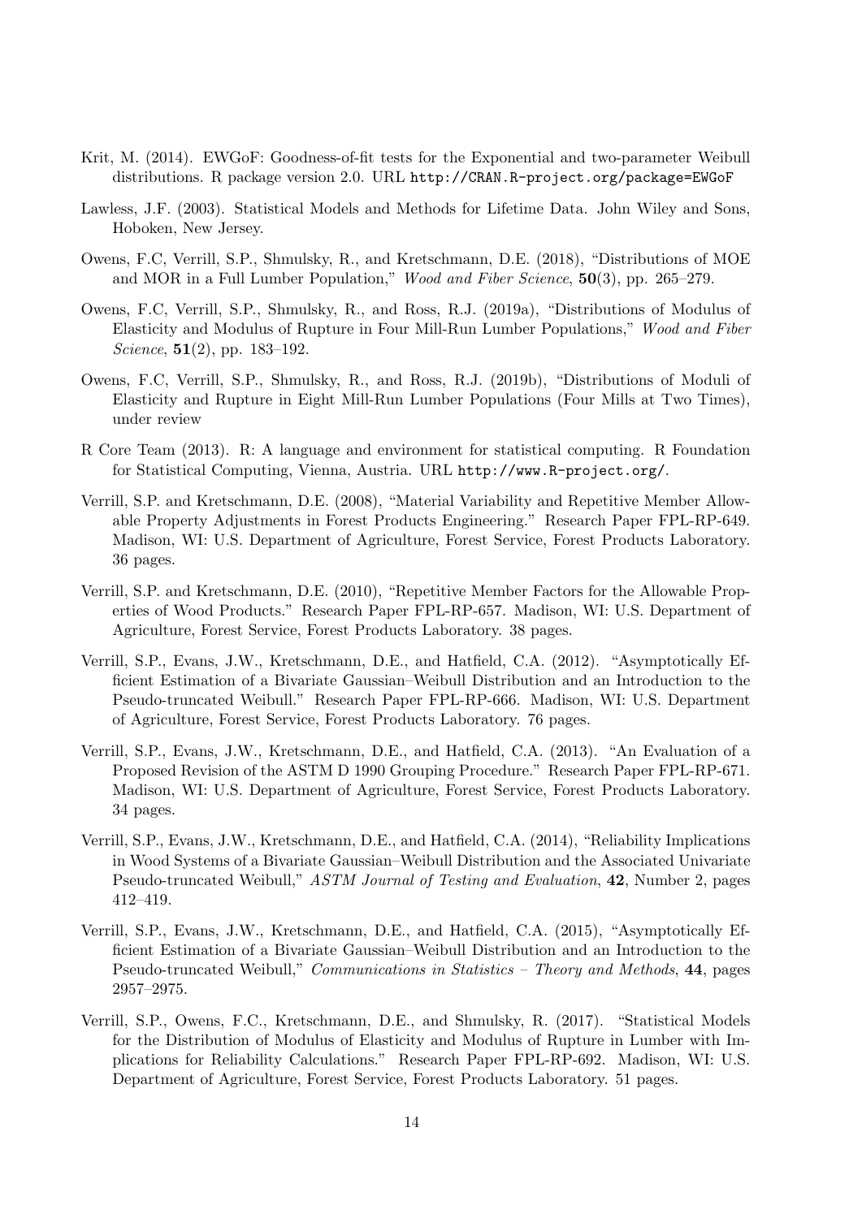Krit, M. (2014). EWGoF: Goodness-of-fit tests for the Exponential and two-parameter Weibull distributions. R package version 2.0. URL http://CRAN.R-project.org/package=EWGoF

Lawless, J.F. (2003). Statistical Models and Methods for Lifetime Data. John Wiley and Sons, Hoboken, New Jersey.

Owens, F.C, Verrill, S.P., Shmulsky, R., and Kretschmann, D.E. (2018), "Distributions of MOE and MOR in a Full Lumber Population," *Wood and Fiber Science*, **50**(3), pp. 265–279.

Owens, F.C, Verrill, S.P., Shmulsky, R., and Ross, R.J. (2019a), "Distributions of Modulus of Elasticity and Modulus of Rupture in Four Mill-Run Lumber Populations," *Wood and Fiber Science*, **51**(2), pp. 183–192.

Owens, F.C, Verrill, S.P., Shmulsky, R., and Ross, R.J. (2019b), "Distributions of Moduli of Elasticity and Rupture in Eight Mill-Run Lumber Populations (Four Mills at Two Times), under review

R Core Team (2013). R: A language and environment for statistical computing. R Foundation for Statistical Computing, Vienna, Austria. URL http://www.R-project.org/.

Verrill, S.P. and Kretschmann, D.E. (2008), "Material Variability and Repetitive Member Allowable Property Adjustments in Forest Products Engineering." Research Paper FPL-RP-649. Madison, WI: U.S. Department of Agriculture, Forest Service, Forest Products Laboratory. 36 pages.

Verrill, S.P. and Kretschmann, D.E. (2010), "Repetitive Member Factors for the Allowable Properties of Wood Products." Research Paper FPL-RP-657. Madison, WI: U.S. Department of Agriculture, Forest Service, Forest Products Laboratory. 38 pages.

Verrill, S.P., Evans, J.W., Kretschmann, D.E., and Hatfield, C.A. (2012). "Asymptotically Efficient Estimation of a Bivariate Gaussian–Weibull Distribution and an Introduction to the Pseudo-truncated Weibull." Research Paper FPL-RP-666. Madison, WI: U.S. Department of Agriculture, Forest Service, Forest Products Laboratory. 76 pages.

Verrill, S.P., Evans, J.W., Kretschmann, D.E., and Hatfield, C.A. (2013). "An Evaluation of a Proposed Revision of the ASTM D 1990 Grouping Procedure." Research Paper FPL-RP-671. Madison, WI: U.S. Department of Agriculture, Forest Service, Forest Products Laboratory. 34 pages.

Verrill, S.P., Evans, J.W., Kretschmann, D.E., and Hatfield, C.A. (2014), "Reliability Implications in Wood Systems of a Bivariate Gaussian–Weibull Distribution and the Associated Univariate Pseudo-truncated Weibull," *ASTM Journal of Testing and Evaluation*, **42**, Number 2, pages 412–419.

Verrill, S.P., Evans, J.W., Kretschmann, D.E., and Hatfield, C.A. (2015), "Asymptotically Efficient Estimation of a Bivariate Gaussian–Weibull Distribution and an Introduction to the Pseudo-truncated Weibull," *Communications in Statistics – Theory and Methods*, **44**, pages 2957–2975.

Verrill, S.P., Owens, F.C., Kretschmann, D.E., and Shmulsky, R. (2017). "Statistical Models for the Distribution of Modulus of Elasticity and Modulus of Rupture in Lumber with Implications for Reliability Calculations." Research Paper FPL-RP-692. Madison, WI: U.S. Department of Agriculture, Forest Service, Forest Products Laboratory. 51 pages.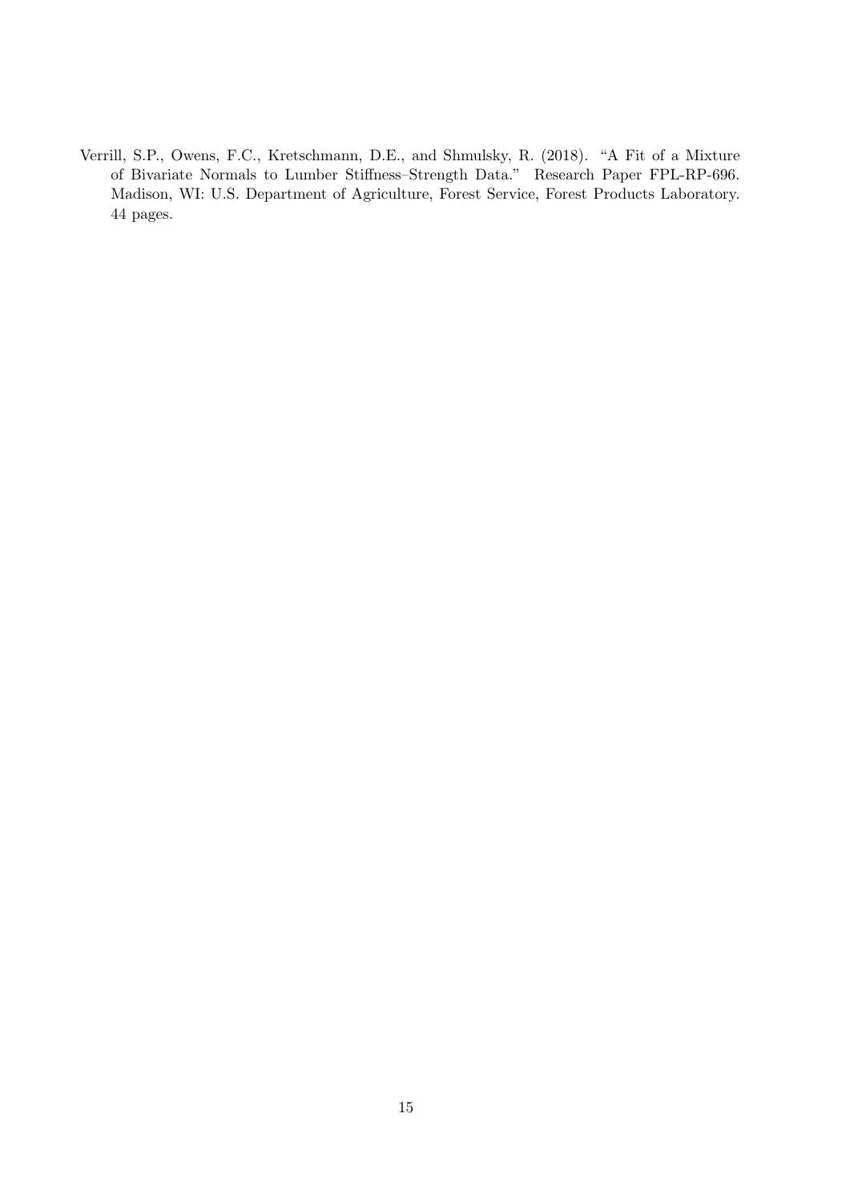Verrill, S.P., Owens, F.C., Kretschmann, D.E., and Shmulsky, R. (2018). "A Fit of a Mixture of Bivariate Normals to Lumber Stiffness–Strength Data." Research Paper FPL-RP-696. Madison, WI: U.S. Department of Agriculture, Forest Service, Forest Products Laboratory. 44 pages.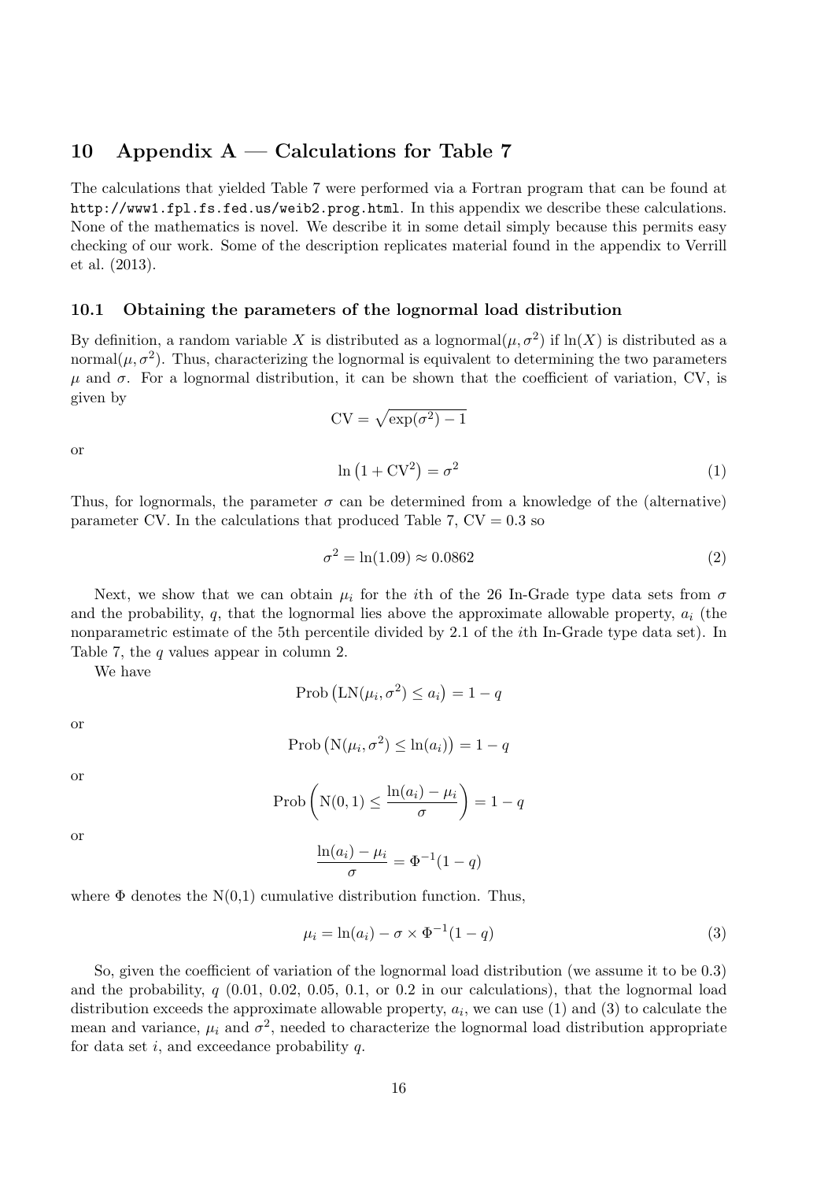# 10 Appendix A — Calculations for Table 7

The calculations that yielded Table 7 were performed via a Fortran program that can be found at http://www1.fpl.fs.fed.us/weib2.prog.html. In this appendix we describe these calculations. None of the mathematics is novel. We describe it in some detail simply because this permits easy checking of our work. Some of the description replicates material found in the appendix to Verrill et al. (2013).

## 10.1 Obtaining the parameters of the lognormal load distribution

By definition, a random variable $X$ is distributed as a lognormal$(\mu, \sigma^2)$ if $\ln(X)$ is distributed as a normal$(\mu, \sigma^2)$. Thus, characterizing the lognormal is equivalent to determining the two parameters $\mu$ and $\sigma$. For a lognormal distribution, it can be shown that the coefficient of variation, CV, is given by

$$\mathrm{CV} = \sqrt{\exp(\sigma^2) - 1}$$

or

$$\ln\left(1 + \mathrm{CV}^2\right) = \sigma^2 \tag{1}$$

Thus, for lognormals, the parameter $\sigma$ can be determined from a knowledge of the (alternative) parameter CV. In the calculations that produced Table 7, CV = 0.3 so

$$\sigma^2 = \ln(1.09) \approx 0.0862 \tag{2}$$

Next, we show that we can obtain $\mu_i$ for the $i$th of the 26 In-Grade type data sets from $\sigma$ and the probability, $q$, that the lognormal lies above the approximate allowable property, $a_i$ (the nonparametric estimate of the 5th percentile divided by 2.1 of the $i$th In-Grade type data set). In Table 7, the $q$ values appear in column 2.

We have

$$\mathrm{Prob}\left(\mathrm{LN}(\mu_i, \sigma^2) \leq a_i\right) = 1 - q$$

or

$$\mathrm{Prob}\left(\mathrm{N}(\mu_i, \sigma^2) \leq \ln(a_i)\right) = 1 - q$$

or

$$\mathrm{Prob}\left(\mathrm{N}(0,1) \leq \frac{\ln(a_i) - \mu_i}{\sigma}\right) = 1 - q$$

or

$$\frac{\ln(a_i) - \mu_i}{\sigma} = \Phi^{-1}(1 - q)$$

where $\Phi$ denotes the N(0,1) cumulative distribution function. Thus,

$$\mu_i = \ln(a_i) - \sigma \times \Phi^{-1}(1 - q) \tag{3}$$

So, given the coefficient of variation of the lognormal load distribution (we assume it to be 0.3) and the probability, $q$ (0.01, 0.02, 0.05, 0.1, or 0.2 in our calculations), that the lognormal load distribution exceeds the approximate allowable property, $a_i$, we can use (1) and (3) to calculate the mean and variance, $\mu_i$ and $\sigma^2$, needed to characterize the lognormal load distribution appropriate for data set $i$, and exceedance probability $q$.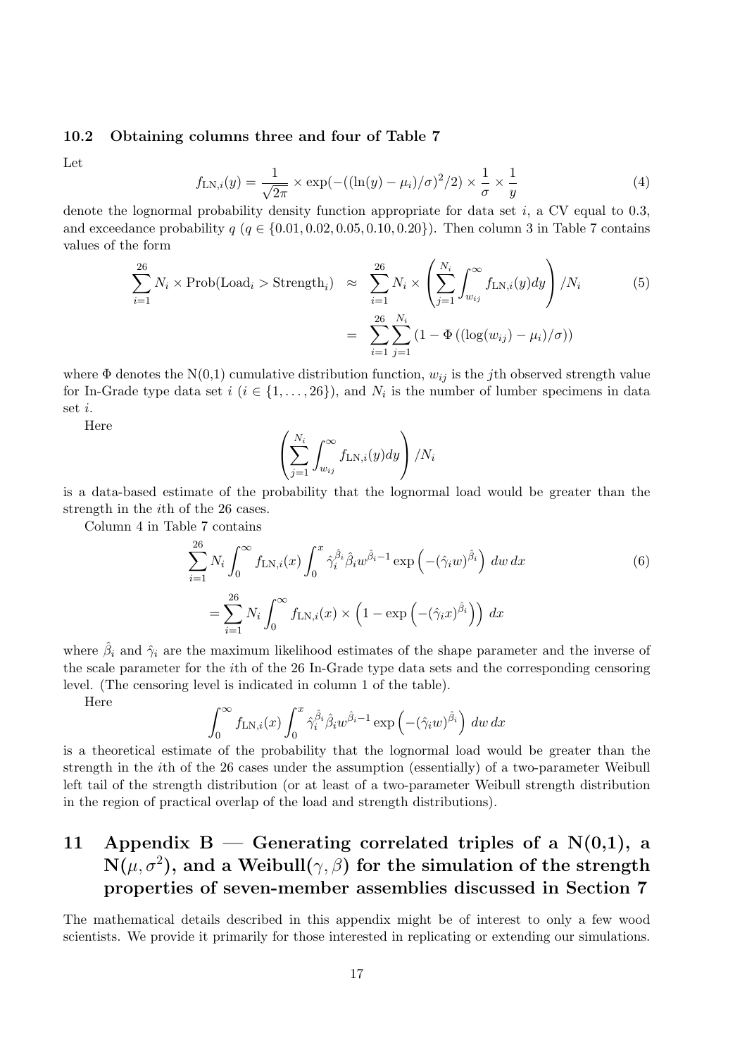### 10.2 Obtaining columns three and four of Table 7

Let

$$f_{\mathrm{LN},i}(y) = \frac{1}{\sqrt{2\pi}} \times \exp(-((\ln(y) - \mu_i)/\sigma)^2/2) \times \frac{1}{\sigma} \times \frac{1}{y} \tag{4}$$

denote the lognormal probability density function appropriate for data set $i$, a CV equal to 0.3, and exceedance probability $q$ ($q \in \{0.01, 0.02, 0.05, 0.10, 0.20\}$). Then column 3 in Table 7 contains values of the form

$$\begin{aligned}
\sum_{i=1}^{26} N_i \times \mathrm{Prob}(\mathrm{Load}_i > \mathrm{Strength}_i) &\approx \sum_{i=1}^{26} N_i \times \left( \sum_{j=1}^{N_i} \int_{w_{ij}}^{\infty} f_{\mathrm{LN},i}(y) dy \right) / N_i \\
&= \sum_{i=1}^{26} \sum_{j=1}^{N_i} \left(1 - \Phi\left((\log(w_{ij}) - \mu_i)/\sigma\right)\right)
\end{aligned} \tag{5}$$

where $\Phi$ denotes the N(0,1) cumulative distribution function, $w_{ij}$ is the $j$th observed strength value for In-Grade type data set $i$ ($i \in \{1, \ldots, 26\}$), and $N_i$ is the number of lumber specimens in data set $i$.

Here

$$\left( \sum_{j=1}^{N_i} \int_{w_{ij}}^{\infty} f_{\mathrm{LN},i}(y) dy \right) / N_i$$

is a data-based estimate of the probability that the lognormal load would be greater than the strength in the $i$th of the 26 cases.

Column 4 in Table 7 contains

$$\begin{aligned}
&\sum_{i=1}^{26} N_i \int_0^{\infty} f_{\mathrm{LN},i}(x) \int_0^x \hat{\gamma}_i^{\hat{\beta}_i} \hat{\beta}_i w^{\hat{\beta}_i - 1} \exp\left(-(\hat{\gamma}_i w)^{\hat{\beta}_i}\right) \, dw \, dx \\
&= \sum_{i=1}^{26} N_i \int_0^{\infty} f_{\mathrm{LN},i}(x) \times \left(1 - \exp\left(-(\hat{\gamma}_i x)^{\hat{\beta}_i}\right)\right) \, dx
\end{aligned} \tag{6}$$

where $\hat{\beta}_i$ and $\hat{\gamma}_i$ are the maximum likelihood estimates of the shape parameter and the inverse of the scale parameter for the $i$th of the 26 In-Grade type data sets and the corresponding censoring level. (The censoring level is indicated in column 1 of the table).

Here

$$\int_0^{\infty} f_{\mathrm{LN},i}(x) \int_0^x \hat{\gamma}_i^{\hat{\beta}_i} \hat{\beta}_i w^{\hat{\beta}_i - 1} \exp\left(-(\hat{\gamma}_i w)^{\hat{\beta}_i}\right) \, dw \, dx$$

is a theoretical estimate of the probability that the lognormal load would be greater than the strength in the $i$th of the 26 cases under the assumption (essentially) of a two-parameter Weibull left tail of the strength distribution (or at least of a two-parameter Weibull strength distribution in the region of practical overlap of the load and strength distributions).

# 11 Appendix B — Generating correlated triples of a N(0,1), a N($\mu, \sigma^2$), and a Weibull($\gamma, \beta$) for the simulation of the strength properties of seven-member assemblies discussed in Section 7

The mathematical details described in this appendix might be of interest to only a few wood scientists. We provide it primarily for those interested in replicating or extending our simulations.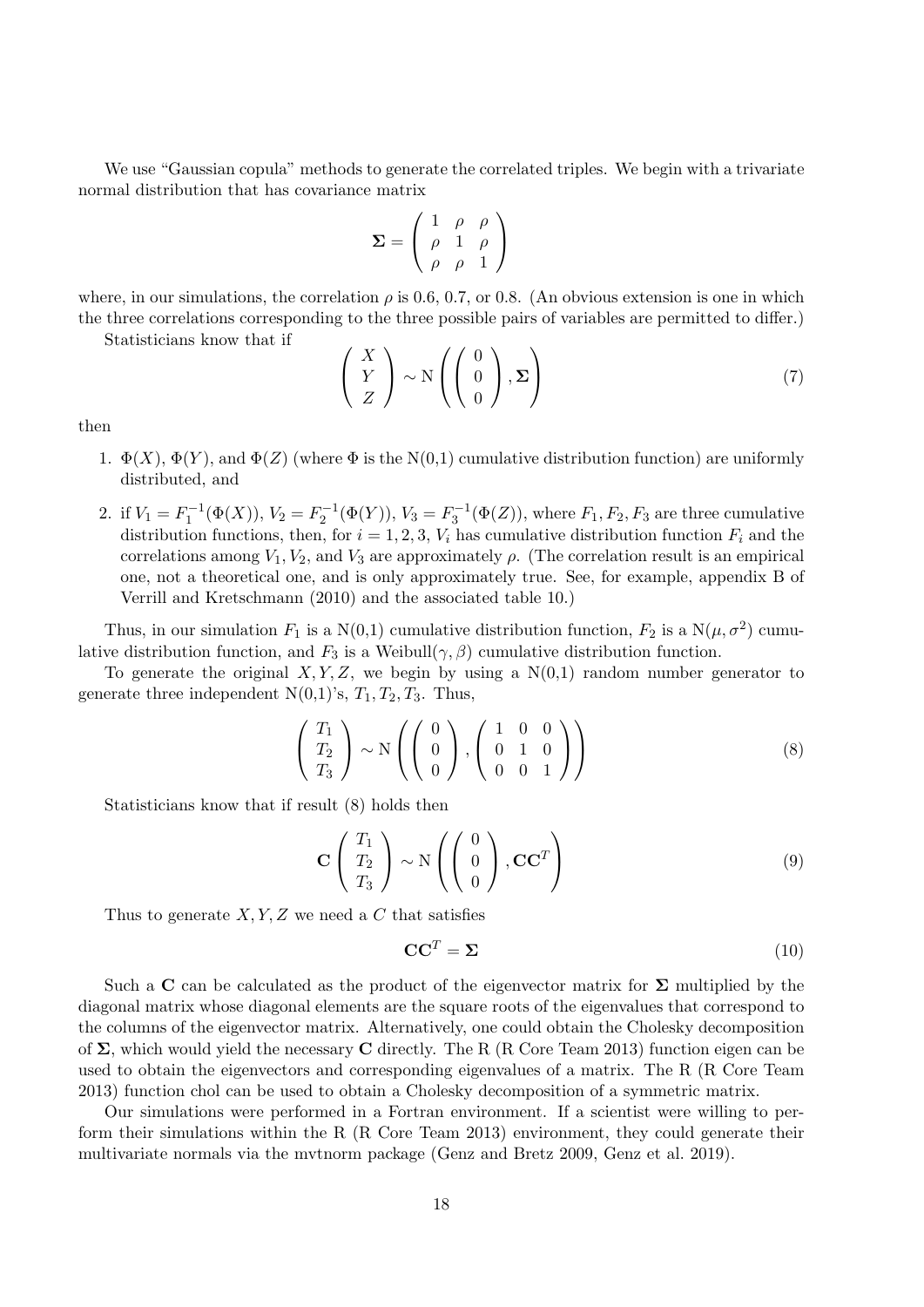We use "Gaussian copula" methods to generate the correlated triples. We begin with a trivariate normal distribution that has covariance matrix

$$\mathbf{\Sigma} = \begin{pmatrix} 1 & \rho & \rho \\ \rho & 1 & \rho \\ \rho & \rho & 1 \end{pmatrix}$$

where, in our simulations, the correlation $\rho$ is 0.6, 0.7, or 0.8. (An obvious extension is one in which the three correlations corresponding to the three possible pairs of variables are permitted to differ.)

Statisticians know that if

$$\begin{pmatrix} X \\ Y \\ Z \end{pmatrix} \sim \mathrm{N}\left( \begin{pmatrix} 0 \\ 0 \\ 0 \end{pmatrix}, \mathbf{\Sigma} \right) \tag{7}$$

then

1. $\Phi(X)$, $\Phi(Y)$, and $\Phi(Z)$ (where $\Phi$ is the N(0,1) cumulative distribution function) are uniformly distributed, and
2. if $V_1 = F_1^{-1}(\Phi(X))$, $V_2 = F_2^{-1}(\Phi(Y))$, $V_3 = F_3^{-1}(\Phi(Z))$, where $F_1, F_2, F_3$ are three cumulative distribution functions, then, for $i = 1, 2, 3$, $V_i$ has cumulative distribution function $F_i$ and the correlations among $V_1$, $V_2$, and $V_3$ are approximately $\rho$. (The correlation result is an empirical one, not a theoretical one, and is only approximately true. See, for example, appendix B of Verrill and Kretschmann (2010) and the associated table 10.)

Thus, in our simulation $F_1$ is a N(0,1) cumulative distribution function, $F_2$ is a $\mathrm{N}(\mu, \sigma^2)$ cumulative distribution function, and $F_3$ is a Weibull$(\gamma, \beta)$ cumulative distribution function.

To generate the original $X, Y, Z$, we begin by using a N(0,1) random number generator to generate three independent N(0,1)'s, $T_1, T_2, T_3$. Thus,

$$\begin{pmatrix} T_1 \\ T_2 \\ T_3 \end{pmatrix} \sim \mathrm{N}\left( \begin{pmatrix} 0 \\ 0 \\ 0 \end{pmatrix}, \begin{pmatrix} 1 & 0 & 0 \\ 0 & 1 & 0 \\ 0 & 0 & 1 \end{pmatrix} \right) \tag{8}$$

Statisticians know that if result (8) holds then

$$\mathbf{C} \begin{pmatrix} T_1 \\ T_2 \\ T_3 \end{pmatrix} \sim \mathrm{N}\left( \begin{pmatrix} 0 \\ 0 \\ 0 \end{pmatrix}, \mathbf{C}\mathbf{C}^T \right) \tag{9}$$

Thus to generate $X, Y, Z$ we need a $C$ that satisfies

$$\mathbf{C}\mathbf{C}^T = \mathbf{\Sigma} \tag{10}$$

Such a $\mathbf{C}$ can be calculated as the product of the eigenvector matrix for $\mathbf{\Sigma}$ multiplied by the diagonal matrix whose diagonal elements are the square roots of the eigenvalues that correspond to the columns of the eigenvector matrix. Alternatively, one could obtain the Cholesky decomposition of $\mathbf{\Sigma}$, which would yield the necessary $\mathbf{C}$ directly. The R (R Core Team 2013) function eigen can be used to obtain the eigenvectors and corresponding eigenvalues of a matrix. The R (R Core Team 2013) function chol can be used to obtain a Cholesky decomposition of a symmetric matrix.

Our simulations were performed in a Fortran environment. If a scientist were willing to perform their simulations within the R (R Core Team 2013) environment, they could generate their multivariate normals via the mvtnorm package (Genz and Bretz 2009, Genz et al. 2019).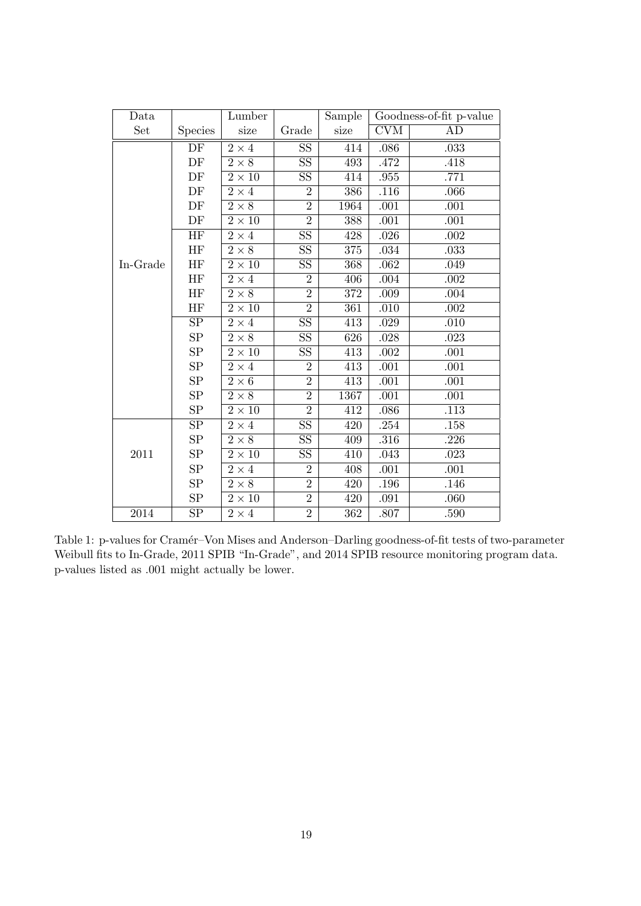| Data Set | Species | Lumber size | Grade | Sample size | Goodness-of-fit p-value | |
|---|---|---|---|---|---|---|
| | | | | | CVM | AD |
| In-Grade | DF | $2 \times 4$ | SS | 414 | .086 | .033 |
| | DF | $2 \times 8$ | SS | 493 | .472 | .418 |
| | DF | $2 \times 10$ | SS | 414 | .955 | .771 |
| | DF | $2 \times 4$ | 2 | 386 | .116 | .066 |
| | DF | $2 \times 8$ | 2 | 1964 | .001 | .001 |
| | DF | $2 \times 10$ | 2 | 388 | .001 | .001 |
| | HF | $2 \times 4$ | SS | 428 | .026 | .002 |
| | HF | $2 \times 8$ | SS | 375 | .034 | .033 |
| | HF | $2 \times 10$ | SS | 368 | .062 | .049 |
| | HF | $2 \times 4$ | 2 | 406 | .004 | .002 |
| | HF | $2 \times 8$ | 2 | 372 | .009 | .004 |
| | HF | $2 \times 10$ | 2 | 361 | .010 | .002 |
| | SP | $2 \times 4$ | SS | 413 | .029 | .010 |
| | SP | $2 \times 8$ | SS | 626 | .028 | .023 |
| | SP | $2 \times 10$ | SS | 413 | .002 | .001 |
| | SP | $2 \times 4$ | 2 | 413 | .001 | .001 |
| | SP | $2 \times 6$ | 2 | 413 | .001 | .001 |
| | SP | $2 \times 8$ | 2 | 1367 | .001 | .001 |
| | SP | $2 \times 10$ | 2 | 412 | .086 | .113 |
| 2011 | SP | $2 \times 4$ | SS | 420 | .254 | .158 |
| | SP | $2 \times 8$ | SS | 409 | .316 | .226 |
| | SP | $2 \times 10$ | SS | 410 | .043 | .023 |
| | SP | $2 \times 4$ | 2 | 408 | .001 | .001 |
| | SP | $2 \times 8$ | 2 | 420 | .196 | .146 |
| | SP | $2 \times 10$ | 2 | 420 | .091 | .060 |
| 2014 | SP | $2 \times 4$ | 2 | 362 | .807 | .590 |

Table 1: p-values for Cramér–Von Mises and Anderson–Darling goodness-of-fit tests of two-parameter Weibull fits to In-Grade, 2011 SPIB "In-Grade", and 2014 SPIB resource monitoring program data. p-values listed as .001 might actually be lower.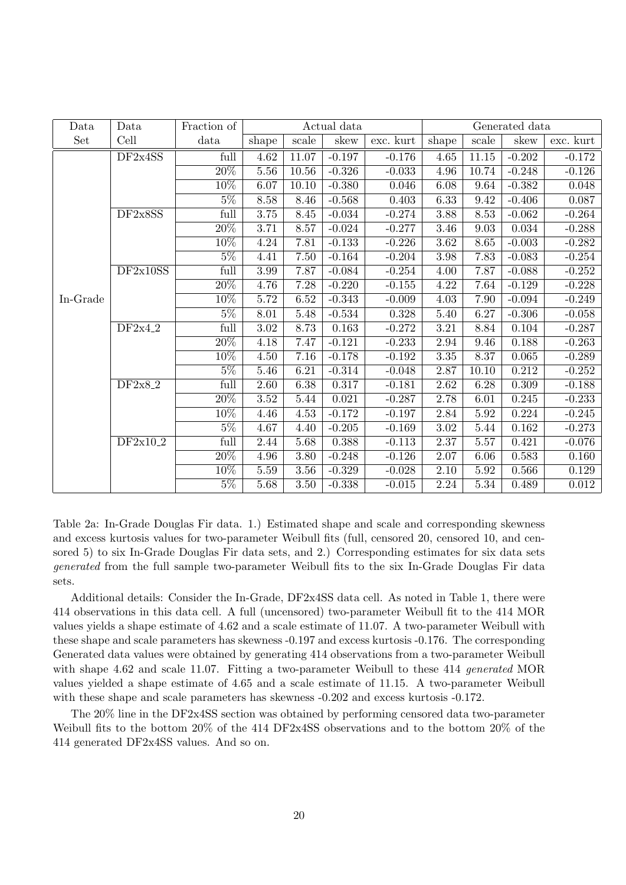| Data Set | Data Cell | Fraction of data | Actual data | | | | Generated data | | | |
|---|---|---|---|---|---|---|---|---|---|---|
| | | | shape | scale | skew | exc. kurt | shape | scale | skew | exc. kurt |
| In-Grade | DF2x4SS | full | 4.62 | 11.07 | -0.197 | -0.176 | 4.65 | 11.15 | -0.202 | -0.172 |
| | | 20% | 5.56 | 10.56 | -0.326 | -0.033 | 4.96 | 10.74 | -0.248 | -0.126 |
| | | 10% | 6.07 | 10.10 | -0.380 | 0.046 | 6.08 | 9.64 | -0.382 | 0.048 |
| | | 5% | 8.58 | 8.46 | -0.568 | 0.403 | 6.33 | 9.42 | -0.406 | 0.087 |
| | DF2x8SS | full | 3.75 | 8.45 | -0.034 | -0.274 | 3.88 | 8.53 | -0.062 | -0.264 |
| | | 20% | 3.71 | 8.57 | -0.024 | -0.277 | 3.46 | 9.03 | 0.034 | -0.288 |
| | | 10% | 4.24 | 7.81 | -0.133 | -0.226 | 3.62 | 8.65 | -0.003 | -0.282 |
| | | 5% | 4.41 | 7.50 | -0.164 | -0.204 | 3.98 | 7.83 | -0.083 | -0.254 |
| | DF2x10SS | full | 3.99 | 7.87 | -0.084 | -0.254 | 4.00 | 7.87 | -0.088 | -0.252 |
| | | 20% | 4.76 | 7.28 | -0.220 | -0.155 | 4.22 | 7.64 | -0.129 | -0.228 |
| | | 10% | 5.72 | 6.52 | -0.343 | -0.009 | 4.03 | 7.90 | -0.094 | -0.249 |
| | | 5% | 8.01 | 5.48 | -0.534 | 0.328 | 5.40 | 6.27 | -0.306 | -0.058 |
| | DF2x4_2 | full | 3.02 | 8.73 | 0.163 | -0.272 | 3.21 | 8.84 | 0.104 | -0.287 |
| | | 20% | 4.18 | 7.47 | -0.121 | -0.233 | 2.94 | 9.46 | 0.188 | -0.263 |
| | | 10% | 4.50 | 7.16 | -0.178 | -0.192 | 3.35 | 8.37 | 0.065 | -0.289 |
| | | 5% | 5.46 | 6.21 | -0.314 | -0.048 | 2.87 | 10.10 | 0.212 | -0.252 |
| | DF2x8_2 | full | 2.60 | 6.38 | 0.317 | -0.181 | 2.62 | 6.28 | 0.309 | -0.188 |
| | | 20% | 3.52 | 5.44 | 0.021 | -0.287 | 2.78 | 6.01 | 0.245 | -0.233 |
| | | 10% | 4.46 | 4.53 | -0.172 | -0.197 | 2.84 | 5.92 | 0.224 | -0.245 |
| | | 5% | 4.67 | 4.40 | -0.205 | -0.169 | 3.02 | 5.44 | 0.162 | -0.273 |
| | DF2x10_2 | full | 2.44 | 5.68 | 0.388 | -0.113 | 2.37 | 5.57 | 0.421 | -0.076 |
| | | 20% | 4.96 | 3.80 | -0.248 | -0.126 | 2.07 | 6.06 | 0.583 | 0.160 |
| | | 10% | 5.59 | 3.56 | -0.329 | -0.028 | 2.10 | 5.92 | 0.566 | 0.129 |
| | | 5% | 5.68 | 3.50 | -0.338 | -0.015 | 2.24 | 5.34 | 0.489 | 0.012 |

Table 2a: In-Grade Douglas Fir data. 1.) Estimated shape and scale and corresponding skewness and excess kurtosis values for two-parameter Weibull fits (full, censored 20, censored 10, and censored 5) to six In-Grade Douglas Fir data sets, and 2.) Corresponding estimates for six data sets *generated* from the full sample two-parameter Weibull fits to the six In-Grade Douglas Fir data sets.

Additional details: Consider the In-Grade, DF2x4SS data cell. As noted in Table 1, there were 414 observations in this data cell. A full (uncensored) two-parameter Weibull fit to the 414 MOR values yields a shape estimate of 4.62 and a scale estimate of 11.07. A two-parameter Weibull with these shape and scale parameters has skewness -0.197 and excess kurtosis -0.176. The corresponding Generated data values were obtained by generating 414 observations from a two-parameter Weibull with shape 4.62 and scale 11.07. Fitting a two-parameter Weibull to these 414 *generated* MOR values yielded a shape estimate of 4.65 and a scale estimate of 11.15. A two-parameter Weibull with these shape and scale parameters has skewness -0.202 and excess kurtosis -0.172.

The 20% line in the DF2x4SS section was obtained by performing censored data two-parameter Weibull fits to the bottom 20% of the 414 DF2x4SS observations and to the bottom 20% of the 414 generated DF2x4SS values. And so on.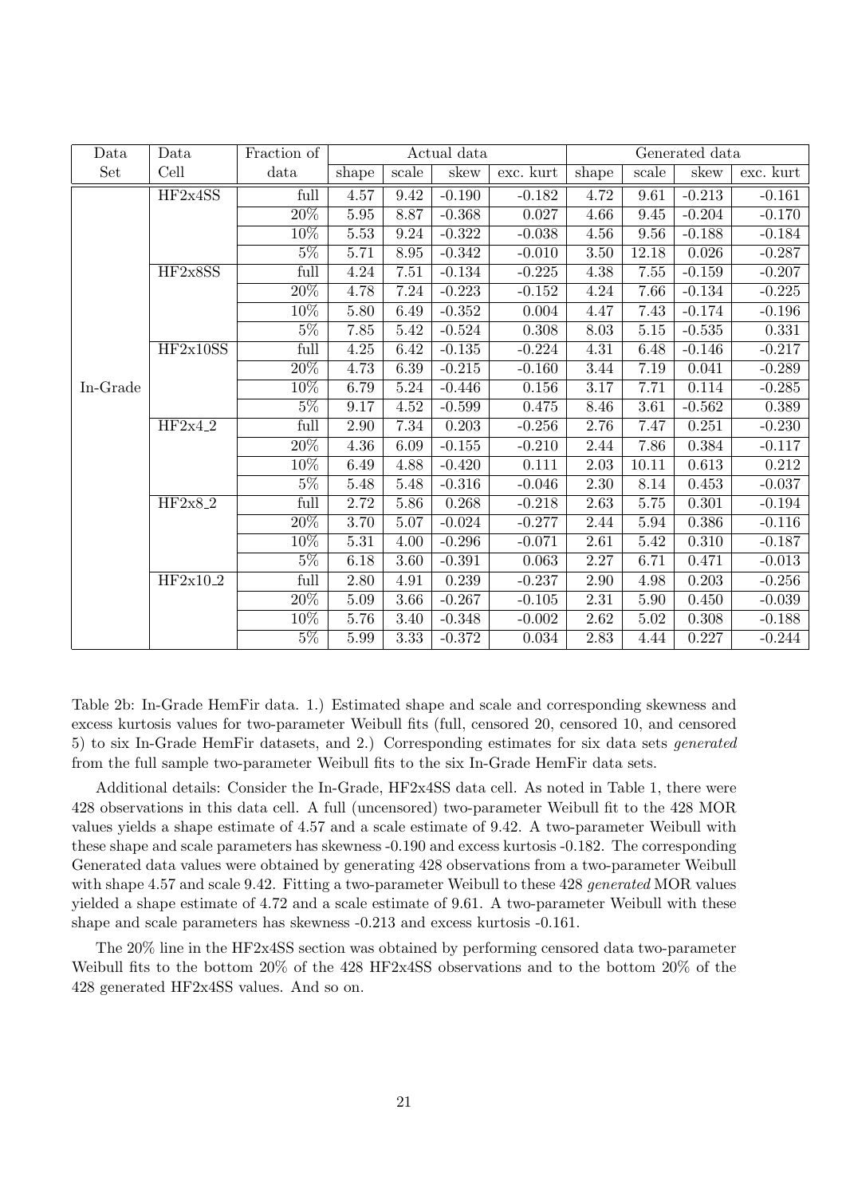| Data Set | Data Cell | Fraction of data | Actual data | | | | Generated data | | | |
|---|---|---|---|---|---|---|---|---|---|---|
| | | | shape | scale | skew | exc. kurt | shape | scale | skew | exc. kurt |
| In-Grade | HF2x4SS | full | 4.57 | 9.42 | -0.190 | -0.182 | 4.72 | 9.61 | -0.213 | -0.161 |
| | | 20% | 5.95 | 8.87 | -0.368 | 0.027 | 4.66 | 9.45 | -0.204 | -0.170 |
| | | 10% | 5.53 | 9.24 | -0.322 | -0.038 | 4.56 | 9.56 | -0.188 | -0.184 |
| | | 5% | 5.71 | 8.95 | -0.342 | -0.010 | 3.50 | 12.18 | 0.026 | -0.287 |
| | HF2x8SS | full | 4.24 | 7.51 | -0.134 | -0.225 | 4.38 | 7.55 | -0.159 | -0.207 |
| | | 20% | 4.78 | 7.24 | -0.223 | -0.152 | 4.24 | 7.66 | -0.134 | -0.225 |
| | | 10% | 5.80 | 6.49 | -0.352 | 0.004 | 4.47 | 7.43 | -0.174 | -0.196 |
| | | 5% | 7.85 | 5.42 | -0.524 | 0.308 | 8.03 | 5.15 | -0.535 | 0.331 |
| | HF2x10SS | full | 4.25 | 6.42 | -0.135 | -0.224 | 4.31 | 6.48 | -0.146 | -0.217 |
| | | 20% | 4.73 | 6.39 | -0.215 | -0.160 | 3.44 | 7.19 | 0.041 | -0.289 |
| | | 10% | 6.79 | 5.24 | -0.446 | 0.156 | 3.17 | 7.71 | 0.114 | -0.285 |
| | | 5% | 9.17 | 4.52 | -0.599 | 0.475 | 8.46 | 3.61 | -0.562 | 0.389 |
| | HF2x4_2 | full | 2.90 | 7.34 | 0.203 | -0.256 | 2.76 | 7.47 | 0.251 | -0.230 |
| | | 20% | 4.36 | 6.09 | -0.155 | -0.210 | 2.44 | 7.86 | 0.384 | -0.117 |
| | | 10% | 6.49 | 4.88 | -0.420 | 0.111 | 2.03 | 10.11 | 0.613 | 0.212 |
| | | 5% | 5.48 | 5.48 | -0.316 | -0.046 | 2.30 | 8.14 | 0.453 | -0.037 |
| | HF2x8_2 | full | 2.72 | 5.86 | 0.268 | -0.218 | 2.63 | 5.75 | 0.301 | -0.194 |
| | | 20% | 3.70 | 5.07 | -0.024 | -0.277 | 2.44 | 5.94 | 0.386 | -0.116 |
| | | 10% | 5.31 | 4.00 | -0.296 | -0.071 | 2.61 | 5.42 | 0.310 | -0.187 |
| | | 5% | 6.18 | 3.60 | -0.391 | 0.063 | 2.27 | 6.71 | 0.471 | -0.013 |
| | HF2x10_2 | full | 2.80 | 4.91 | 0.239 | -0.237 | 2.90 | 4.98 | 0.203 | -0.256 |
| | | 20% | 5.09 | 3.66 | -0.267 | -0.105 | 2.31 | 5.90 | 0.450 | -0.039 |
| | | 10% | 5.76 | 3.40 | -0.348 | -0.002 | 2.62 | 5.02 | 0.308 | -0.188 |
| | | 5% | 5.99 | 3.33 | -0.372 | 0.034 | 2.83 | 4.44 | 0.227 | -0.244 |

Table 2b: In-Grade HemFir data. 1.) Estimated shape and scale and corresponding skewness and excess kurtosis values for two-parameter Weibull fits (full, censored 20, censored 10, and censored 5) to six In-Grade HemFir datasets, and 2.) Corresponding estimates for six data sets *generated* from the full sample two-parameter Weibull fits to the six In-Grade HemFir data sets.

Additional details: Consider the In-Grade, HF2x4SS data cell. As noted in Table 1, there were 428 observations in this data cell. A full (uncensored) two-parameter Weibull fit to the 428 MOR values yields a shape estimate of 4.57 and a scale estimate of 9.42. A two-parameter Weibull with these shape and scale parameters has skewness -0.190 and excess kurtosis -0.182. The corresponding Generated data values were obtained by generating 428 observations from a two-parameter Weibull with shape 4.57 and scale 9.42. Fitting a two-parameter Weibull to these 428 *generated* MOR values yielded a shape estimate of 4.72 and a scale estimate of 9.61. A two-parameter Weibull with these shape and scale parameters has skewness -0.213 and excess kurtosis -0.161.

The 20% line in the HF2x4SS section was obtained by performing censored data two-parameter Weibull fits to the bottom 20% of the 428 HF2x4SS observations and to the bottom 20% of the 428 generated HF2x4SS values. And so on.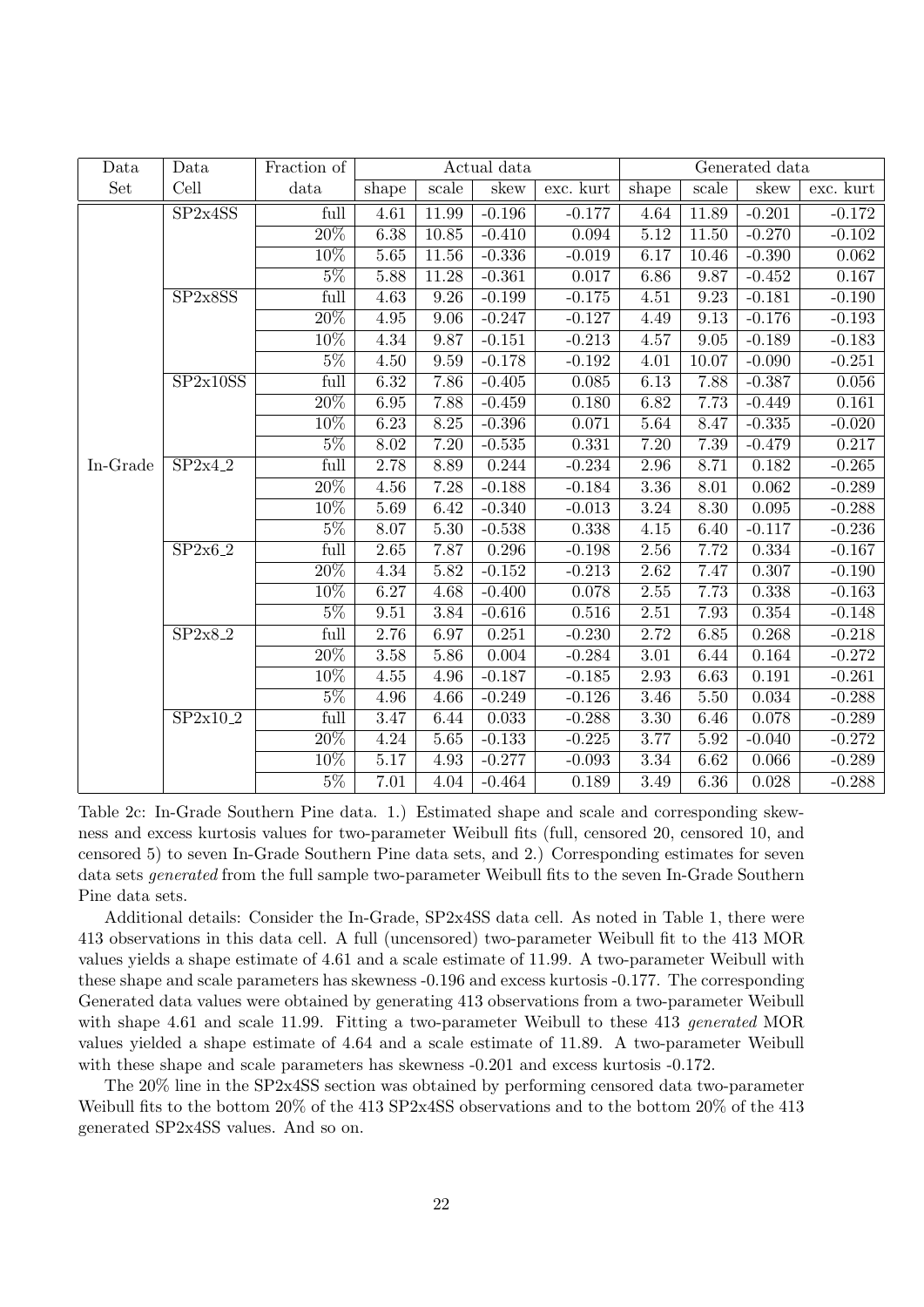| Data Set | Data Cell | Fraction of data | Actual data | | | | Generated data | | | |
|---|---|---|---|---|---|---|---|---|---|---|
| | | | shape | scale | skew | exc. kurt | shape | scale | skew | exc. kurt |
| In-Grade | SP2x4SS | full | 4.61 | 11.99 | -0.196 | -0.177 | 4.64 | 11.89 | -0.201 | -0.172 |
| | | 20% | 6.38 | 10.85 | -0.410 | 0.094 | 5.12 | 11.50 | -0.270 | -0.102 |
| | | 10% | 5.65 | 11.56 | -0.336 | -0.019 | 6.17 | 10.46 | -0.390 | 0.062 |
| | | 5% | 5.88 | 11.28 | -0.361 | 0.017 | 6.86 | 9.87 | -0.452 | 0.167 |
| | SP2x8SS | full | 4.63 | 9.26 | -0.199 | -0.175 | 4.51 | 9.23 | -0.181 | -0.190 |
| | | 20% | 4.95 | 9.06 | -0.247 | -0.127 | 4.49 | 9.13 | -0.176 | -0.193 |
| | | 10% | 4.34 | 9.87 | -0.151 | -0.213 | 4.57 | 9.05 | -0.189 | -0.183 |
| | | 5% | 4.50 | 9.59 | -0.178 | -0.192 | 4.01 | 10.07 | -0.090 | -0.251 |
| | SP2x10SS | full | 6.32 | 7.86 | -0.405 | 0.085 | 6.13 | 7.88 | -0.387 | 0.056 |
| | | 20% | 6.95 | 7.88 | -0.459 | 0.180 | 6.82 | 7.73 | -0.449 | 0.161 |
| | | 10% | 6.23 | 8.25 | -0.396 | 0.071 | 5.64 | 8.47 | -0.335 | -0.020 |
| | | 5% | 8.02 | 7.20 | -0.535 | 0.331 | 7.20 | 7.39 | -0.479 | 0.217 |
| | SP2x4_2 | full | 2.78 | 8.89 | 0.244 | -0.234 | 2.96 | 8.71 | 0.182 | -0.265 |
| | | 20% | 4.56 | 7.28 | -0.188 | -0.184 | 3.36 | 8.01 | 0.062 | -0.289 |
| | | 10% | 5.69 | 6.42 | -0.340 | -0.013 | 3.24 | 8.30 | 0.095 | -0.288 |
| | | 5% | 8.07 | 5.30 | -0.538 | 0.338 | 4.15 | 6.40 | -0.117 | -0.236 |
| | SP2x6_2 | full | 2.65 | 7.87 | 0.296 | -0.198 | 2.56 | 7.72 | 0.334 | -0.167 |
| | | 20% | 4.34 | 5.82 | -0.152 | -0.213 | 2.62 | 7.47 | 0.307 | -0.190 |
| | | 10% | 6.27 | 4.68 | -0.400 | 0.078 | 2.55 | 7.73 | 0.338 | -0.163 |
| | | 5% | 9.51 | 3.84 | -0.616 | 0.516 | 2.51 | 7.93 | 0.354 | -0.148 |
| | SP2x8_2 | full | 2.76 | 6.97 | 0.251 | -0.230 | 2.72 | 6.85 | 0.268 | -0.218 |
| | | 20% | 3.58 | 5.86 | 0.004 | -0.284 | 3.01 | 6.44 | 0.164 | -0.272 |
| | | 10% | 4.55 | 4.96 | -0.187 | -0.185 | 2.93 | 6.63 | 0.191 | -0.261 |
| | | 5% | 4.96 | 4.66 | -0.249 | -0.126 | 3.46 | 5.50 | 0.034 | -0.288 |
| | SP2x10_2 | full | 3.47 | 6.44 | 0.033 | -0.288 | 3.30 | 6.46 | 0.078 | -0.289 |
| | | 20% | 4.24 | 5.65 | -0.133 | -0.225 | 3.77 | 5.92 | -0.040 | -0.272 |
| | | 10% | 5.17 | 4.93 | -0.277 | -0.093 | 3.34 | 6.62 | 0.066 | -0.289 |
| | | 5% | 7.01 | 4.04 | -0.464 | 0.189 | 3.49 | 6.36 | 0.028 | -0.288 |

Table 2c: In-Grade Southern Pine data. 1.) Estimated shape and scale and corresponding skewness and excess kurtosis values for two-parameter Weibull fits (full, censored 20, censored 10, and censored 5) to seven In-Grade Southern Pine data sets, and 2.) Corresponding estimates for seven data sets *generated* from the full sample two-parameter Weibull fits to the seven In-Grade Southern Pine data sets.

Additional details: Consider the In-Grade, SP2x4SS data cell. As noted in Table 1, there were 413 observations in this data cell. A full (uncensored) two-parameter Weibull fit to the 413 MOR values yields a shape estimate of 4.61 and a scale estimate of 11.99. A two-parameter Weibull with these shape and scale parameters has skewness -0.196 and excess kurtosis -0.177. The corresponding Generated data values were obtained by generating 413 observations from a two-parameter Weibull with shape 4.61 and scale 11.99. Fitting a two-parameter Weibull to these 413 *generated* MOR values yielded a shape estimate of 4.64 and a scale estimate of 11.89. A two-parameter Weibull with these shape and scale parameters has skewness -0.201 and excess kurtosis -0.172.

The 20% line in the SP2x4SS section was obtained by performing censored data two-parameter Weibull fits to the bottom 20% of the 413 SP2x4SS observations and to the bottom 20% of the 413 generated SP2x4SS values. And so on.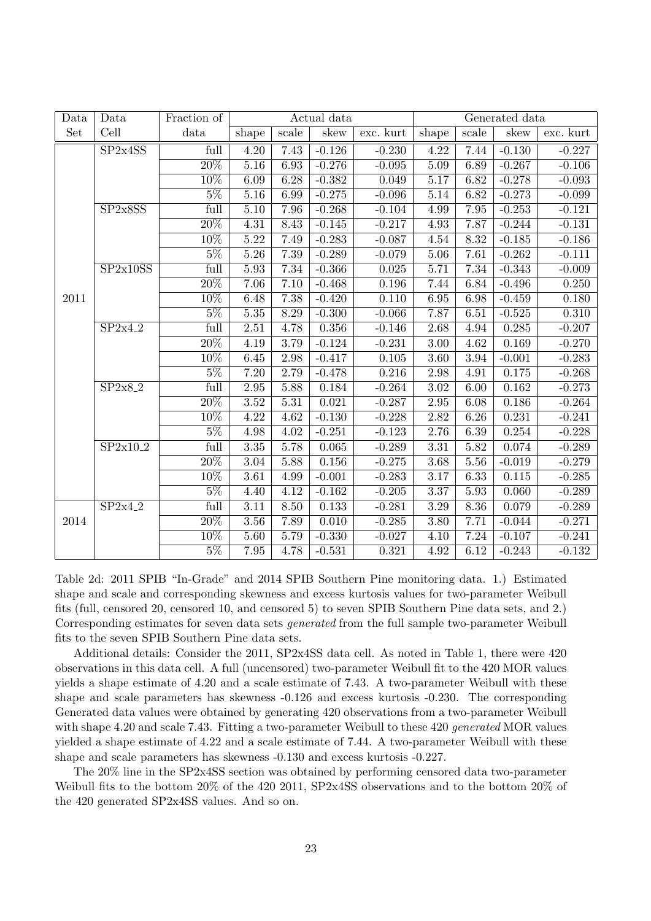| Data Set | Data Cell | Fraction of data | Actual data | | | | Generated data | | | |
|---|---|---|---|---|---|---|---|---|---|---|
| | | | shape | scale | skew | exc. kurt | shape | scale | skew | exc. kurt |
| 2011 | SP2x4SS | full | 4.20 | 7.43 | -0.126 | -0.230 | 4.22 | 7.44 | -0.130 | -0.227 |
| | | 20% | 5.16 | 6.93 | -0.276 | -0.095 | 5.09 | 6.89 | -0.267 | -0.106 |
| | | 10% | 6.09 | 6.28 | -0.382 | 0.049 | 5.17 | 6.82 | -0.278 | -0.093 |
| | | 5% | 5.16 | 6.99 | -0.275 | -0.096 | 5.14 | 6.82 | -0.273 | -0.099 |
| | SP2x8SS | full | 5.10 | 7.96 | -0.268 | -0.104 | 4.99 | 7.95 | -0.253 | -0.121 |
| | | 20% | 4.31 | 8.43 | -0.145 | -0.217 | 4.93 | 7.87 | -0.244 | -0.131 |
| | | 10% | 5.22 | 7.49 | -0.283 | -0.087 | 4.54 | 8.32 | -0.185 | -0.186 |
| | | 5% | 5.26 | 7.39 | -0.289 | -0.079 | 5.06 | 7.61 | -0.262 | -0.111 |
| | SP2x10SS | full | 5.93 | 7.34 | -0.366 | 0.025 | 5.71 | 7.34 | -0.343 | -0.009 |
| | | 20% | 7.06 | 7.10 | -0.468 | 0.196 | 7.44 | 6.84 | -0.496 | 0.250 |
| | | 10% | 6.48 | 7.38 | -0.420 | 0.110 | 6.95 | 6.98 | -0.459 | 0.180 |
| | | 5% | 5.35 | 8.29 | -0.300 | -0.066 | 7.87 | 6.51 | -0.525 | 0.310 |
| | SP2x4_2 | full | 2.51 | 4.78 | 0.356 | -0.146 | 2.68 | 4.94 | 0.285 | -0.207 |
| | | 20% | 4.19 | 3.79 | -0.124 | -0.231 | 3.00 | 4.62 | 0.169 | -0.270 |
| | | 10% | 6.45 | 2.98 | -0.417 | 0.105 | 3.60 | 3.94 | -0.001 | -0.283 |
| | | 5% | 7.20 | 2.79 | -0.478 | 0.216 | 2.98 | 4.91 | 0.175 | -0.268 |
| | SP2x8_2 | full | 2.95 | 5.88 | 0.184 | -0.264 | 3.02 | 6.00 | 0.162 | -0.273 |
| | | 20% | 3.52 | 5.31 | 0.021 | -0.287 | 2.95 | 6.08 | 0.186 | -0.264 |
| | | 10% | 4.22 | 4.62 | -0.130 | -0.228 | 2.82 | 6.26 | 0.231 | -0.241 |
| | | 5% | 4.98 | 4.02 | -0.251 | -0.123 | 2.76 | 6.39 | 0.254 | -0.228 |
| | SP2x10_2 | full | 3.35 | 5.78 | 0.065 | -0.289 | 3.31 | 5.82 | 0.074 | -0.289 |
| | | 20% | 3.04 | 5.88 | 0.156 | -0.275 | 3.68 | 5.56 | -0.019 | -0.279 |
| | | 10% | 3.61 | 4.99 | -0.001 | -0.283 | 3.17 | 6.33 | 0.115 | -0.285 |
| | | 5% | 4.40 | 4.12 | -0.162 | -0.205 | 3.37 | 5.93 | 0.060 | -0.289 |
| 2014 | SP2x4_2 | full | 3.11 | 8.50 | 0.133 | -0.281 | 3.29 | 8.36 | 0.079 | -0.289 |
| | | 20% | 3.56 | 7.89 | 0.010 | -0.285 | 3.80 | 7.71 | -0.044 | -0.271 |
| | | 10% | 5.60 | 5.79 | -0.330 | -0.027 | 4.10 | 7.24 | -0.107 | -0.241 |
| | | 5% | 7.95 | 4.78 | -0.531 | 0.321 | 4.92 | 6.12 | -0.243 | -0.132 |

Table 2d: 2011 SPIB "In-Grade" and 2014 SPIB Southern Pine monitoring data. 1.) Estimated shape and scale and corresponding skewness and excess kurtosis values for two-parameter Weibull fits (full, censored 20, censored 10, and censored 5) to seven SPIB Southern Pine data sets, and 2.) Corresponding estimates for seven data sets *generated* from the full sample two-parameter Weibull fits to the seven SPIB Southern Pine data sets.

Additional details: Consider the 2011, SP2x4SS data cell. As noted in Table 1, there were 420 observations in this data cell. A full (uncensored) two-parameter Weibull fit to the 420 MOR values yields a shape estimate of 4.20 and a scale estimate of 7.43. A two-parameter Weibull with these shape and scale parameters has skewness -0.126 and excess kurtosis -0.230. The corresponding Generated data values were obtained by generating 420 observations from a two-parameter Weibull with shape 4.20 and scale 7.43. Fitting a two-parameter Weibull to these 420 *generated* MOR values yielded a shape estimate of 4.22 and a scale estimate of 7.44. A two-parameter Weibull with these shape and scale parameters has skewness -0.130 and excess kurtosis -0.227.

The 20% line in the SP2x4SS section was obtained by performing censored data two-parameter Weibull fits to the bottom 20% of the 420 2011, SP2x4SS observations and to the bottom 20% of the 420 generated SP2x4SS values. And so on.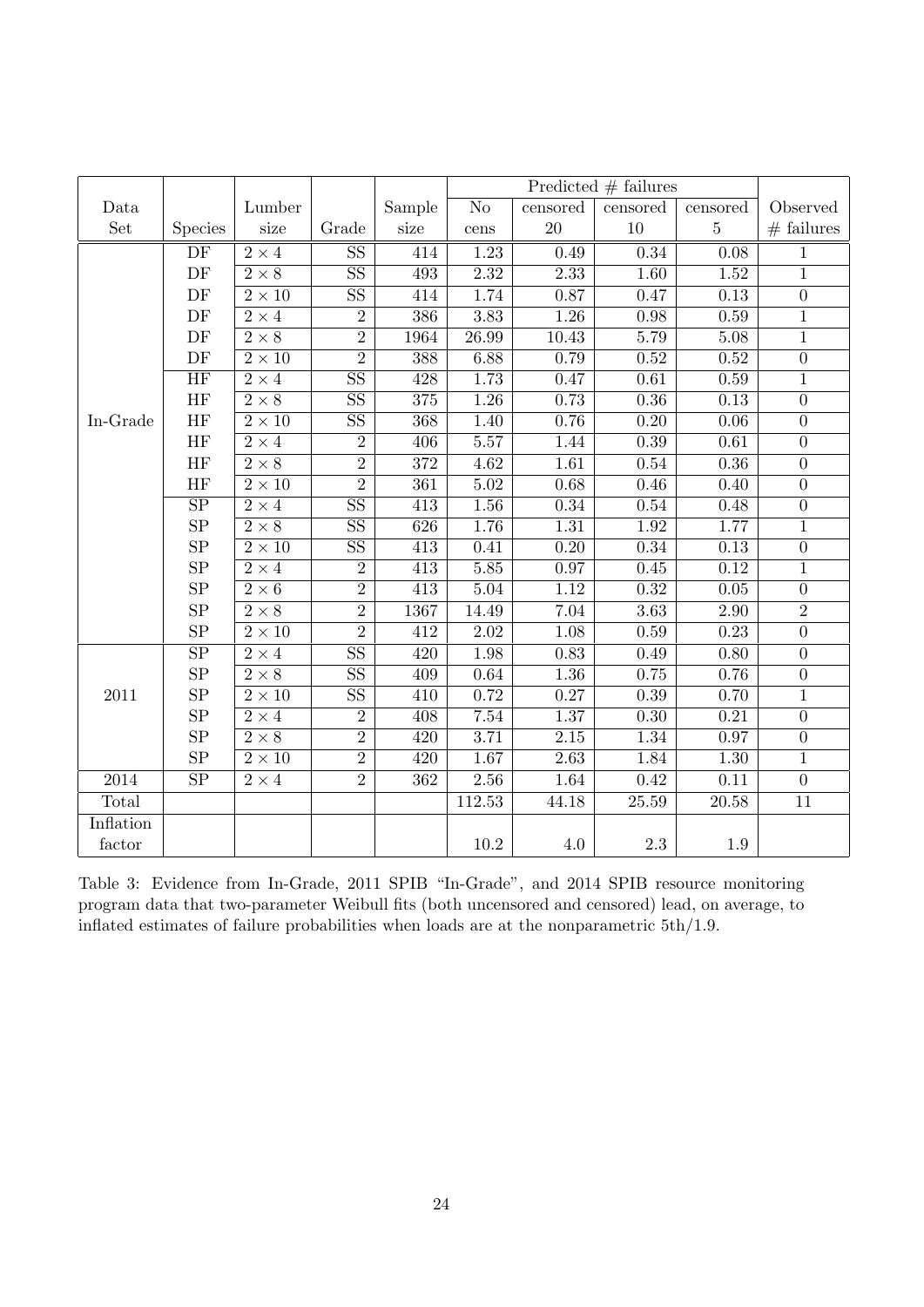| Data Set | Species | Lumber size | Grade | Sample size | Predicted # failures No cens | censored 20 | censored 10 | censored 5 | Observed # failures |
|---|---|---|---|---|---|---|---|---|---|
| In-Grade | DF | $2 \times 4$ | SS | 414 | 1.23 | 0.49 | 0.34 | 0.08 | 1 |
| | DF | $2 \times 8$ | SS | 493 | 2.32 | 2.33 | 1.60 | 1.52 | 1 |
| | DF | $2 \times 10$ | SS | 414 | 1.74 | 0.87 | 0.47 | 0.13 | 0 |
| | DF | $2 \times 4$ | 2 | 386 | 3.83 | 1.26 | 0.98 | 0.59 | 1 |
| | DF | $2 \times 8$ | 2 | 1964 | 26.99 | 10.43 | 5.79 | 5.08 | 1 |
| | DF | $2 \times 10$ | 2 | 388 | 6.88 | 0.79 | 0.52 | 0.52 | 0 |
| | HF | $2 \times 4$ | SS | 428 | 1.73 | 0.47 | 0.61 | 0.59 | 1 |
| | HF | $2 \times 8$ | SS | 375 | 1.26 | 0.73 | 0.36 | 0.13 | 0 |
| | HF | $2 \times 10$ | SS | 368 | 1.40 | 0.76 | 0.20 | 0.06 | 0 |
| | HF | $2 \times 4$ | 2 | 406 | 5.57 | 1.44 | 0.39 | 0.61 | 0 |
| | HF | $2 \times 8$ | 2 | 372 | 4.62 | 1.61 | 0.54 | 0.36 | 0 |
| | HF | $2 \times 10$ | 2 | 361 | 5.02 | 0.68 | 0.46 | 0.40 | 0 |
| | SP | $2 \times 4$ | SS | 413 | 1.56 | 0.34 | 0.54 | 0.48 | 0 |
| | SP | $2 \times 8$ | SS | 626 | 1.76 | 1.31 | 1.92 | 1.77 | 1 |
| | SP | $2 \times 10$ | SS | 413 | 0.41 | 0.20 | 0.34 | 0.13 | 0 |
| | SP | $2 \times 4$ | 2 | 413 | 5.85 | 0.97 | 0.45 | 0.12 | 1 |
| | SP | $2 \times 6$ | 2 | 413 | 5.04 | 1.12 | 0.32 | 0.05 | 0 |
| | SP | $2 \times 8$ | 2 | 1367 | 14.49 | 7.04 | 3.63 | 2.90 | 2 |
| | SP | $2 \times 10$ | 2 | 412 | 2.02 | 1.08 | 0.59 | 0.23 | 0 |
| 2011 | SP | $2 \times 4$ | SS | 420 | 1.98 | 0.83 | 0.49 | 0.80 | 0 |
| | SP | $2 \times 8$ | SS | 409 | 0.64 | 1.36 | 0.75 | 0.76 | 0 |
| | SP | $2 \times 10$ | SS | 410 | 0.72 | 0.27 | 0.39 | 0.70 | 1 |
| | SP | $2 \times 4$ | 2 | 408 | 7.54 | 1.37 | 0.30 | 0.21 | 0 |
| | SP | $2 \times 8$ | 2 | 420 | 3.71 | 2.15 | 1.34 | 0.97 | 0 |
| | SP | $2 \times 10$ | 2 | 420 | 1.67 | 2.63 | 1.84 | 1.30 | 1 |
| 2014 | SP | $2 \times 4$ | 2 | 362 | 2.56 | 1.64 | 0.42 | 0.11 | 0 |
| Total | | | | | 112.53 | 44.18 | 25.59 | 20.58 | 11 |
| Inflation factor | | | | | 10.2 | 4.0 | 2.3 | 1.9 | |

Table 3: Evidence from In-Grade, 2011 SPIB "In-Grade", and 2014 SPIB resource monitoring program data that two-parameter Weibull fits (both uncensored and censored) lead, on average, to inflated estimates of failure probabilities when loads are at the nonparametric 5th/1.9.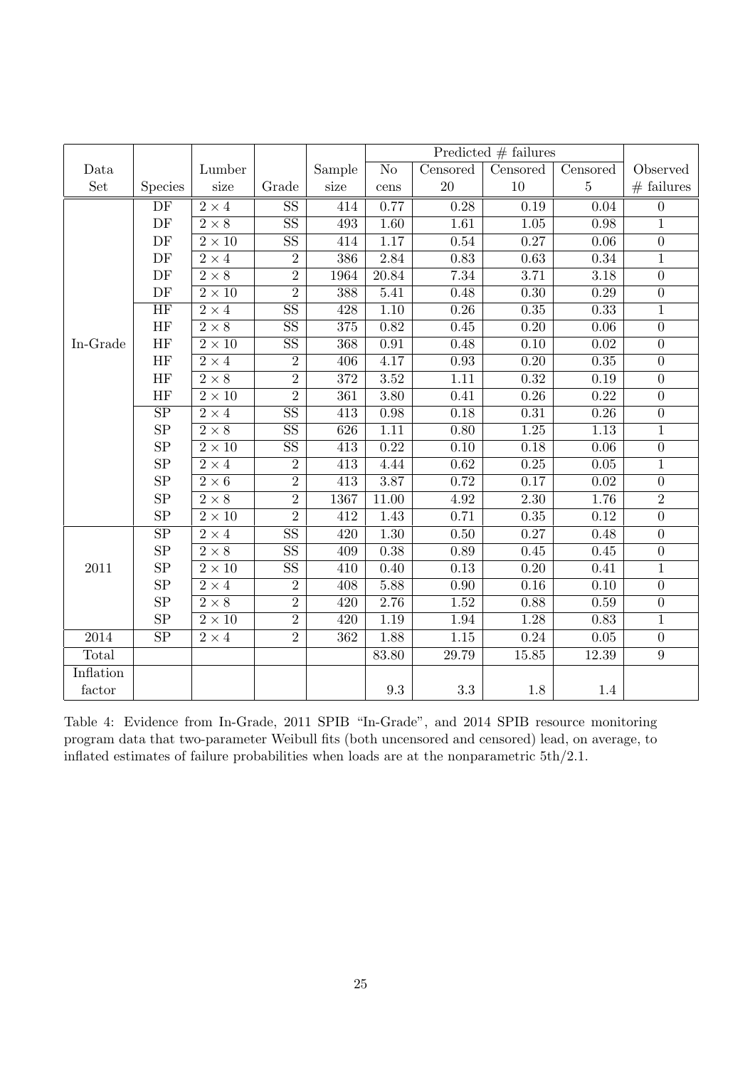| Data Set | Species | Lumber size | Grade | Sample size | Predicted # failures | | | | Observed # failures |
|---|---|---|---|---|---|---|---|---|---|
| | | | | | No cens | Censored 20 | Censored 10 | Censored 5 | |
| In-Grade | DF | $2 \times 4$ | SS | 414 | 0.77 | 0.28 | 0.19 | 0.04 | 0 |
| | DF | $2 \times 8$ | SS | 493 | 1.60 | 1.61 | 1.05 | 0.98 | 1 |
| | DF | $2 \times 10$ | SS | 414 | 1.17 | 0.54 | 0.27 | 0.06 | 0 |
| | DF | $2 \times 4$ | 2 | 386 | 2.84 | 0.83 | 0.63 | 0.34 | 1 |
| | DF | $2 \times 8$ | 2 | 1964 | 20.84 | 7.34 | 3.71 | 3.18 | 0 |
| | DF | $2 \times 10$ | 2 | 388 | 5.41 | 0.48 | 0.30 | 0.29 | 0 |
| | HF | $2 \times 4$ | SS | 428 | 1.10 | 0.26 | 0.35 | 0.33 | 1 |
| | HF | $2 \times 8$ | SS | 375 | 0.82 | 0.45 | 0.20 | 0.06 | 0 |
| | HF | $2 \times 10$ | SS | 368 | 0.91 | 0.48 | 0.10 | 0.02 | 0 |
| | HF | $2 \times 4$ | 2 | 406 | 4.17 | 0.93 | 0.20 | 0.35 | 0 |
| | HF | $2 \times 8$ | 2 | 372 | 3.52 | 1.11 | 0.32 | 0.19 | 0 |
| | HF | $2 \times 10$ | 2 | 361 | 3.80 | 0.41 | 0.26 | 0.22 | 0 |
| | SP | $2 \times 4$ | SS | 413 | 0.98 | 0.18 | 0.31 | 0.26 | 0 |
| | SP | $2 \times 8$ | SS | 626 | 1.11 | 0.80 | 1.25 | 1.13 | 1 |
| | SP | $2 \times 10$ | SS | 413 | 0.22 | 0.10 | 0.18 | 0.06 | 0 |
| | SP | $2 \times 4$ | 2 | 413 | 4.44 | 0.62 | 0.25 | 0.05 | 1 |
| | SP | $2 \times 6$ | 2 | 413 | 3.87 | 0.72 | 0.17 | 0.02 | 0 |
| | SP | $2 \times 8$ | 2 | 1367 | 11.00 | 4.92 | 2.30 | 1.76 | 2 |
| | SP | $2 \times 10$ | 2 | 412 | 1.43 | 0.71 | 0.35 | 0.12 | 0 |
| 2011 | SP | $2 \times 4$ | SS | 420 | 1.30 | 0.50 | 0.27 | 0.48 | 0 |
| | SP | $2 \times 8$ | SS | 409 | 0.38 | 0.89 | 0.45 | 0.45 | 0 |
| | SP | $2 \times 10$ | SS | 410 | 0.40 | 0.13 | 0.20 | 0.41 | 1 |
| | SP | $2 \times 4$ | 2 | 408 | 5.88 | 0.90 | 0.16 | 0.10 | 0 |
| | SP | $2 \times 8$ | 2 | 420 | 2.76 | 1.52 | 0.88 | 0.59 | 0 |
| | SP | $2 \times 10$ | 2 | 420 | 1.19 | 1.94 | 1.28 | 0.83 | 1 |
| 2014 | SP | $2 \times 4$ | 2 | 362 | 1.88 | 1.15 | 0.24 | 0.05 | 0 |
| Total | | | | | 83.80 | 29.79 | 15.85 | 12.39 | 9 |
| Inflation factor | | | | | 9.3 | 3.3 | 1.8 | 1.4 | |

Table 4: Evidence from In-Grade, 2011 SPIB "In-Grade", and 2014 SPIB resource monitoring program data that two-parameter Weibull fits (both uncensored and censored) lead, on average, to inflated estimates of failure probabilities when loads are at the nonparametric 5th/2.1.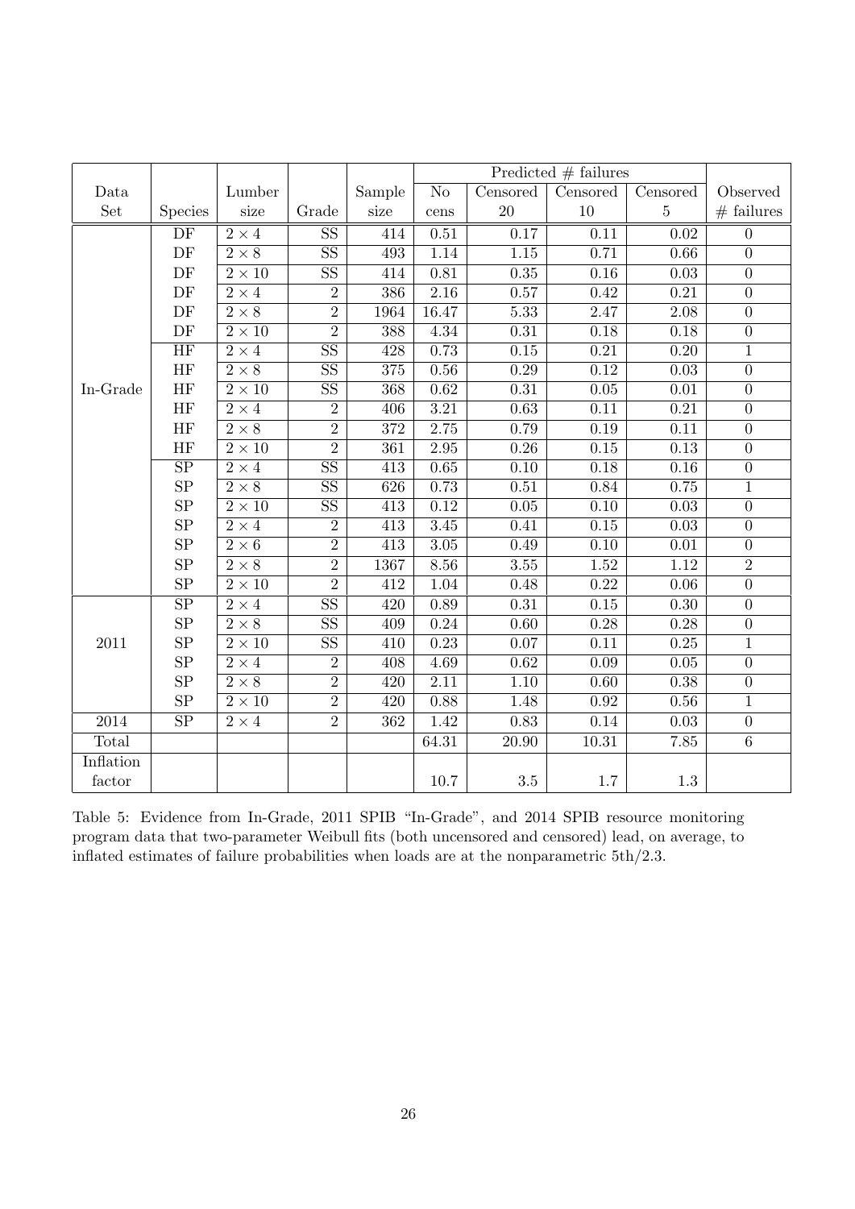| Data Set | Species | Lumber size | Grade | Sample size | Predicted # failures | | | | Observed # failures |
|---|---|---|---|---|---|---|---|---|---|
| | | | | | No cens | Censored 20 | Censored 10 | Censored 5 | |
| In-Grade | DF | $2 \times 4$ | SS | 414 | 0.51 | 0.17 | 0.11 | 0.02 | 0 |
| | DF | $2 \times 8$ | SS | 493 | 1.14 | 1.15 | 0.71 | 0.66 | 0 |
| | DF | $2 \times 10$ | SS | 414 | 0.81 | 0.35 | 0.16 | 0.03 | 0 |
| | DF | $2 \times 4$ | 2 | 386 | 2.16 | 0.57 | 0.42 | 0.21 | 0 |
| | DF | $2 \times 8$ | 2 | 1964 | 16.47 | 5.33 | 2.47 | 2.08 | 0 |
| | DF | $2 \times 10$ | 2 | 388 | 4.34 | 0.31 | 0.18 | 0.18 | 0 |
| | HF | $2 \times 4$ | SS | 428 | 0.73 | 0.15 | 0.21 | 0.20 | 1 |
| | HF | $2 \times 8$ | SS | 375 | 0.56 | 0.29 | 0.12 | 0.03 | 0 |
| | HF | $2 \times 10$ | SS | 368 | 0.62 | 0.31 | 0.05 | 0.01 | 0 |
| | HF | $2 \times 4$ | 2 | 406 | 3.21 | 0.63 | 0.11 | 0.21 | 0 |
| | HF | $2 \times 8$ | 2 | 372 | 2.75 | 0.79 | 0.19 | 0.11 | 0 |
| | HF | $2 \times 10$ | 2 | 361 | 2.95 | 0.26 | 0.15 | 0.13 | 0 |
| | SP | $2 \times 4$ | SS | 413 | 0.65 | 0.10 | 0.18 | 0.16 | 0 |
| | SP | $2 \times 8$ | SS | 626 | 0.73 | 0.51 | 0.84 | 0.75 | 1 |
| | SP | $2 \times 10$ | SS | 413 | 0.12 | 0.05 | 0.10 | 0.03 | 0 |
| | SP | $2 \times 4$ | 2 | 413 | 3.45 | 0.41 | 0.15 | 0.03 | 0 |
| | SP | $2 \times 6$ | 2 | 413 | 3.05 | 0.49 | 0.10 | 0.01 | 0 |
| | SP | $2 \times 8$ | 2 | 1367 | 8.56 | 3.55 | 1.52 | 1.12 | 2 |
| | SP | $2 \times 10$ | 2 | 412 | 1.04 | 0.48 | 0.22 | 0.06 | 0 |
| 2011 | SP | $2 \times 4$ | SS | 420 | 0.89 | 0.31 | 0.15 | 0.30 | 0 |
| | SP | $2 \times 8$ | SS | 409 | 0.24 | 0.60 | 0.28 | 0.28 | 0 |
| | SP | $2 \times 10$ | SS | 410 | 0.23 | 0.07 | 0.11 | 0.25 | 1 |
| | SP | $2 \times 4$ | 2 | 408 | 4.69 | 0.62 | 0.09 | 0.05 | 0 |
| | SP | $2 \times 8$ | 2 | 420 | 2.11 | 1.10 | 0.60 | 0.38 | 0 |
| | SP | $2 \times 10$ | 2 | 420 | 0.88 | 1.48 | 0.92 | 0.56 | 1 |
| 2014 | SP | $2 \times 4$ | 2 | 362 | 1.42 | 0.83 | 0.14 | 0.03 | 0 |
| Total | | | | | 64.31 | 20.90 | 10.31 | 7.85 | 6 |
| Inflation factor | | | | | 10.7 | 3.5 | 1.7 | 1.3 | |

Table 5: Evidence from In-Grade, 2011 SPIB "In-Grade", and 2014 SPIB resource monitoring program data that two-parameter Weibull fits (both uncensored and censored) lead, on average, to inflated estimates of failure probabilities when loads are at the nonparametric 5th/2.3.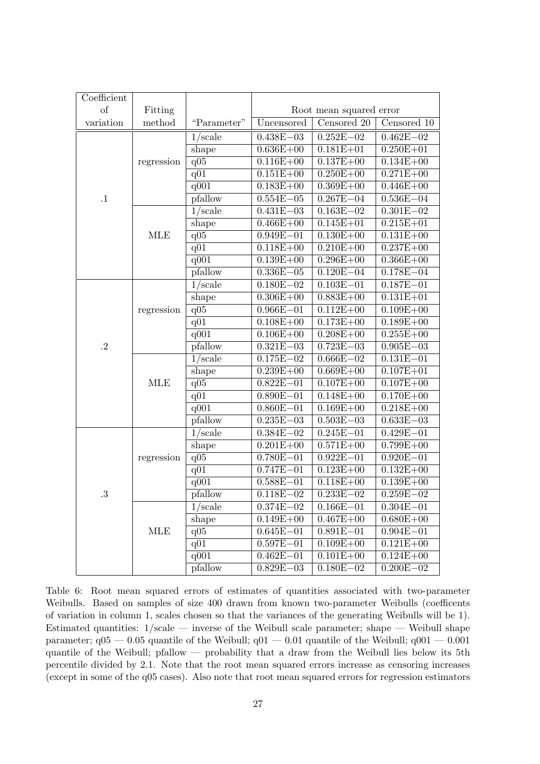| Coefficient of variation | Fitting method | "Parameter" | Root mean squared error | | |
|---|---|---|---|---|---|
| | | | Uncensored | Censored 20 | Censored 10 |
| .1 | regression | 1/scale | 0.438E−03 | 0.252E−02 | 0.462E−02 |
| | | shape | 0.636E+00 | 0.181E+01 | 0.250E+01 |
| | | q05 | 0.116E+00 | 0.137E+00 | 0.134E+00 |
| | | q01 | 0.151E+00 | 0.250E+00 | 0.271E+00 |
| | | q001 | 0.183E+00 | 0.369E+00 | 0.446E+00 |
| | | pfallow | 0.554E−05 | 0.267E−04 | 0.536E−04 |
| | MLE | 1/scale | 0.431E−03 | 0.163E−02 | 0.301E−02 |
| | | shape | 0.466E+00 | 0.145E+01 | 0.215E+01 |
| | | q05 | 0.949E−01 | 0.130E+00 | 0.131E+00 |
| | | q01 | 0.118E+00 | 0.210E+00 | 0.237E+00 |
| | | q001 | 0.139E+00 | 0.296E+00 | 0.366E+00 |
| | | pfallow | 0.336E−05 | 0.120E−04 | 0.178E−04 |
| .2 | regression | 1/scale | 0.180E−02 | 0.103E−01 | 0.187E−01 |
| | | shape | 0.306E+00 | 0.883E+00 | 0.131E+01 |
| | | q05 | 0.966E−01 | 0.112E+00 | 0.109E+00 |
| | | q01 | 0.108E+00 | 0.173E+00 | 0.189E+00 |
| | | q001 | 0.106E+00 | 0.208E+00 | 0.255E+00 |
| | | pfallow | 0.321E−03 | 0.723E−03 | 0.905E−03 |
| | MLE | 1/scale | 0.175E−02 | 0.666E−02 | 0.131E−01 |
| | | shape | 0.239E+00 | 0.669E+00 | 0.107E+01 |
| | | q05 | 0.822E−01 | 0.107E+00 | 0.107E+00 |
| | | q01 | 0.890E−01 | 0.148E+00 | 0.170E+00 |
| | | q001 | 0.860E−01 | 0.169E+00 | 0.218E+00 |
| | | pfallow | 0.235E−03 | 0.503E−03 | 0.633E−03 |
| .3 | regression | 1/scale | 0.384E−02 | 0.245E−01 | 0.429E−01 |
| | | shape | 0.201E+00 | 0.571E+00 | 0.799E+00 |
| | | q05 | 0.780E−01 | 0.922E−01 | 0.920E−01 |
| | | q01 | 0.747E−01 | 0.123E+00 | 0.132E+00 |
| | | q001 | 0.588E−01 | 0.118E+00 | 0.139E+00 |
| | | pfallow | 0.118E−02 | 0.233E−02 | 0.259E−02 |
| | MLE | 1/scale | 0.374E−02 | 0.166E−01 | 0.304E−01 |
| | | shape | 0.149E+00 | 0.467E+00 | 0.680E+00 |
| | | q05 | 0.645E−01 | 0.891E−01 | 0.904E−01 |
| | | q01 | 0.597E−01 | 0.109E+00 | 0.121E+00 |
| | | q001 | 0.462E−01 | 0.101E+00 | 0.124E+00 |
| | | pfallow | 0.829E−03 | 0.180E−02 | 0.200E−02 |

Table 6: Root mean squared errors of estimates of quantities associated with two-parameter Weibulls. Based on samples of size 400 drawn from known two-parameter Weibulls (coefficents of variation in column 1, scales chosen so that the variances of the generating Weibulls will be 1). Estimated quantities: 1/scale — inverse of the Weibull scale parameter; shape — Weibull shape parameter; q05 — 0.05 quantile of the Weibull; q01 — 0.01 quantile of the Weibull; q001 — 0.001 quantile of the Weibull; pfallow — probability that a draw from the Weibull lies below its 5th percentile divided by 2.1. Note that the root mean squared errors increase as censoring increases (except in some of the q05 cases). Also note that root mean squared errors for regression estimators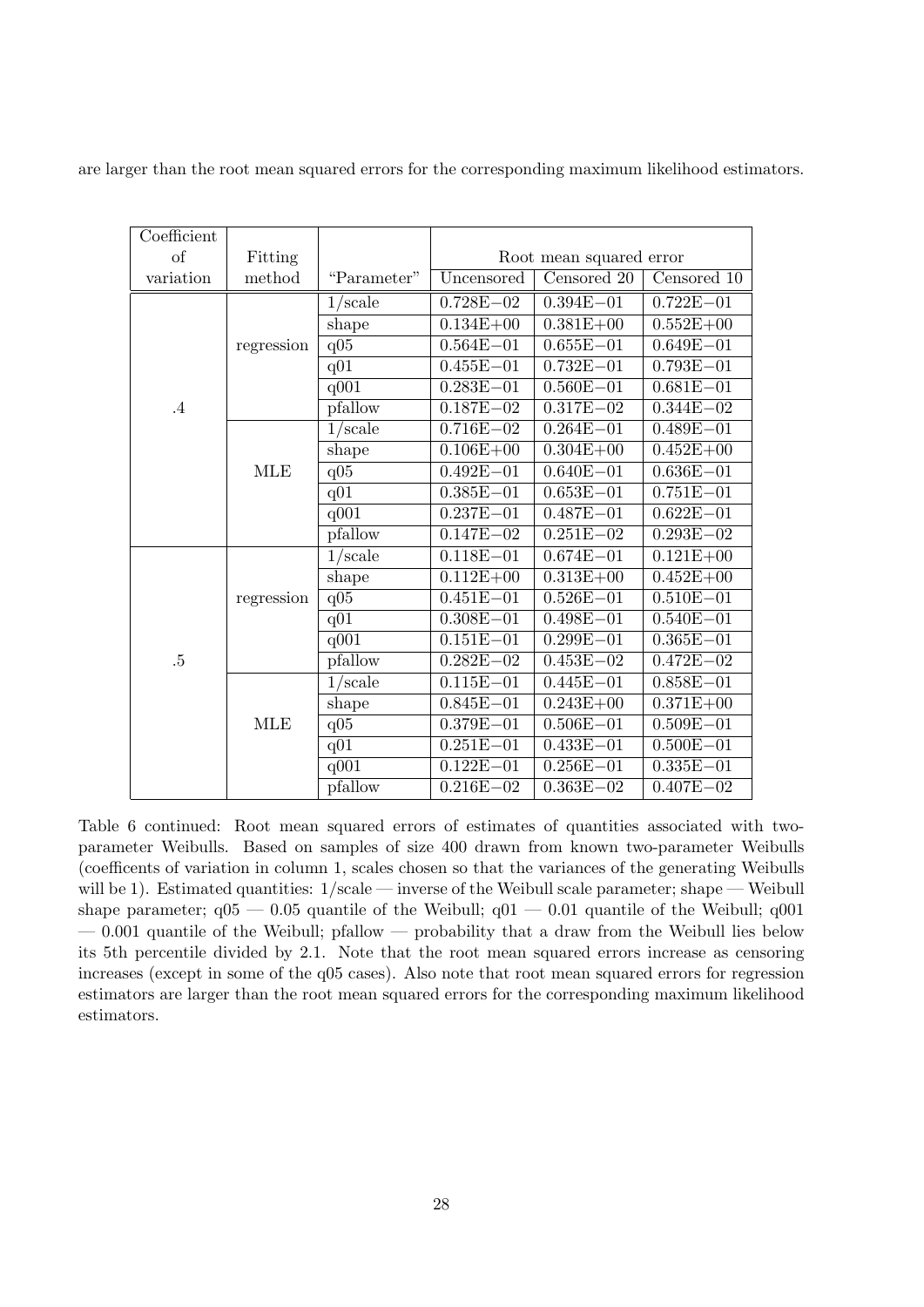are larger than the root mean squared errors for the corresponding maximum likelihood estimators.

| Coefficient of variation | Fitting method | "Parameter" | Root mean squared error | | |
|---|---|---|---|---|---|
| | | | Uncensored | Censored 20 | Censored 10 |
| .4 | regression | 1/scale | 0.728E−02 | 0.394E−01 | 0.722E−01 |
| | | shape | 0.134E+00 | 0.381E+00 | 0.552E+00 |
| | | q05 | 0.564E−01 | 0.655E−01 | 0.649E−01 |
| | | q01 | 0.455E−01 | 0.732E−01 | 0.793E−01 |
| | | q001 | 0.283E−01 | 0.560E−01 | 0.681E−01 |
| | | pfallow | 0.187E−02 | 0.317E−02 | 0.344E−02 |
| | MLE | 1/scale | 0.716E−02 | 0.264E−01 | 0.489E−01 |
| | | shape | 0.106E+00 | 0.304E+00 | 0.452E+00 |
| | | q05 | 0.492E−01 | 0.640E−01 | 0.636E−01 |
| | | q01 | 0.385E−01 | 0.653E−01 | 0.751E−01 |
| | | q001 | 0.237E−01 | 0.487E−01 | 0.622E−01 |
| | | pfallow | 0.147E−02 | 0.251E−02 | 0.293E−02 |
| .5 | regression | 1/scale | 0.118E−01 | 0.674E−01 | 0.121E+00 |
| | | shape | 0.112E+00 | 0.313E+00 | 0.452E+00 |
| | | q05 | 0.451E−01 | 0.526E−01 | 0.510E−01 |
| | | q01 | 0.308E−01 | 0.498E−01 | 0.540E−01 |
| | | q001 | 0.151E−01 | 0.299E−01 | 0.365E−01 |
| | | pfallow | 0.282E−02 | 0.453E−02 | 0.472E−02 |
| | MLE | 1/scale | 0.115E−01 | 0.445E−01 | 0.858E−01 |
| | | shape | 0.845E−01 | 0.243E+00 | 0.371E+00 |
| | | q05 | 0.379E−01 | 0.506E−01 | 0.509E−01 |
| | | q01 | 0.251E−01 | 0.433E−01 | 0.500E−01 |
| | | q001 | 0.122E−01 | 0.256E−01 | 0.335E−01 |
| | | pfallow | 0.216E−02 | 0.363E−02 | 0.407E−02 |

Table 6 continued: Root mean squared errors of estimates of quantities associated with two-parameter Weibulls. Based on samples of size 400 drawn from known two-parameter Weibulls (coefficents of variation in column 1, scales chosen so that the variances of the generating Weibulls will be 1). Estimated quantities: 1/scale — inverse of the Weibull scale parameter; shape — Weibull shape parameter; q05 — 0.05 quantile of the Weibull; q01 — 0.01 quantile of the Weibull; q001 — 0.001 quantile of the Weibull; pfallow — probability that a draw from the Weibull lies below its 5th percentile divided by 2.1. Note that the root mean squared errors increase as censoring increases (except in some of the q05 cases). Also note that root mean squared errors for regression estimators are larger than the root mean squared errors for the corresponding maximum likelihood estimators.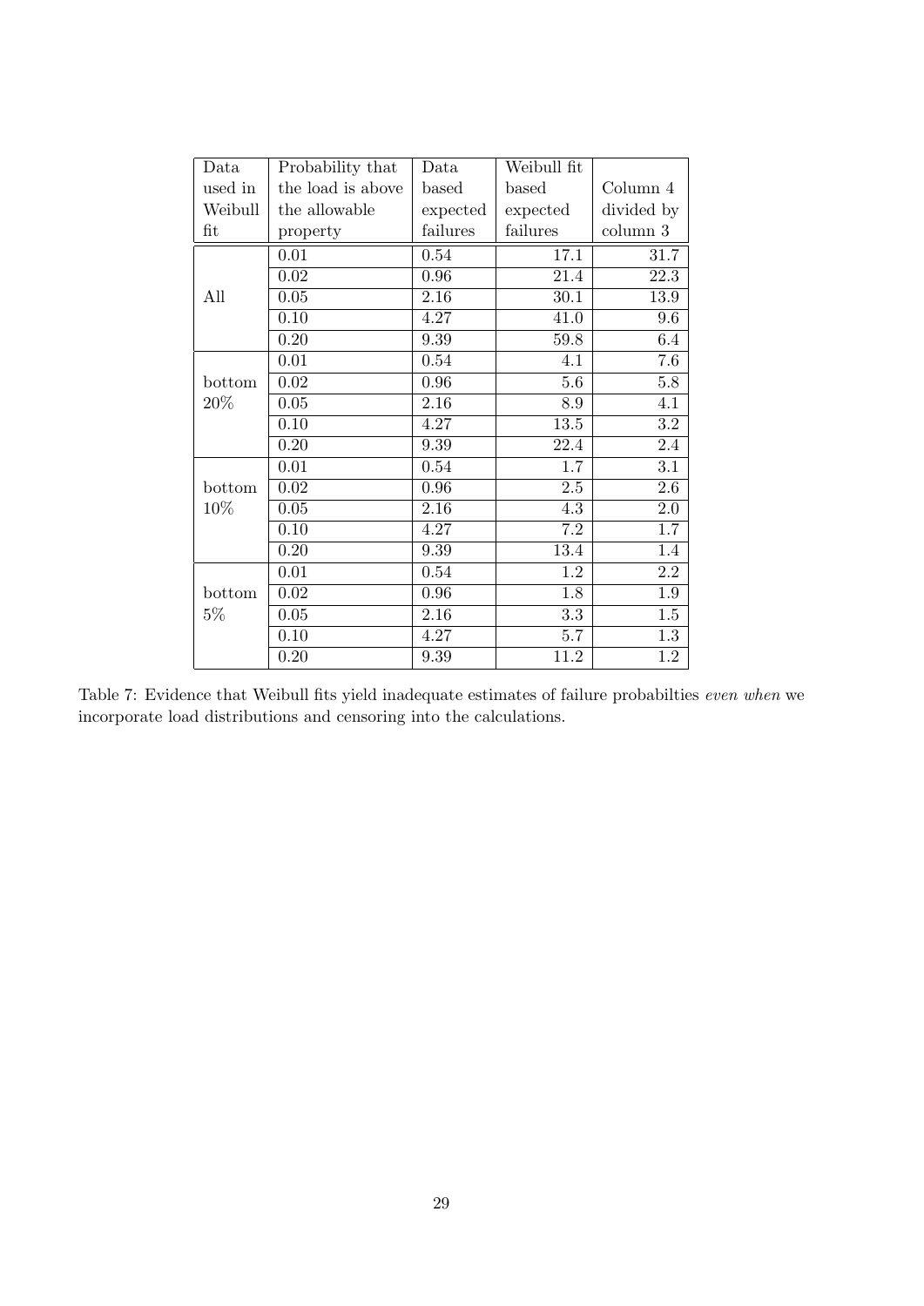| Data used in Weibull fit | Probability that the load is above the allowable property | Data based expected failures | Weibull fit based expected failures | Column 4 divided by column 3 |
|---|---|---|---|---|
| All | 0.01 | 0.54 | 17.1 | 31.7 |
| | 0.02 | 0.96 | 21.4 | 22.3 |
| | 0.05 | 2.16 | 30.1 | 13.9 |
| | 0.10 | 4.27 | 41.0 | 9.6 |
| | 0.20 | 9.39 | 59.8 | 6.4 |
| bottom 20% | 0.01 | 0.54 | 4.1 | 7.6 |
| | 0.02 | 0.96 | 5.6 | 5.8 |
| | 0.05 | 2.16 | 8.9 | 4.1 |
| | 0.10 | 4.27 | 13.5 | 3.2 |
| | 0.20 | 9.39 | 22.4 | 2.4 |
| bottom 10% | 0.01 | 0.54 | 1.7 | 3.1 |
| | 0.02 | 0.96 | 2.5 | 2.6 |
| | 0.05 | 2.16 | 4.3 | 2.0 |
| | 0.10 | 4.27 | 7.2 | 1.7 |
| | 0.20 | 9.39 | 13.4 | 1.4 |
| bottom 5% | 0.01 | 0.54 | 1.2 | 2.2 |
| | 0.02 | 0.96 | 1.8 | 1.9 |
| | 0.05 | 2.16 | 3.3 | 1.5 |
| | 0.10 | 4.27 | 5.7 | 1.3 |
| | 0.20 | 9.39 | 11.2 | 1.2 |

Table 7: Evidence that Weibull fits yield inadequate estimates of failure probabilties *even when* we incorporate load distributions and censoring into the calculations.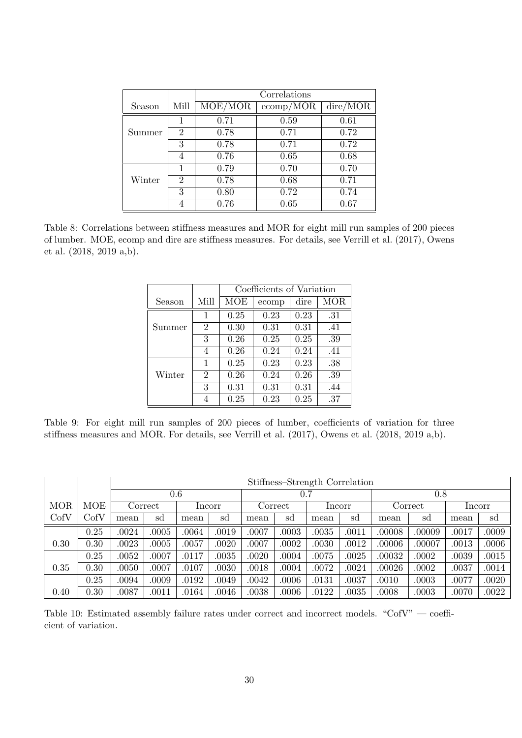| Season | Mill | Correlations | | |
|---|---|---|---|---|
| | | MOE/MOR | ecomp/MOR | dire/MOR |
| Summer | 1 | 0.71 | 0.59 | 0.61 |
| | 2 | 0.78 | 0.71 | 0.72 |
| | 3 | 0.78 | 0.71 | 0.72 |
| | 4 | 0.76 | 0.65 | 0.68 |
| Winter | 1 | 0.79 | 0.70 | 0.70 |
| | 2 | 0.78 | 0.68 | 0.71 |
| | 3 | 0.80 | 0.72 | 0.74 |
| | 4 | 0.76 | 0.65 | 0.67 |

Table 8: Correlations between stiffness measures and MOR for eight mill run samples of 200 pieces of lumber. MOE, ecomp and dire are stiffness measures. For details, see Verrill et al. (2017), Owens et al. (2018, 2019 a,b).

| Season | Mill | Coefficients of Variation | | | |
|---|---|---|---|---|---|
| | | MOE | ecomp | dire | MOR |
| Summer | 1 | 0.25 | 0.23 | 0.23 | .31 |
| | 2 | 0.30 | 0.31 | 0.31 | .41 |
| | 3 | 0.26 | 0.25 | 0.25 | .39 |
| | 4 | 0.26 | 0.24 | 0.24 | .41 |
| Winter | 1 | 0.25 | 0.23 | 0.23 | .38 |
| | 2 | 0.26 | 0.24 | 0.26 | .39 |
| | 3 | 0.31 | 0.31 | 0.31 | .44 |
| | 4 | 0.25 | 0.23 | 0.25 | .37 |

Table 9: For eight mill run samples of 200 pieces of lumber, coefficients of variation for three stiffness measures and MOR. For details, see Verrill et al. (2017), Owens et al. (2018, 2019 a,b).

| | | Stiffness–Strength Correlation | | | | | | | | | | | |
|---|---|---|---|---|---|---|---|---|---|---|---|---|---|
| | | 0.6 | | | | 0.7 | | | | 0.8 | | | |
| MOR | MOE | Correct | | Incorr | | Correct | | Incorr | | Correct | | Incorr | |
| CofV | CofV | mean | sd | mean | sd | mean | sd | mean | sd | mean | sd | mean | sd |
| | 0.25 | .0024 | .0005 | .0064 | .0019 | .0007 | .0003 | .0035 | .0011 | .00008 | .00009 | .0017 | .0009 |
| 0.30 | 0.30 | .0023 | .0005 | .0057 | .0020 | .0007 | .0002 | .0030 | .0012 | .00006 | .00007 | .0013 | .0006 |
| | 0.25 | .0052 | .0007 | .0117 | .0035 | .0020 | .0004 | .0075 | .0025 | .00032 | .0002 | .0039 | .0015 |
| 0.35 | 0.30 | .0050 | .0007 | .0107 | .0030 | .0018 | .0004 | .0072 | .0024 | .00026 | .0002 | .0037 | .0014 |
| | 0.25 | .0094 | .0009 | .0192 | .0049 | .0042 | .0006 | .0131 | .0037 | .0010 | .0003 | .0077 | .0020 |
| 0.40 | 0.30 | .0087 | .0011 | .0164 | .0046 | .0038 | .0006 | .0122 | .0035 | .0008 | .0003 | .0070 | .0022 |

Table 10: Estimated assembly failure rates under correct and incorrect models. "CofV" — coefficient of variation.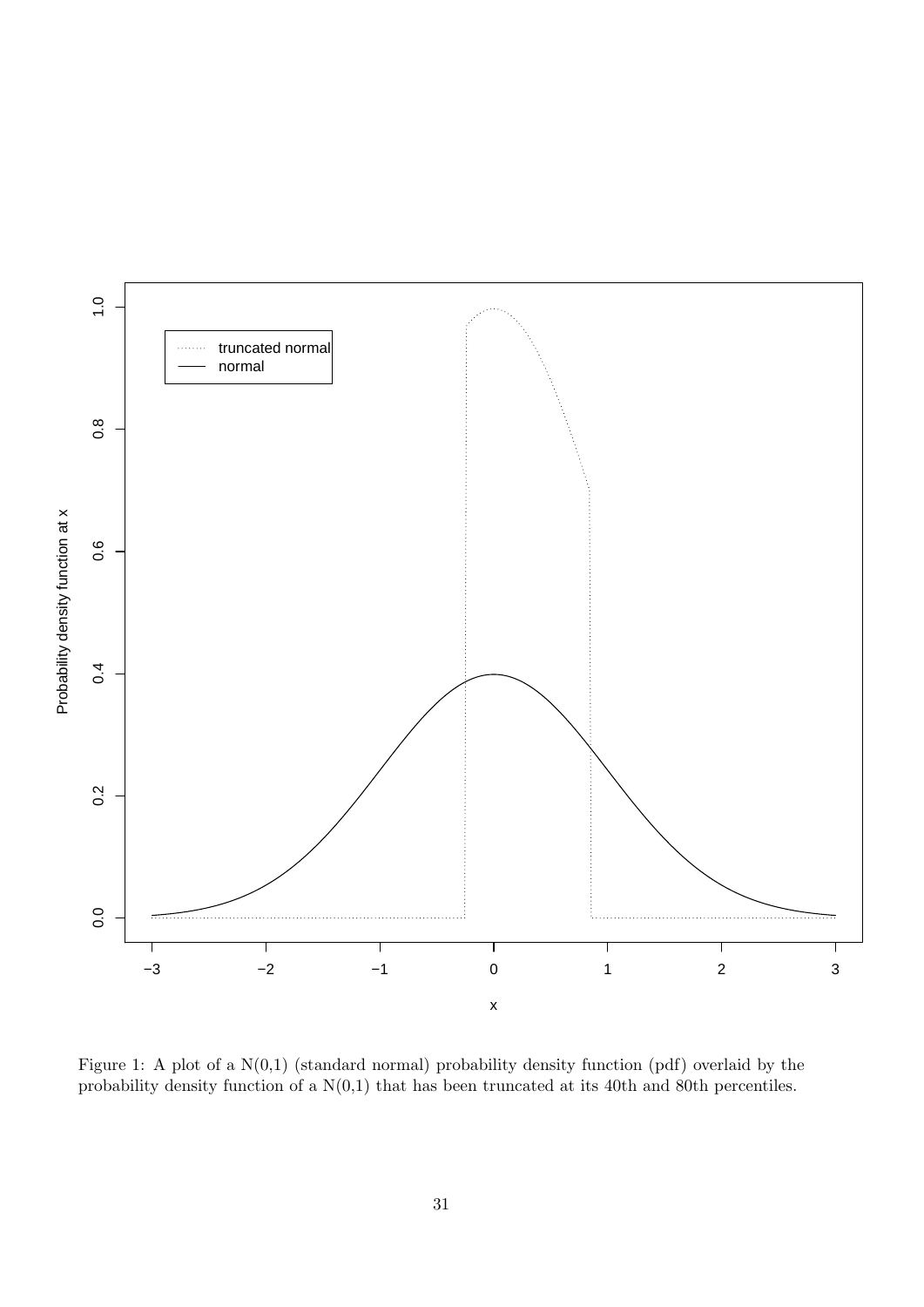Figure 1: A plot of a N(0,1) (standard normal) probability density function (pdf) overlaid by the probability density function of a N(0,1) that has been truncated at its 40th and 80th percentiles.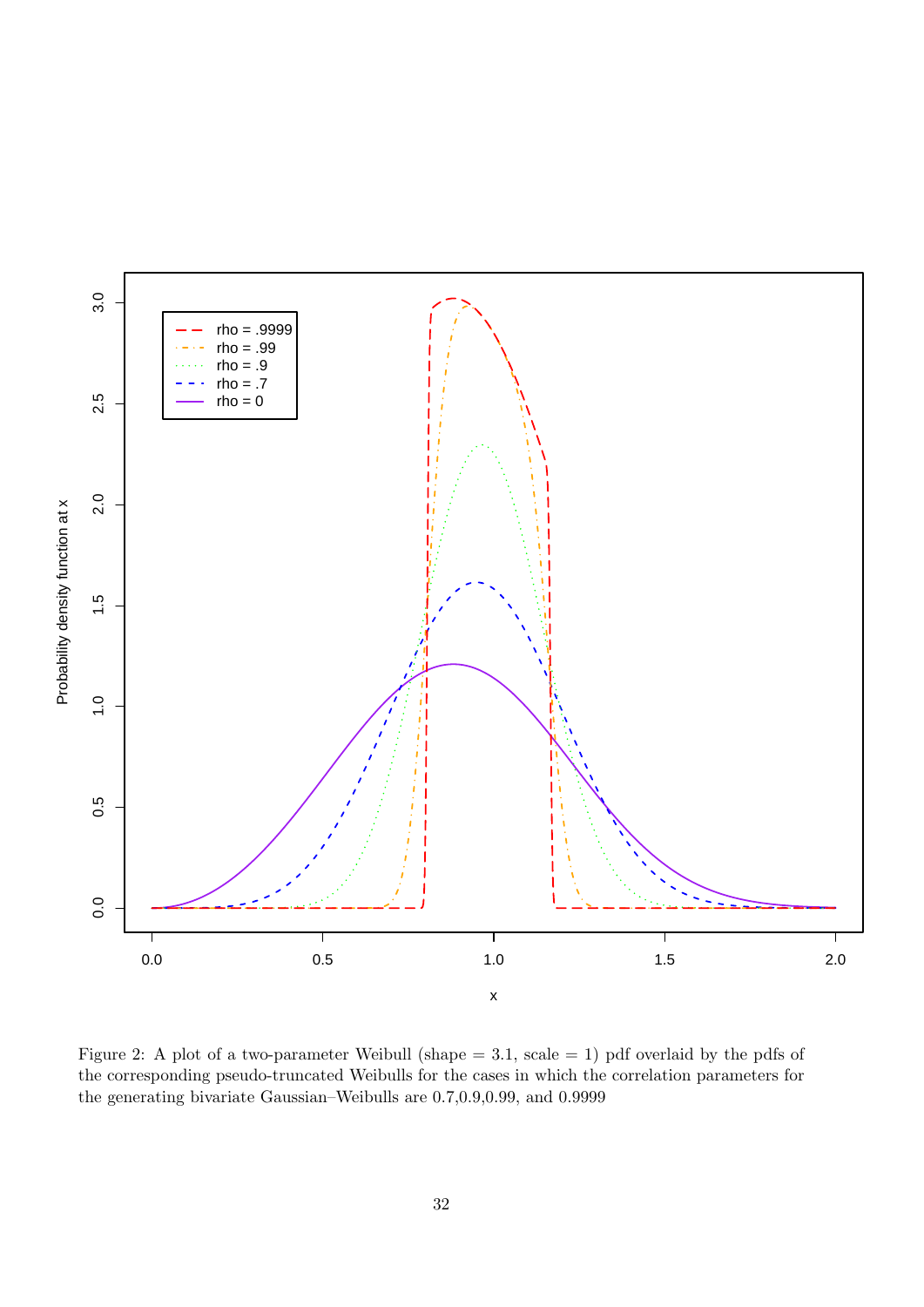Figure 2: A plot of a two-parameter Weibull (shape = 3.1, scale = 1) pdf overlaid by the pdfs of the corresponding pseudo-truncated Weibulls for the cases in which the correlation parameters for the generating bivariate Gaussian–Weibulls are 0.7,0.9,0.99, and 0.9999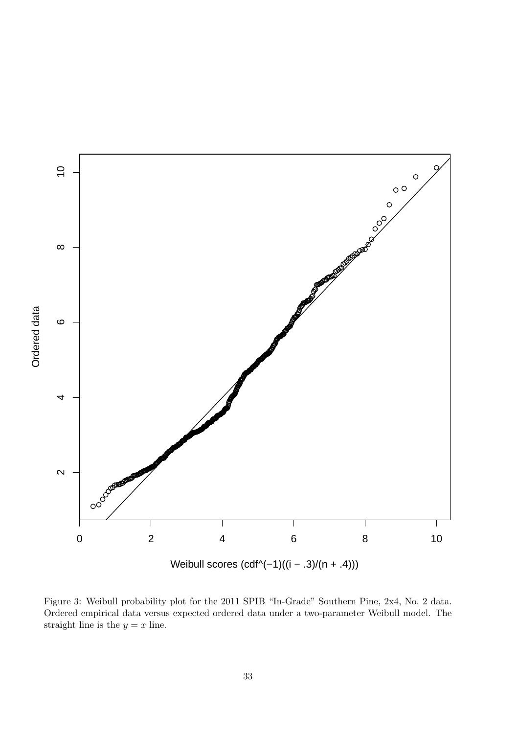Figure 3: Weibull probability plot for the 2011 SPIB "In-Grade" Southern Pine, 2x4, No. 2 data. Ordered empirical data versus expected ordered data under a two-parameter Weibull model. The straight line is the $y = x$ line.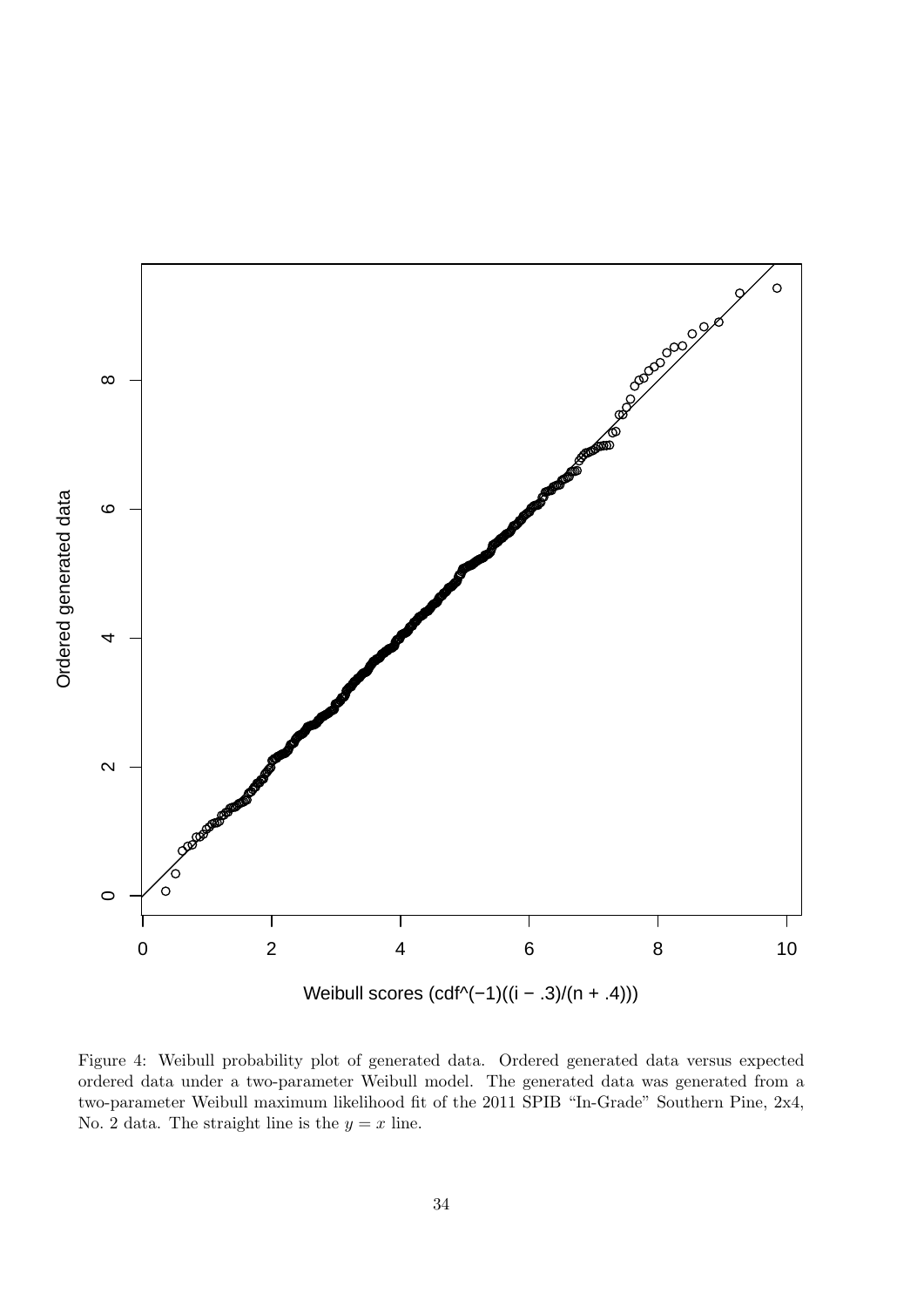Figure 4: Weibull probability plot of generated data. Ordered generated data versus expected ordered data under a two-parameter Weibull model. The generated data was generated from a two-parameter Weibull maximum likelihood fit of the 2011 SPIB "In-Grade" Southern Pine, 2x4, No. 2 data. The straight line is the $y = x$ line.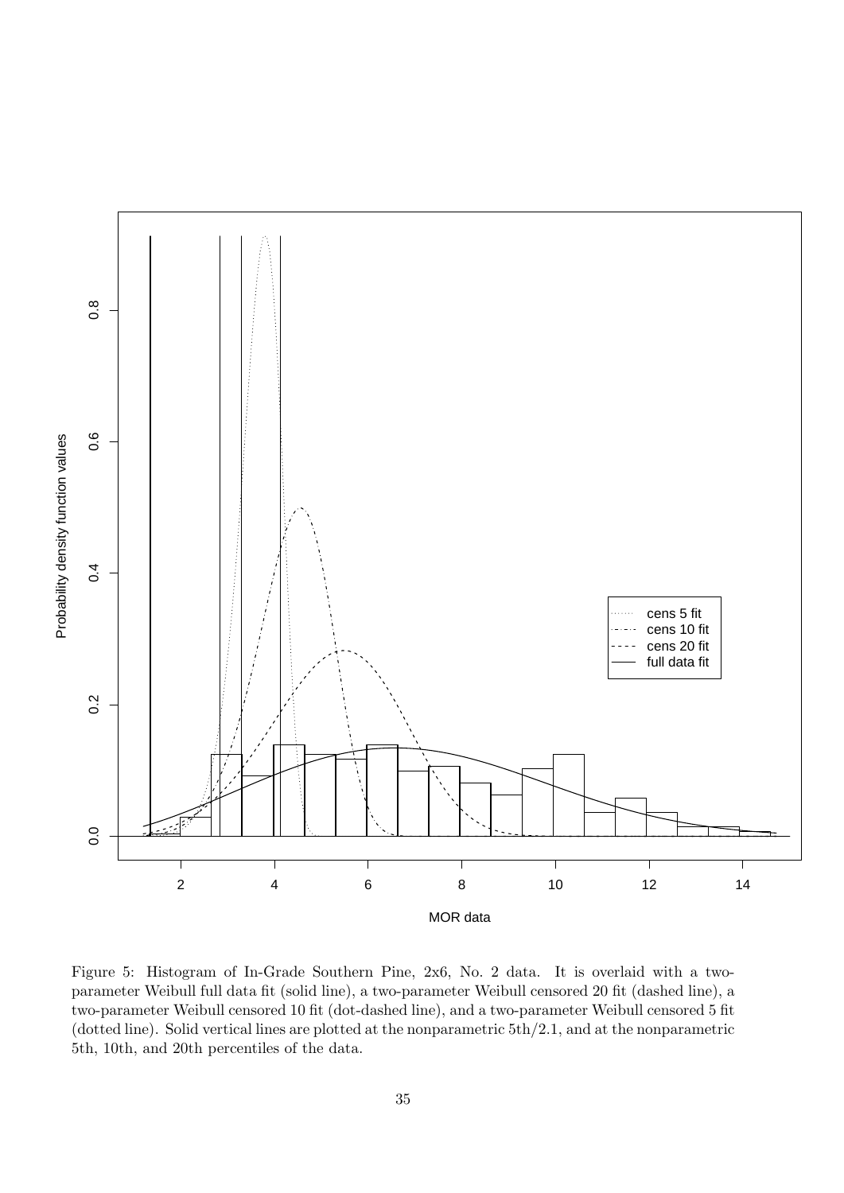Figure 5: Histogram of In-Grade Southern Pine, 2x6, No. 2 data. It is overlaid with a two-parameter Weibull full data fit (solid line), a two-parameter Weibull censored 20 fit (dashed line), a two-parameter Weibull censored 10 fit (dot-dashed line), and a two-parameter Weibull censored 5 fit (dotted line). Solid vertical lines are plotted at the nonparametric 5th/2.1, and at the nonparametric 5th, 10th, and 20th percentiles of the data.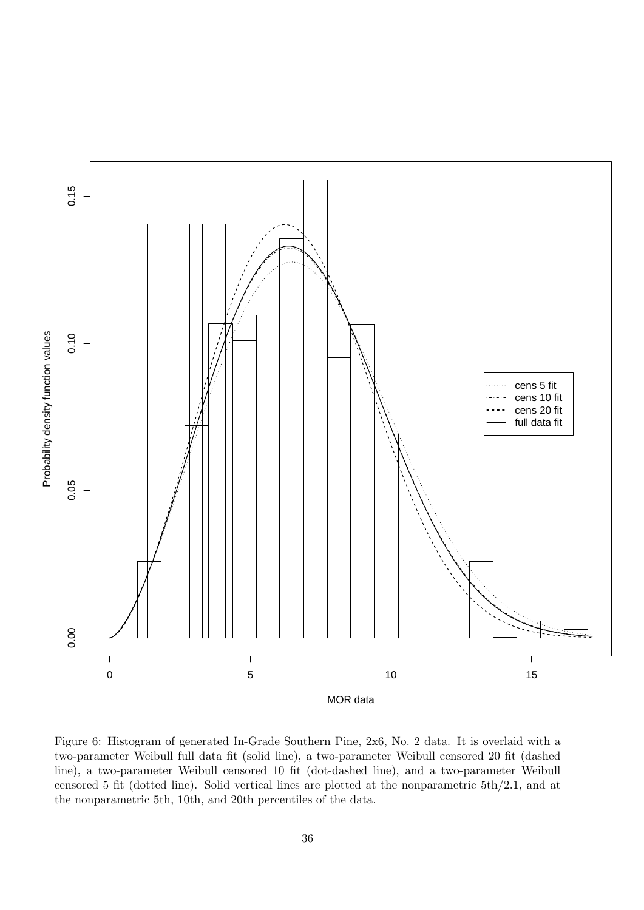Figure 6: Histogram of generated In-Grade Southern Pine, 2x6, No. 2 data. It is overlaid with a two-parameter Weibull full data fit (solid line), a two-parameter Weibull censored 20 fit (dashed line), a two-parameter Weibull censored 10 fit (dot-dashed line), and a two-parameter Weibull censored 5 fit (dotted line). Solid vertical lines are plotted at the nonparametric 5th/2.1, and at the nonparametric 5th, 10th, and 20th percentiles of the data.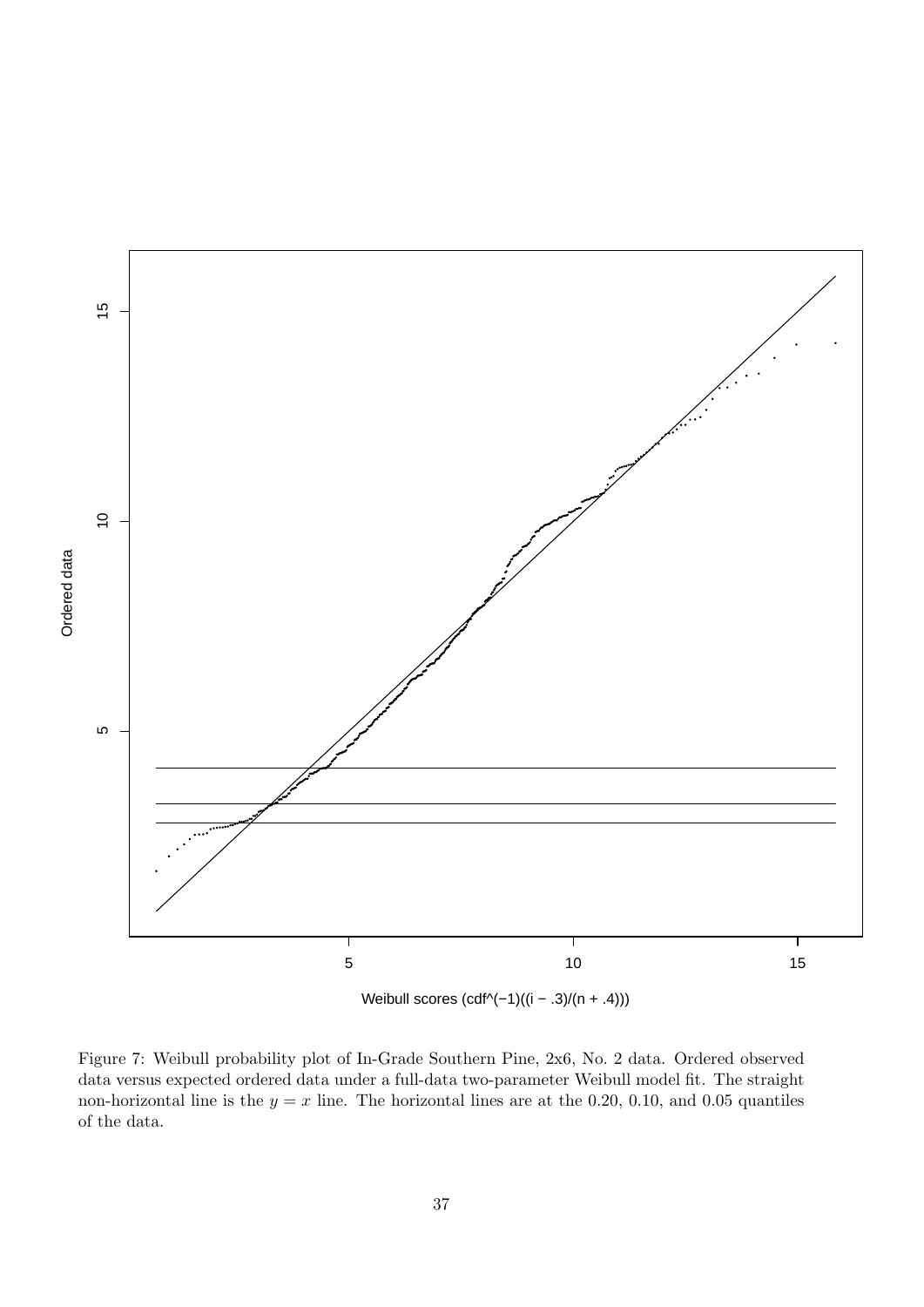Figure 7: Weibull probability plot of In-Grade Southern Pine, 2x6, No. 2 data. Ordered observed data versus expected ordered data under a full-data two-parameter Weibull model fit. The straight non-horizontal line is the $y = x$ line. The horizontal lines are at the 0.20, 0.10, and 0.05 quantiles of the data.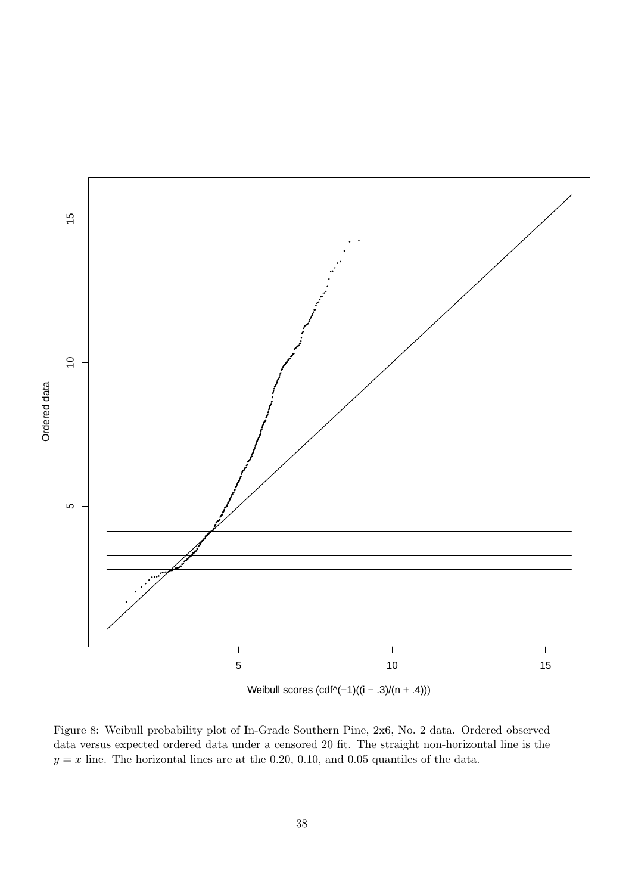Figure 8: Weibull probability plot of In-Grade Southern Pine, 2x6, No. 2 data. Ordered observed data versus expected ordered data under a censored 20 fit. The straight non-horizontal line is the $y = x$ line. The horizontal lines are at the 0.20, 0.10, and 0.05 quantiles of the data.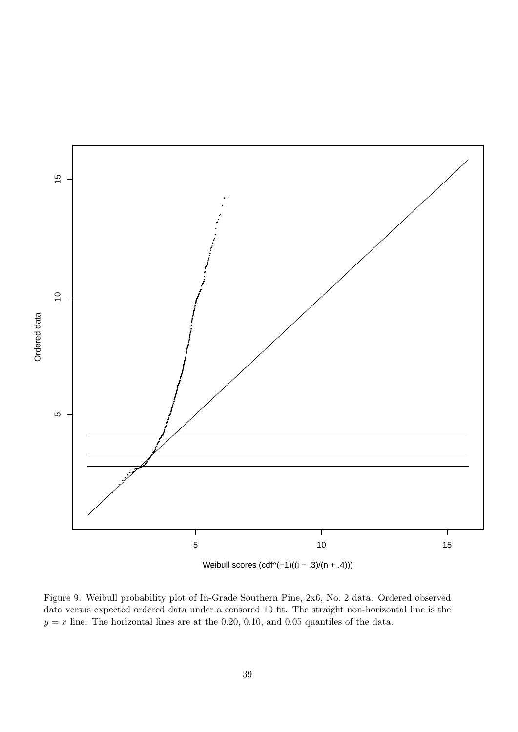Figure 9: Weibull probability plot of In-Grade Southern Pine, 2x6, No. 2 data. Ordered observed data versus expected ordered data under a censored 10 fit. The straight non-horizontal line is the $y = x$ line. The horizontal lines are at the 0.20, 0.10, and 0.05 quantiles of the data.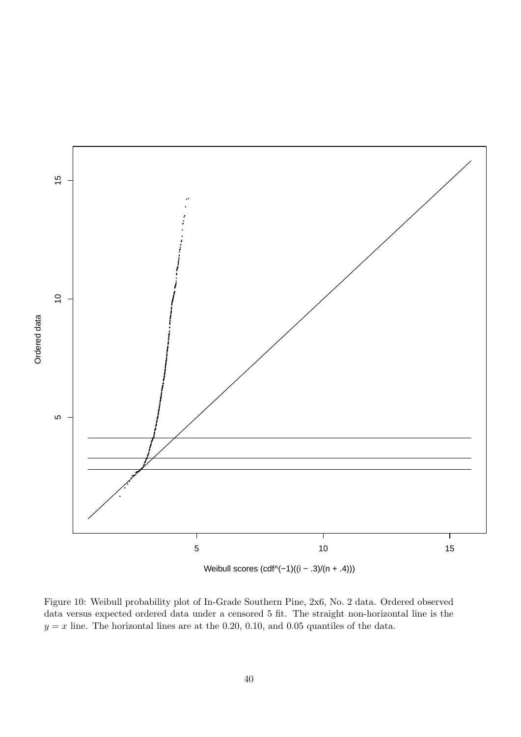Ordered data

15

10

5

5

10

15

Weibull scores (cdf^(−1)((i − .3)/(n + .4)))

Figure 10: Weibull probability plot of In-Grade Southern Pine, 2x6, No. 2 data. Ordered observed data versus expected ordered data under a censored 5 fit. The straight non-horizontal line is the $y = x$ line. The horizontal lines are at the 0.20, 0.10, and 0.05 quantiles of the data.